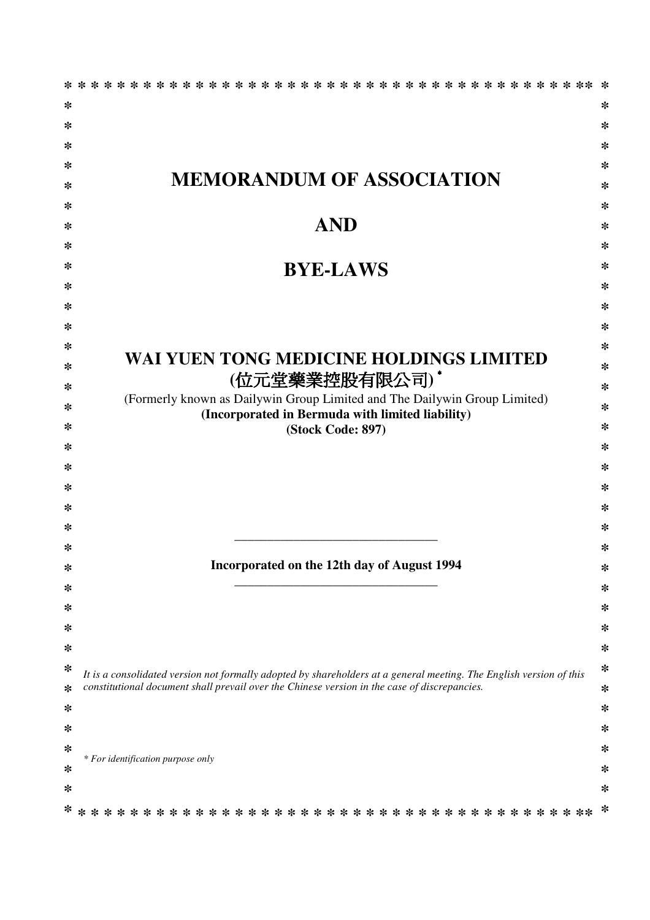# MEMORANDUM OF ASSOCIATION

# AND

# BYE-LAWS

## WAI YUEN TONG MEDICINE HOLDINGS LIMITED
## (位元堂藥業控股有限公司) *

(Formerly known as Dailywin Group Limited and The Dailywin Group Limited)

**(Incorporated in Bermuda with limited liability)**

**(Stock Code: 897)**

---

**Incorporated on the 12th day of August 1994**

---

*It is a consolidated version not formally adopted by shareholders at a general meeting. The English version of this constitutional document shall prevail over the Chinese version in the case of discrepancies.*

*\* For identification purpose only*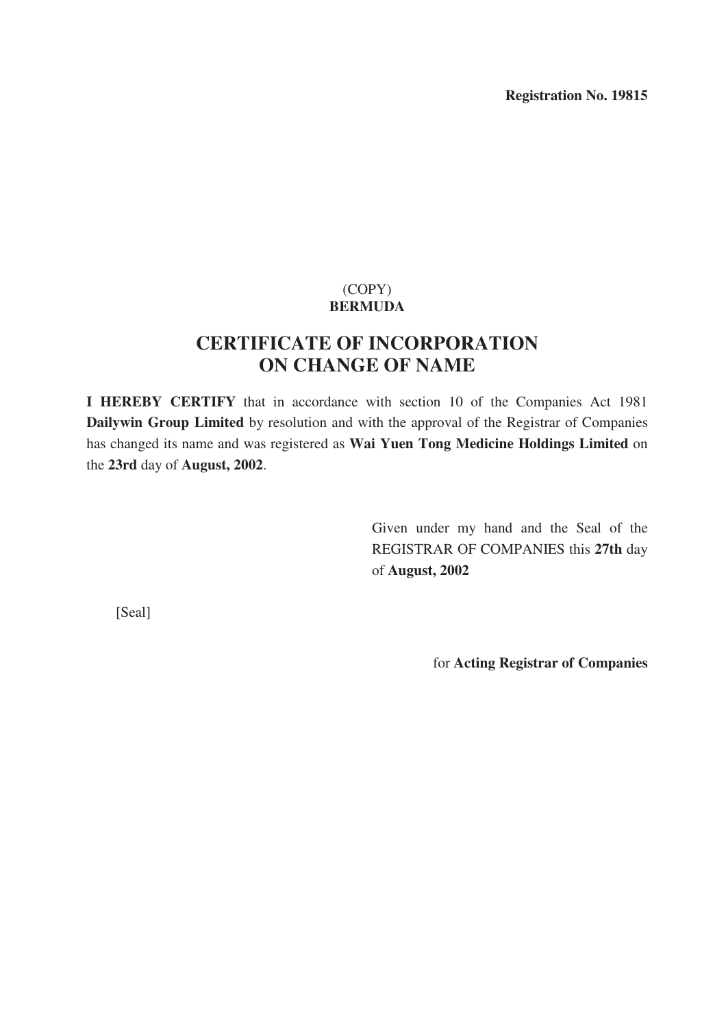**Registration No. 19815**

(COPY)

**BERMUDA**

# CERTIFICATE OF INCORPORATION ON CHANGE OF NAME

**I HEREBY CERTIFY** that in accordance with section 10 of the Companies Act 1981 **Dailywin Group Limited** by resolution and with the approval of the Registrar of Companies has changed its name and was registered as **Wai Yuen Tong Medicine Holdings Limited** on the **23rd** day of **August, 2002**.

Given under my hand and the Seal of the REGISTRAR OF COMPANIES this **27th** day of **August, 2002**

[Seal]

for **Acting Registrar of Companies**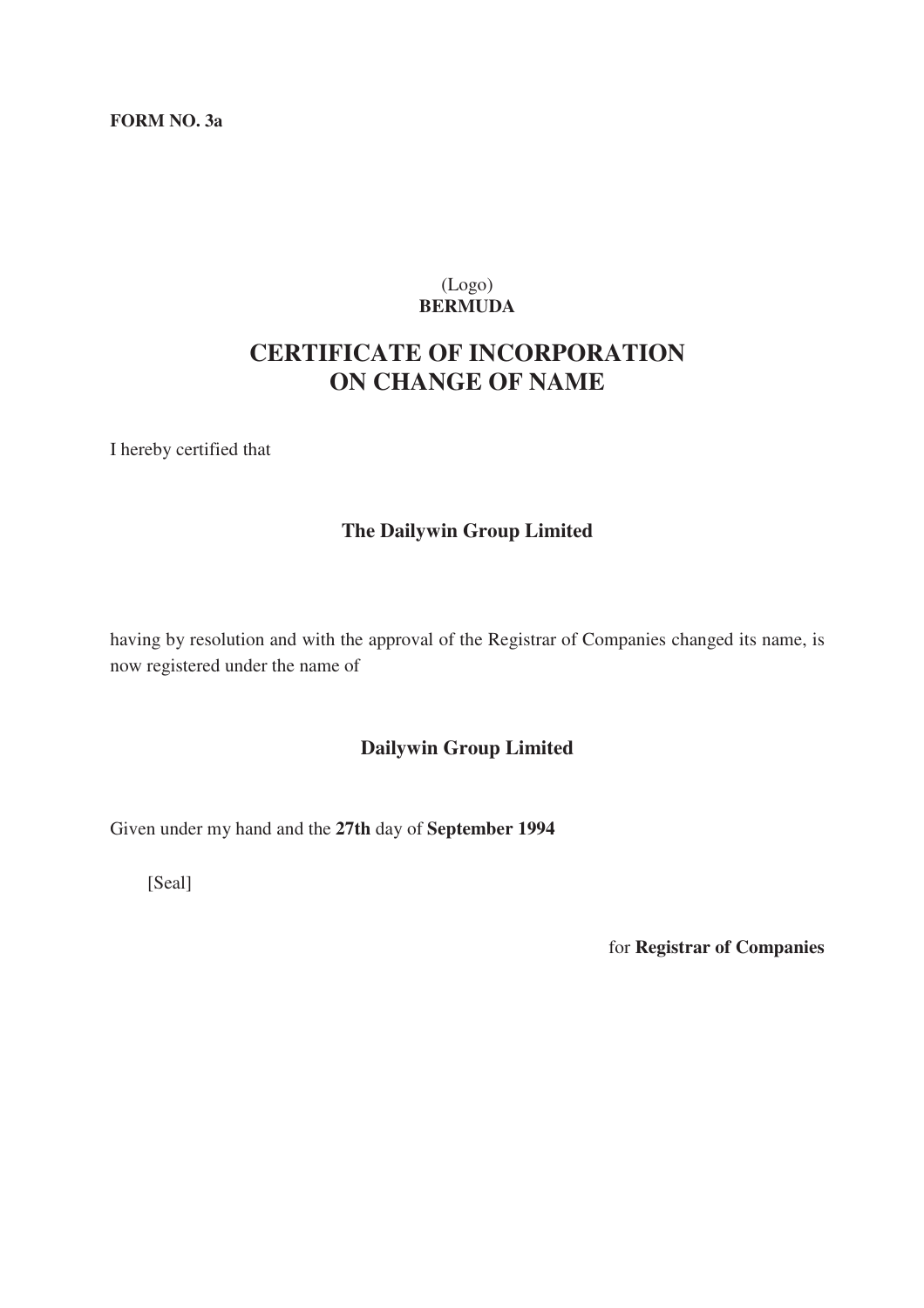**FORM NO. 3a**

(Logo)
**BERMUDA**

# CERTIFICATE OF INCORPORATION ON CHANGE OF NAME

I hereby certified that

**The Dailywin Group Limited**

having by resolution and with the approval of the Registrar of Companies changed its name, is now registered under the name of

**Dailywin Group Limited**

Given under my hand and the **27th** day of **September 1994**

[Seal]

for **Registrar of Companies**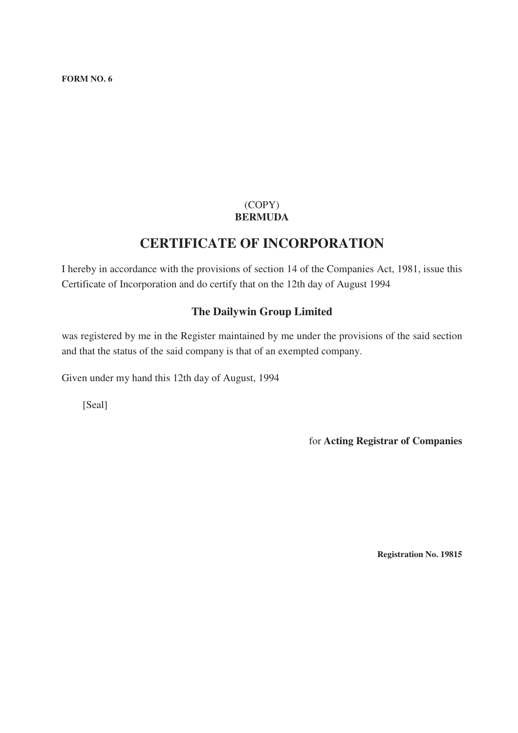**FORM NO. 6**

(COPY)
**BERMUDA**

# CERTIFICATE OF INCORPORATION

I hereby in accordance with the provisions of section 14 of the Companies Act, 1981, issue this Certificate of Incorporation and do certify that on the 12th day of August 1994

**The Dailywin Group Limited**

was registered by me in the Register maintained by me under the provisions of the said section and that the status of the said company is that of an exempted company.

Given under my hand this 12th day of August, 1994

[Seal]

for **Acting Registrar of Companies**

**Registration No. 19815**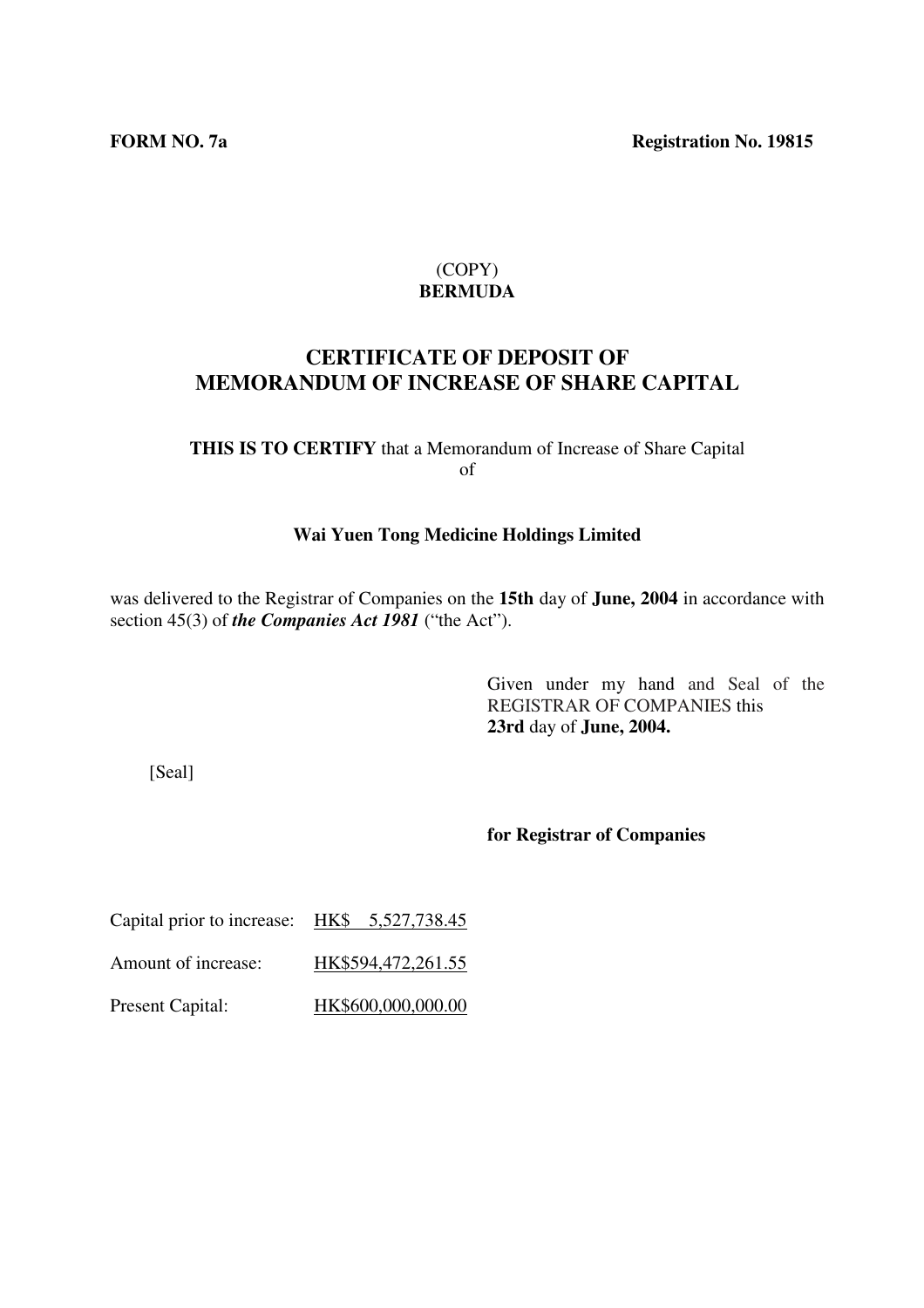**FORM NO. 7a** **Registration No. 19815**

(COPY)
**BERMUDA**

## CERTIFICATE OF DEPOSIT OF MEMORANDUM OF INCREASE OF SHARE CAPITAL

**THIS IS TO CERTIFY** that a Memorandum of Increase of Share Capital of

**Wai Yuen Tong Medicine Holdings Limited**

was delivered to the Registrar of Companies on the **15th** day of **June, 2004** in accordance with section 45(3) of ***the Companies Act 1981*** ("the Act").

Given under my hand and Seal of the REGISTRAR OF COMPANIES this **23rd** day of **June, 2004.**

[Seal]

**for Registrar of Companies**

| | |
|---|---|
| Capital prior to increase: | HK$ 5,527,738.45 |
| Amount of increase: | HK$594,472,261.55 |
| Present Capital: | HK$600,000,000.00 |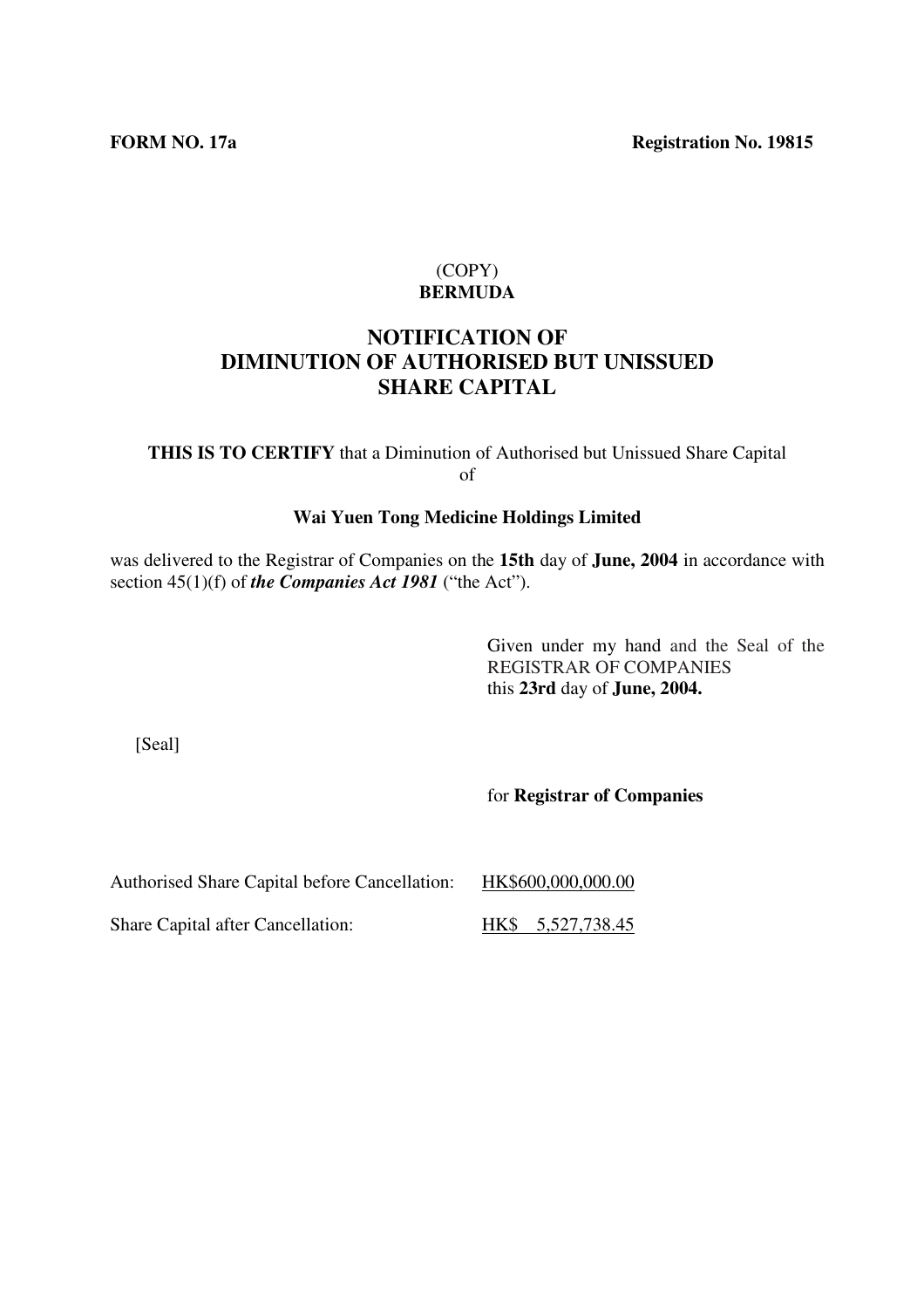**FORM NO. 17a** **Registration No. 19815**

(COPY)

**BERMUDA**

# NOTIFICATION OF DIMINUTION OF AUTHORISED BUT UNISSUED SHARE CAPITAL

**THIS IS TO CERTIFY** that a Diminution of Authorised but Unissued Share Capital of

**Wai Yuen Tong Medicine Holdings Limited**

was delivered to the Registrar of Companies on the **15th** day of **June, 2004** in accordance with section 45(1)(f) of ***the Companies Act 1981*** ("the Act").

Given under my hand and the Seal of the REGISTRAR OF COMPANIES this **23rd** day of **June, 2004.**

[Seal]

for **Registrar of Companies**

Authorised Share Capital before Cancellation: HK$600,000,000.00

Share Capital after Cancellation: HK$ 5,527,738.45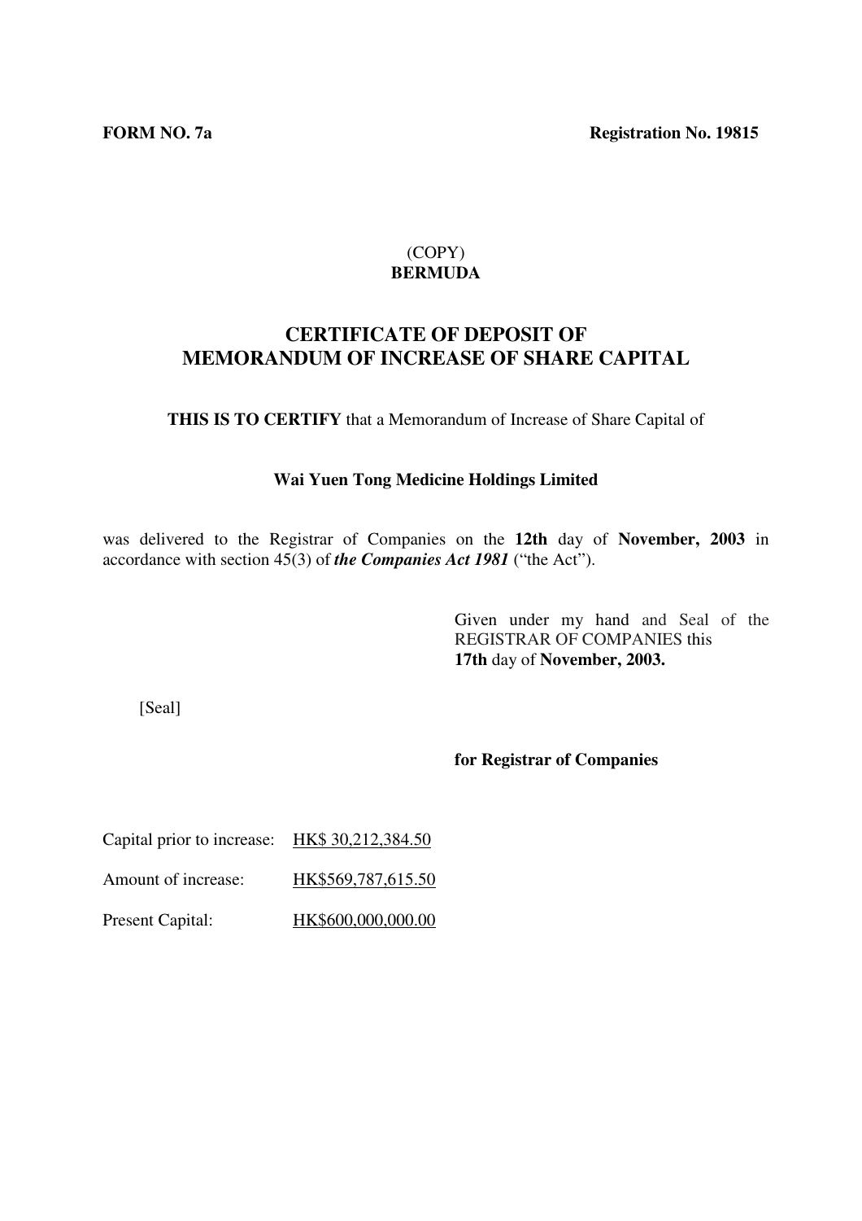**FORM NO. 7a** **Registration No. 19815**

(COPY)

**BERMUDA**

## CERTIFICATE OF DEPOSIT OF MEMORANDUM OF INCREASE OF SHARE CAPITAL

**THIS IS TO CERTIFY** that a Memorandum of Increase of Share Capital of

**Wai Yuen Tong Medicine Holdings Limited**

was delivered to the Registrar of Companies on the **12th** day of **November, 2003** in accordance with section 45(3) of ***the Companies Act 1981*** ("the Act").

Given under my hand and Seal of the REGISTRAR OF COMPANIES this **17th** day of **November, 2003.**

[Seal]

**for Registrar of Companies**

Capital prior to increase: HK$ 30,212,384.50

Amount of increase: HK$569,787,615.50

Present Capital: HK$600,000,000.00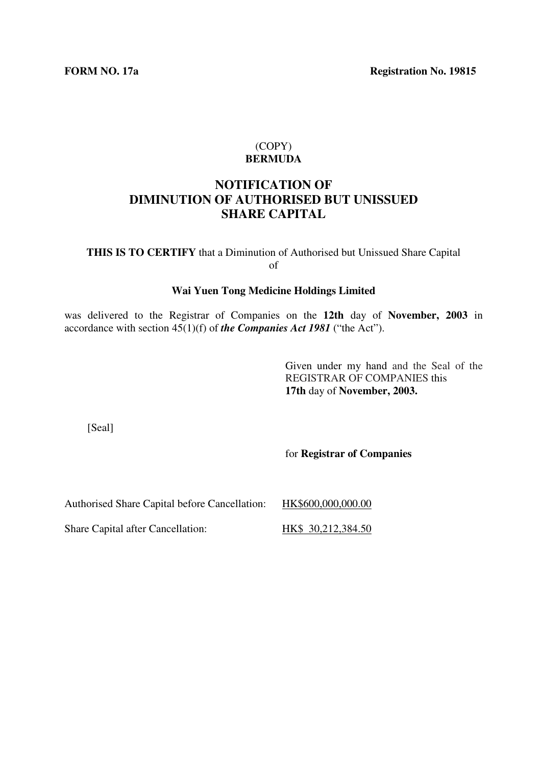**FORM NO. 17a** **Registration No. 19815**

(COPY)
**BERMUDA**

# NOTIFICATION OF DIMINUTION OF AUTHORISED BUT UNISSUED SHARE CAPITAL

**THIS IS TO CERTIFY** that a Diminution of Authorised but Unissued Share Capital of

**Wai Yuen Tong Medicine Holdings Limited**

was delivered to the Registrar of Companies on the **12th** day of **November, 2003** in accordance with section 45(1)(f) of ***the Companies Act 1981*** ("the Act").

Given under my hand and the Seal of the REGISTRAR OF COMPANIES this **17th** day of **November, 2003.**

[Seal]

for **Registrar of Companies**

Authorised Share Capital before Cancellation: HK$600,000,000.00

Share Capital after Cancellation: HK$ 30,212,384.50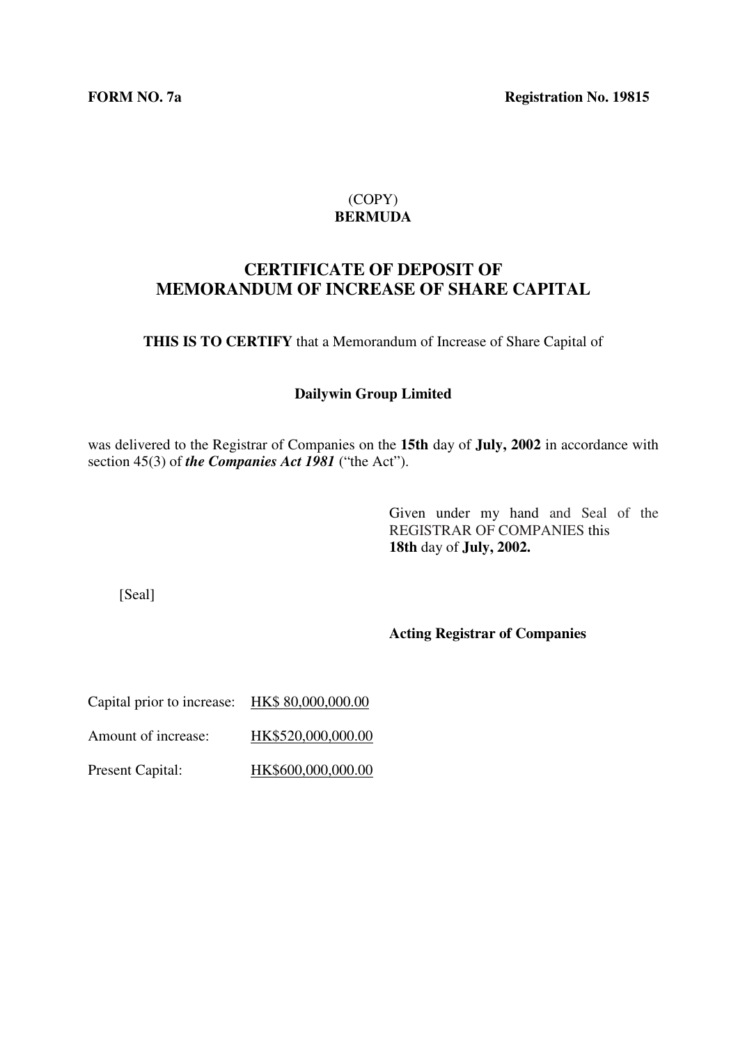**FORM NO. 7a** **Registration No. 19815**

(COPY)

**BERMUDA**

# CERTIFICATE OF DEPOSIT OF MEMORANDUM OF INCREASE OF SHARE CAPITAL

**THIS IS TO CERTIFY** that a Memorandum of Increase of Share Capital of

**Dailywin Group Limited**

was delivered to the Registrar of Companies on the **15th** day of **July, 2002** in accordance with section 45(3) of ***the Companies Act 1981*** ("the Act").

Given under my hand and Seal of the REGISTRAR OF COMPANIES this **18th** day of **July, 2002.**

[Seal]

**Acting Registrar of Companies**

Capital prior to increase: HK$ 80,000,000.00

Amount of increase: HK$520,000,000.00

Present Capital: HK$600,000,000.00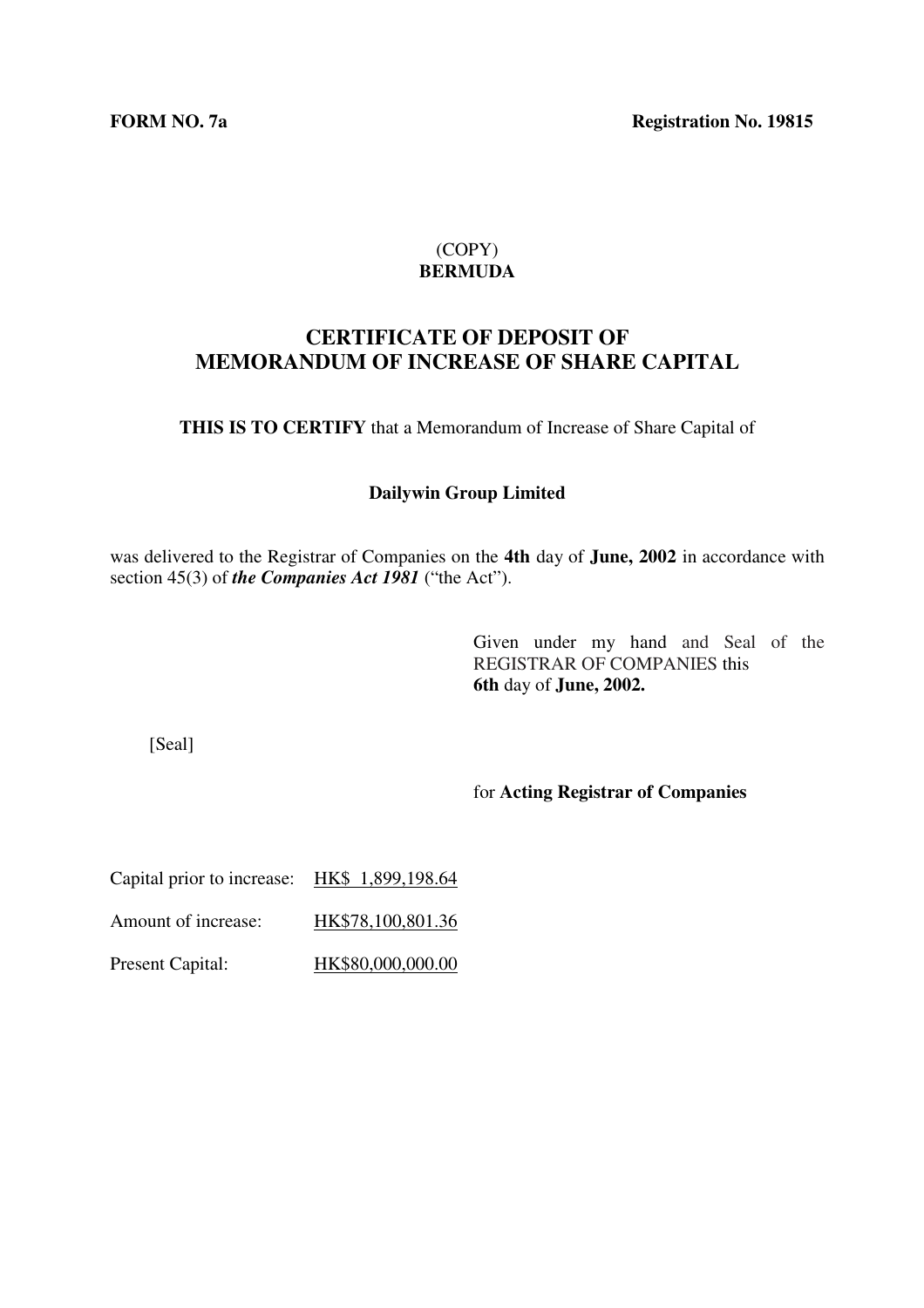**FORM NO. 7a** **Registration No. 19815**

(COPY)
**BERMUDA**

# CERTIFICATE OF DEPOSIT OF MEMORANDUM OF INCREASE OF SHARE CAPITAL

**THIS IS TO CERTIFY** that a Memorandum of Increase of Share Capital of

**Dailywin Group Limited**

was delivered to the Registrar of Companies on the **4th** day of **June, 2002** in accordance with section 45(3) of ***the Companies Act 1981*** ("the Act").

Given under my hand and Seal of the REGISTRAR OF COMPANIES this **6th** day of **June, 2002.**

[Seal]

for **Acting Registrar of Companies**

Capital prior to increase: HK$ 1,899,198.64

Amount of increase: HK$78,100,801.36

Present Capital: HK$80,000,000.00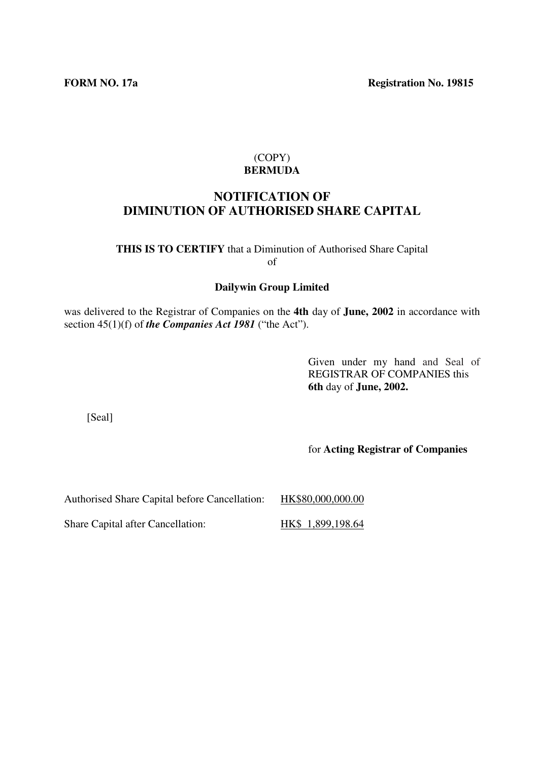**FORM NO. 17a** **Registration No. 19815**

(COPY)
**BERMUDA**

## NOTIFICATION OF DIMINUTION OF AUTHORISED SHARE CAPITAL

**THIS IS TO CERTIFY** that a Diminution of Authorised Share Capital of

**Dailywin Group Limited**

was delivered to the Registrar of Companies on the **4th** day of **June, 2002** in accordance with section 45(1)(f) of ***the Companies Act 1981*** ("the Act").

Given under my hand and Seal of REGISTRAR OF COMPANIES this **6th** day of **June, 2002.**

[Seal]

for **Acting Registrar of Companies**

Authorised Share Capital before Cancellation: HK$80,000,000.00

Share Capital after Cancellation: HK$ 1,899,198.64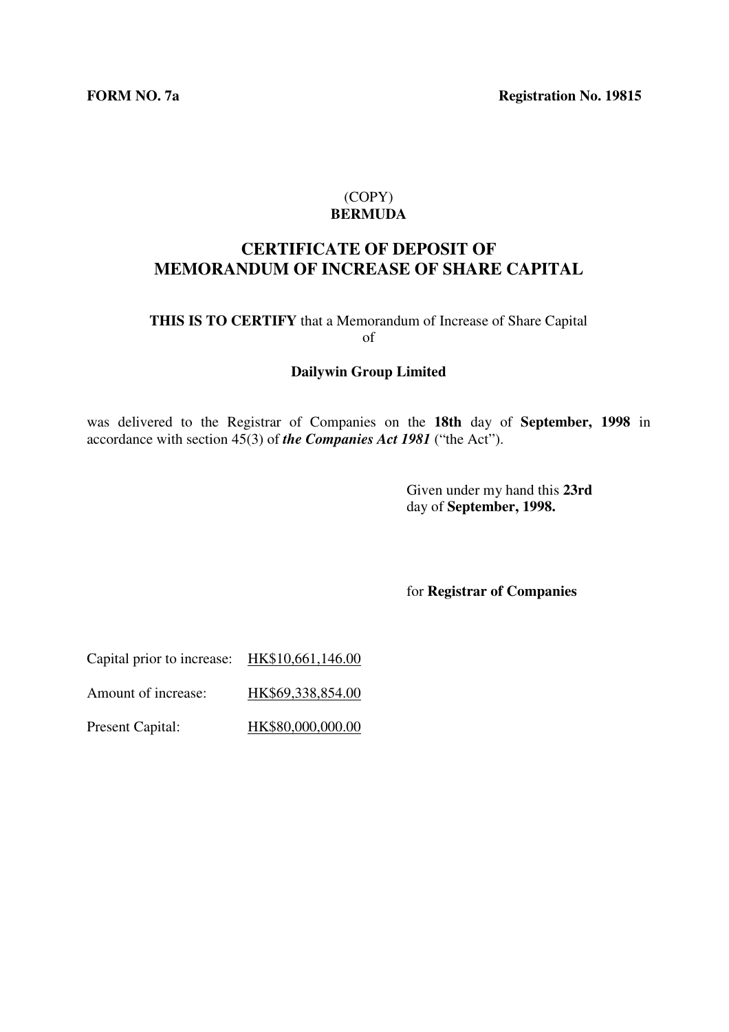**FORM NO. 7a** **Registration No. 19815**

(COPY)
**BERMUDA**

# CERTIFICATE OF DEPOSIT OF MEMORANDUM OF INCREASE OF SHARE CAPITAL

**THIS IS TO CERTIFY** that a Memorandum of Increase of Share Capital of

**Dailywin Group Limited**

was delivered to the Registrar of Companies on the **18th** day of **September, 1998** in accordance with section 45(3) of ***the Companies Act 1981*** ("the Act").

Given under my hand this **23rd** day of **September, 1998.**

for **Registrar of Companies**

Capital prior to increase: HK$10,661,146.00

Amount of increase: HK$69,338,854.00

Present Capital: HK$80,000,000.00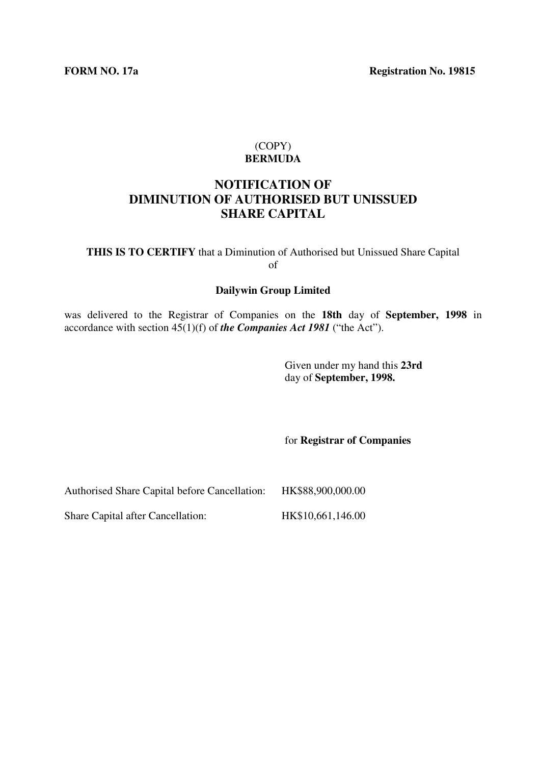**FORM NO. 17a** **Registration No. 19815**

(COPY)
**BERMUDA**

# NOTIFICATION OF DIMINUTION OF AUTHORISED BUT UNISSUED SHARE CAPITAL

**THIS IS TO CERTIFY** that a Diminution of Authorised but Unissued Share Capital of

**Dailywin Group Limited**

was delivered to the Registrar of Companies on the **18th** day of **September, 1998** in accordance with section 45(1)(f) of ***the Companies Act 1981*** ("the Act").

Given under my hand this **23rd** day of **September, 1998.**

for **Registrar of Companies**

Authorised Share Capital before Cancellation: HK$88,900,000.00

Share Capital after Cancellation: HK$10,661,146.00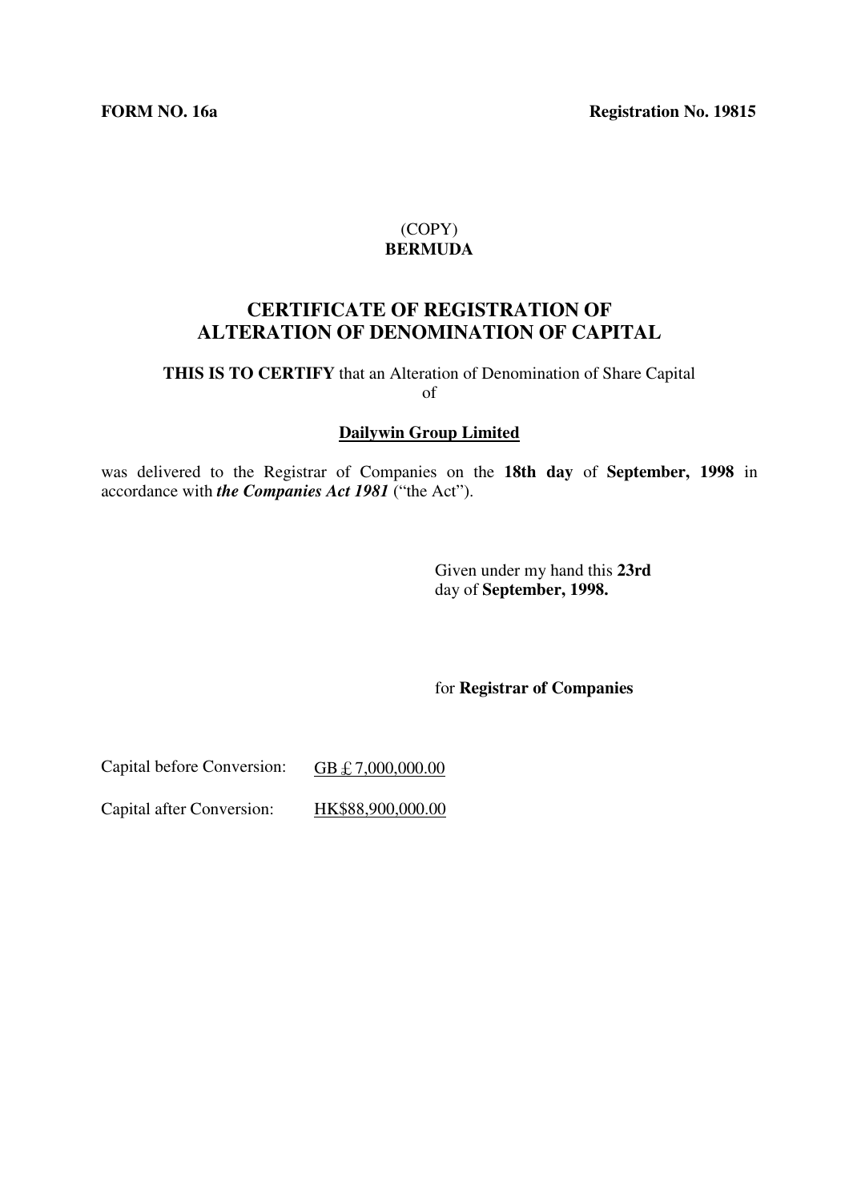**FORM NO. 16a** **Registration No. 19815**

(COPY)

**BERMUDA**

# CERTIFICATE OF REGISTRATION OF ALTERATION OF DENOMINATION OF CAPITAL

**THIS IS TO CERTIFY** that an Alteration of Denomination of Share Capital of

**Dailywin Group Limited**

was delivered to the Registrar of Companies on the **18th day** of **September, 1998** in accordance with ***the Companies Act 1981*** ("the Act").

Given under my hand this **23rd** day of **September, 1998.**

for **Registrar of Companies**

Capital before Conversion: GB £ 7,000,000.00

Capital after Conversion: HK$88,900,000.00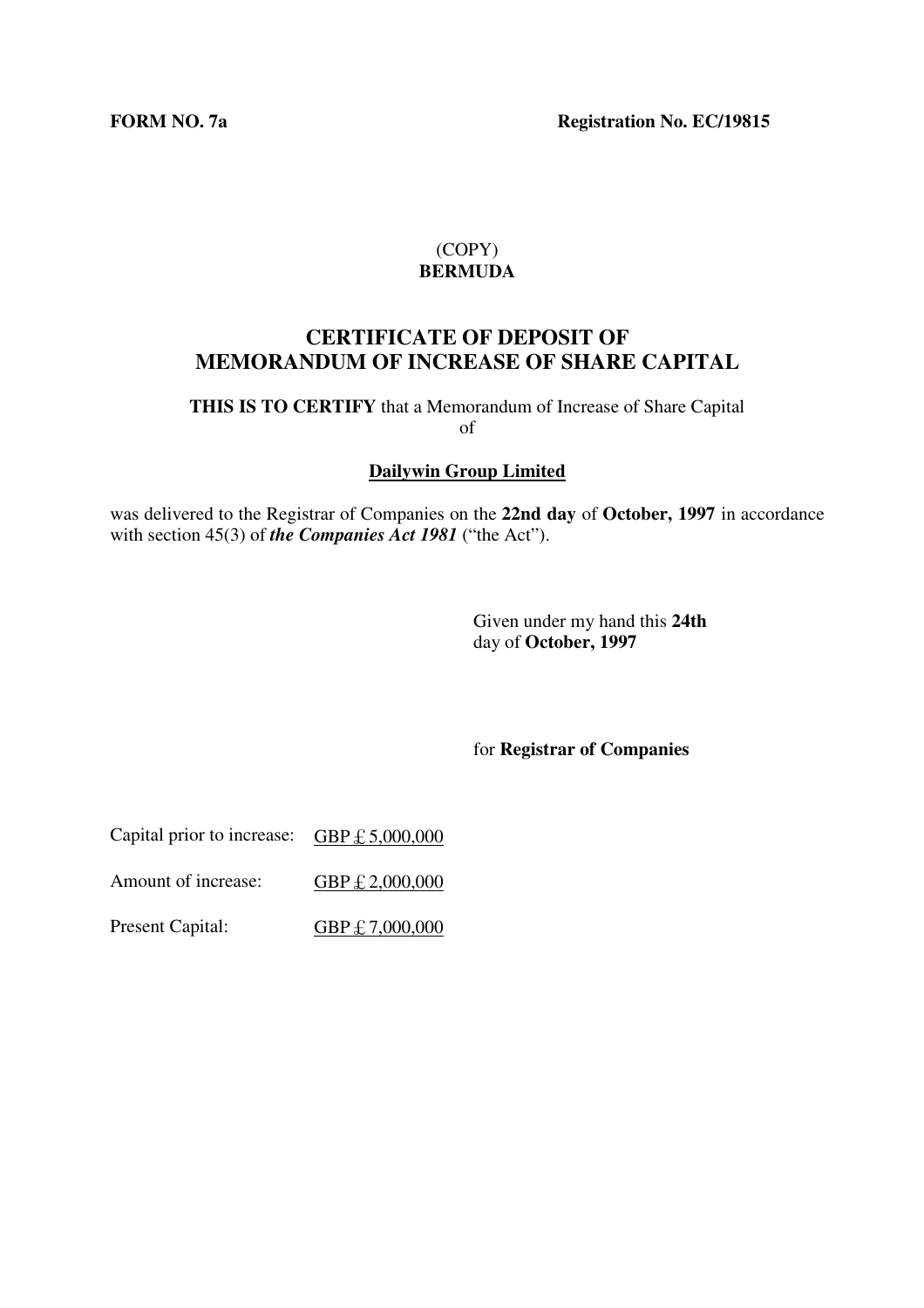**FORM NO. 7a** **Registration No. EC/19815**

(COPY)
**BERMUDA**

# CERTIFICATE OF DEPOSIT OF MEMORANDUM OF INCREASE OF SHARE CAPITAL

**THIS IS TO CERTIFY** that a Memorandum of Increase of Share Capital of

**Dailywin Group Limited**

was delivered to the Registrar of Companies on the **22nd day** of **October, 1997** in accordance with section 45(3) of ***the Companies Act 1981*** ("the Act").

Given under my hand this **24th** day of **October, 1997**

for **Registrar of Companies**

Capital prior to increase: GBP £ 5,000,000

Amount of increase: GBP £ 2,000,000

Present Capital: GBP £ 7,000,000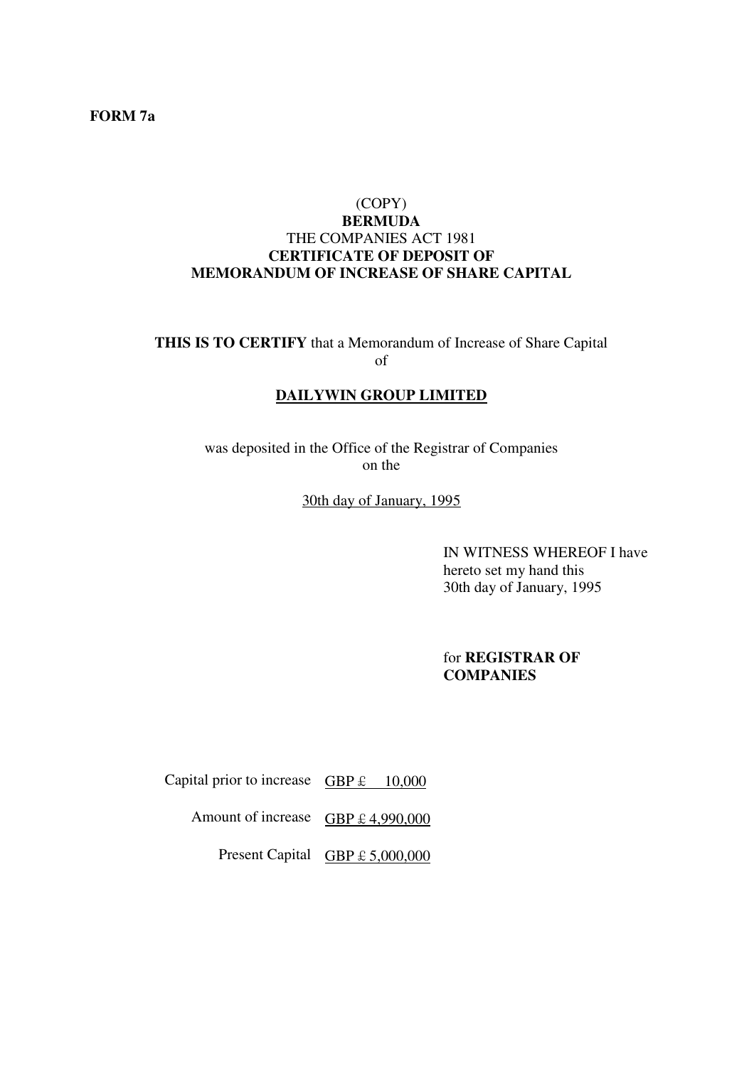**FORM 7a**

(COPY)
**BERMUDA**
THE COMPANIES ACT 1981
**CERTIFICATE OF DEPOSIT OF MEMORANDUM OF INCREASE OF SHARE CAPITAL**

**THIS IS TO CERTIFY** that a Memorandum of Increase of Share Capital of

**DAILYWIN GROUP LIMITED**

was deposited in the Office of the Registrar of Companies on the

30th day of January, 1995

IN WITNESS WHEREOF I have hereto set my hand this 30th day of January, 1995

for **REGISTRAR OF COMPANIES**

| | |
|---|---|
| Capital prior to increase | GBP £ 10,000 |
| Amount of increase | GBP £ 4,990,000 |
| Present Capital | GBP £ 5,000,000 |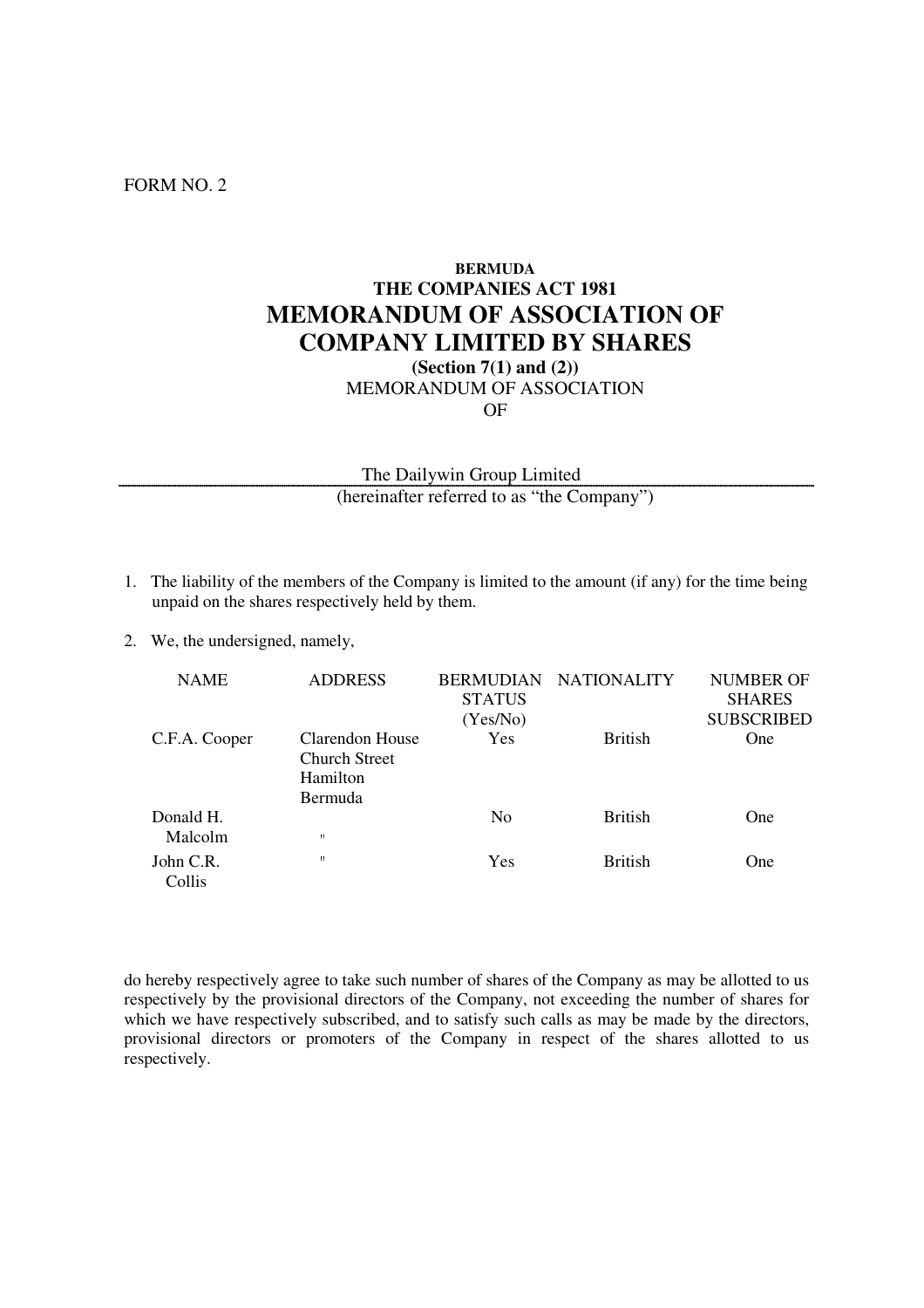FORM NO. 2

**BERMUDA**

**THE COMPANIES ACT 1981**

# MEMORANDUM OF ASSOCIATION OF COMPANY LIMITED BY SHARES

**(Section 7(1) and (2))**

MEMORANDUM OF ASSOCIATION

OF

The Dailywin Group Limited

(hereinafter referred to as "the Company")

1. The liability of the members of the Company is limited to the amount (if any) for the time being unpaid on the shares respectively held by them.

2. We, the undersigned, namely,

| NAME | ADDRESS | BERMUDIAN STATUS (Yes/No) | NATIONALITY | NUMBER OF SHARES SUBSCRIBED |
|---|---|---|---|---|
| C.F.A. Cooper | Clarendon House Church Street Hamilton Bermuda | Yes | British | One |
| Donald H. Malcolm | " | No | British | One |
| John C.R. Collis | " | Yes | British | One |

do hereby respectively agree to take such number of shares of the Company as may be allotted to us respectively by the provisional directors of the Company, not exceeding the number of shares for which we have respectively subscribed, and to satisfy such calls as may be made by the directors, provisional directors or promoters of the Company in respect of the shares allotted to us respectively.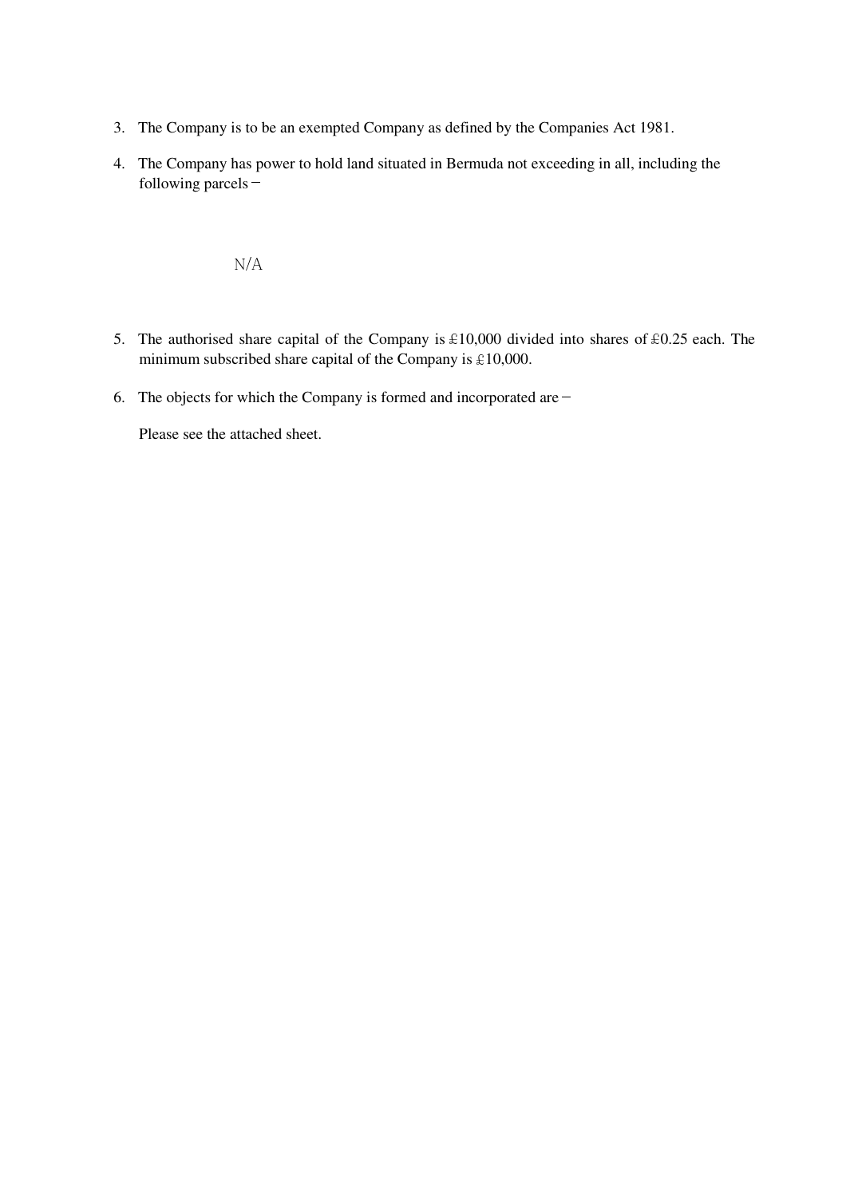3. The Company is to be an exempted Company as defined by the Companies Act 1981.

4. The Company has power to hold land situated in Bermuda not exceeding in all, including the following parcels –

   N/A

5. The authorised share capital of the Company is £10,000 divided into shares of £0.25 each. The minimum subscribed share capital of the Company is £10,000.

6. The objects for which the Company is formed and incorporated are –

   Please see the attached sheet.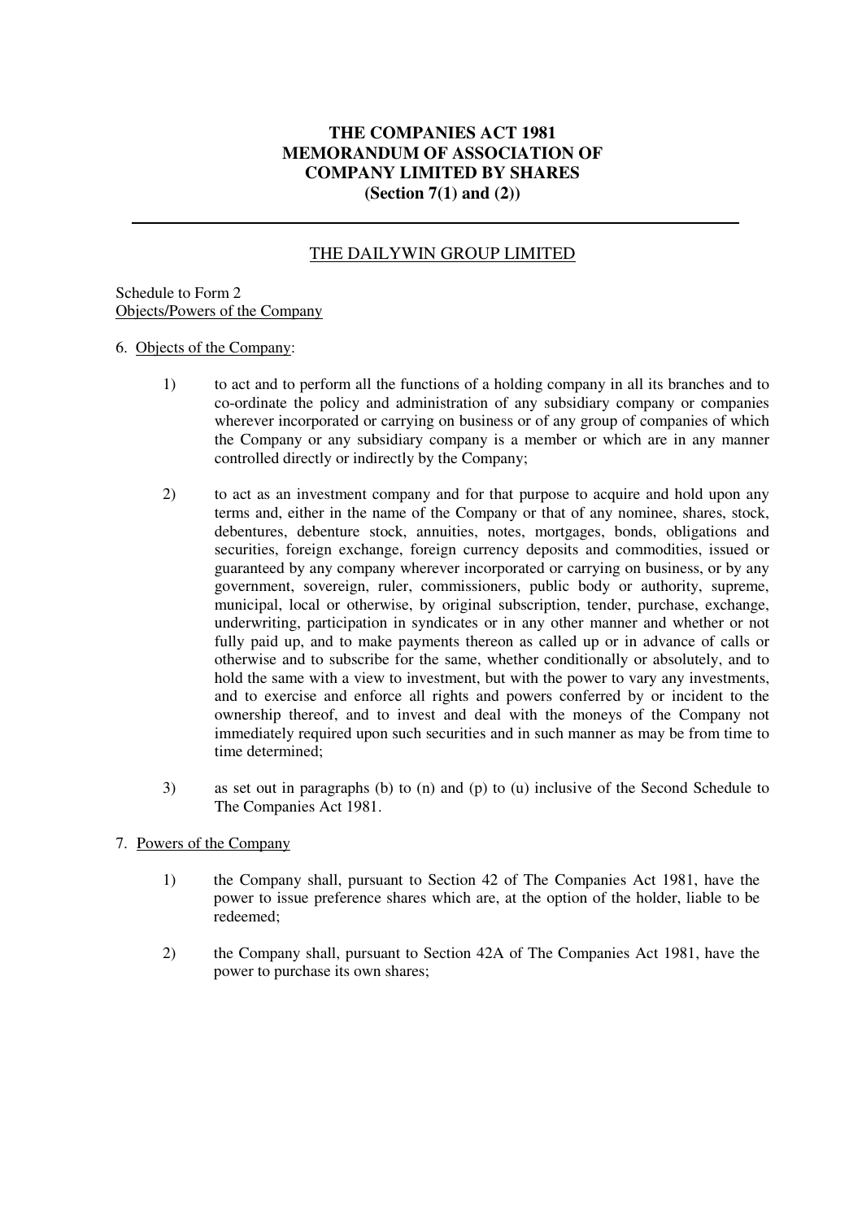**THE COMPANIES ACT 1981**
**MEMORANDUM OF ASSOCIATION OF**
**COMPANY LIMITED BY SHARES**
**(Section 7(1) and (2))**

---

<u>THE DAILYWIN GROUP LIMITED</u>

Schedule to Form 2
<u>Objects/Powers of the Company</u>

6. <u>Objects of the Company</u>:

1) to act and to perform all the functions of a holding company in all its branches and to co-ordinate the policy and administration of any subsidiary company or companies wherever incorporated or carrying on business or of any group of companies of which the Company or any subsidiary company is a member or which are in any manner controlled directly or indirectly by the Company;

2) to act as an investment company and for that purpose to acquire and hold upon any terms and, either in the name of the Company or that of any nominee, shares, stock, debentures, debenture stock, annuities, notes, mortgages, bonds, obligations and securities, foreign exchange, foreign currency deposits and commodities, issued or guaranteed by any company wherever incorporated or carrying on business, or by any government, sovereign, ruler, commissioners, public body or authority, supreme, municipal, local or otherwise, by original subscription, tender, purchase, exchange, underwriting, participation in syndicates or in any other manner and whether or not fully paid up, and to make payments thereon as called up or in advance of calls or otherwise and to subscribe for the same, whether conditionally or absolutely, and to hold the same with a view to investment, but with the power to vary any investments, and to exercise and enforce all rights and powers conferred by or incident to the ownership thereof, and to invest and deal with the moneys of the Company not immediately required upon such securities and in such manner as may be from time to time determined;

3) as set out in paragraphs (b) to (n) and (p) to (u) inclusive of the Second Schedule to The Companies Act 1981.

7. <u>Powers of the Company</u>

1) the Company shall, pursuant to Section 42 of The Companies Act 1981, have the power to issue preference shares which are, at the option of the holder, liable to be redeemed;

2) the Company shall, pursuant to Section 42A of The Companies Act 1981, have the power to purchase its own shares;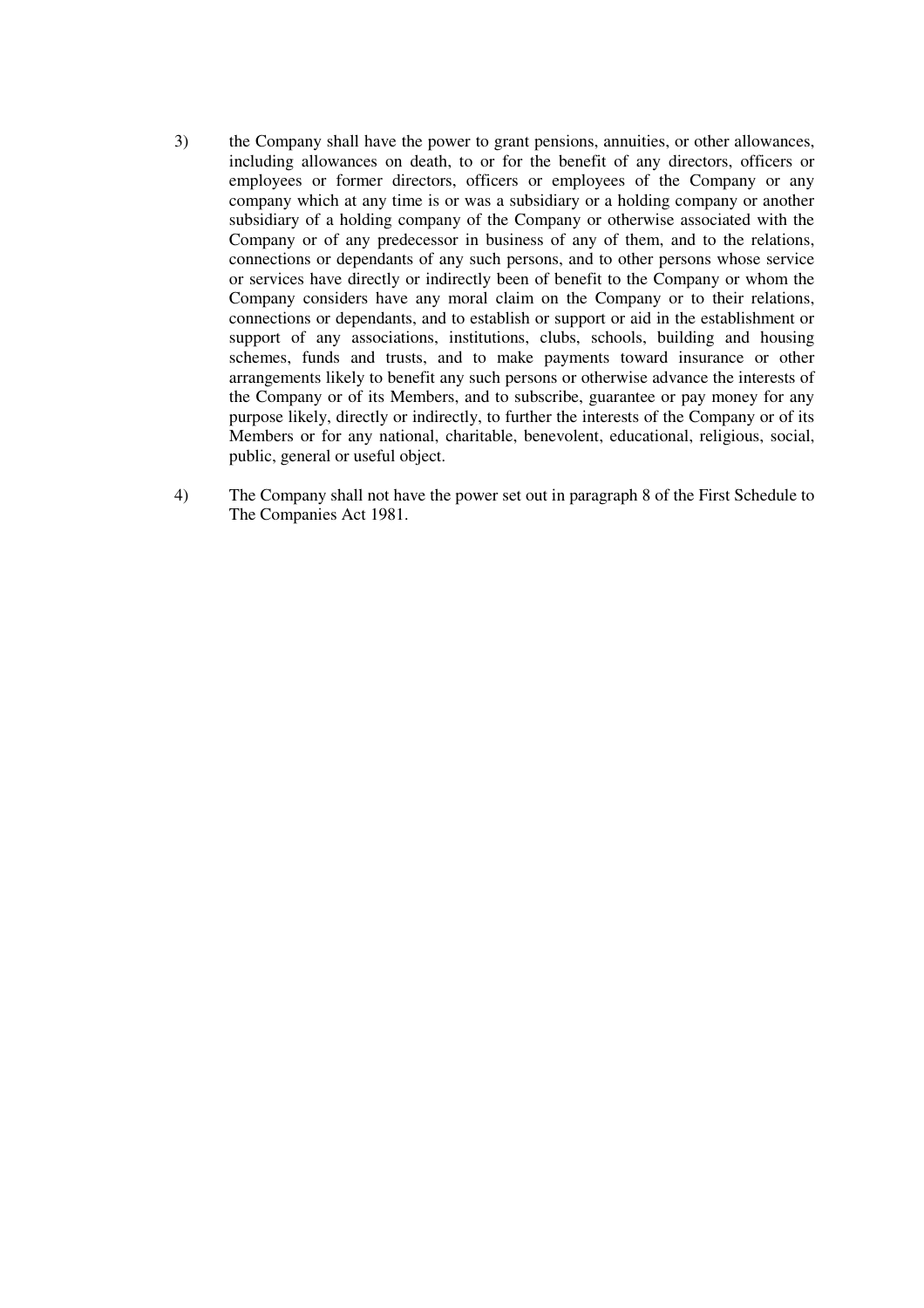3) the Company shall have the power to grant pensions, annuities, or other allowances, including allowances on death, to or for the benefit of any directors, officers or employees or former directors, officers or employees of the Company or any company which at any time is or was a subsidiary or a holding company or another subsidiary of a holding company of the Company or otherwise associated with the Company or of any predecessor in business of any of them, and to the relations, connections or dependants of any such persons, and to other persons whose service or services have directly or indirectly been of benefit to the Company or whom the Company considers have any moral claim on the Company or to their relations, connections or dependants, and to establish or support or aid in the establishment or support of any associations, institutions, clubs, schools, building and housing schemes, funds and trusts, and to make payments toward insurance or other arrangements likely to benefit any such persons or otherwise advance the interests of the Company or of its Members, and to subscribe, guarantee or pay money for any purpose likely, directly or indirectly, to further the interests of the Company or of its Members or for any national, charitable, benevolent, educational, religious, social, public, general or useful object.

4) The Company shall not have the power set out in paragraph 8 of the First Schedule to The Companies Act 1981.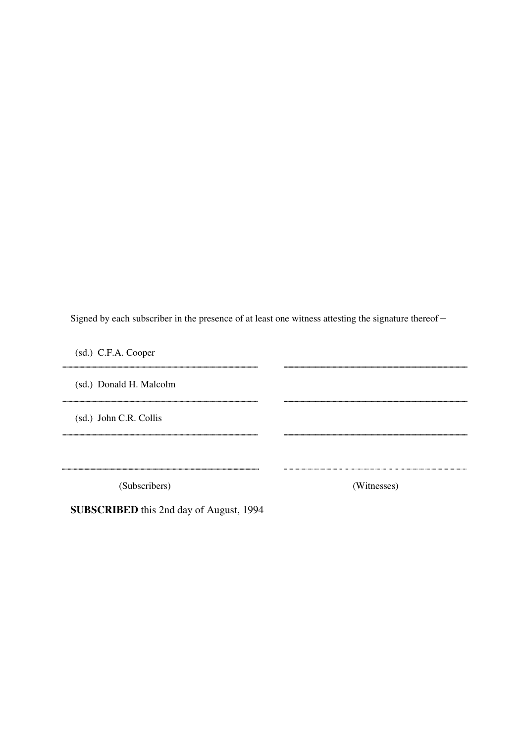Signed by each subscriber in the presence of at least one witness attesting the signature thereof –

| (Subscribers) | (Witnesses) |
| --- | --- |
| (sd.) C.F.A. Cooper | |
| (sd.) Donald H. Malcolm | |
| (sd.) John C.R. Collis | |
| | |

**SUBSCRIBED** this 2nd day of August, 1994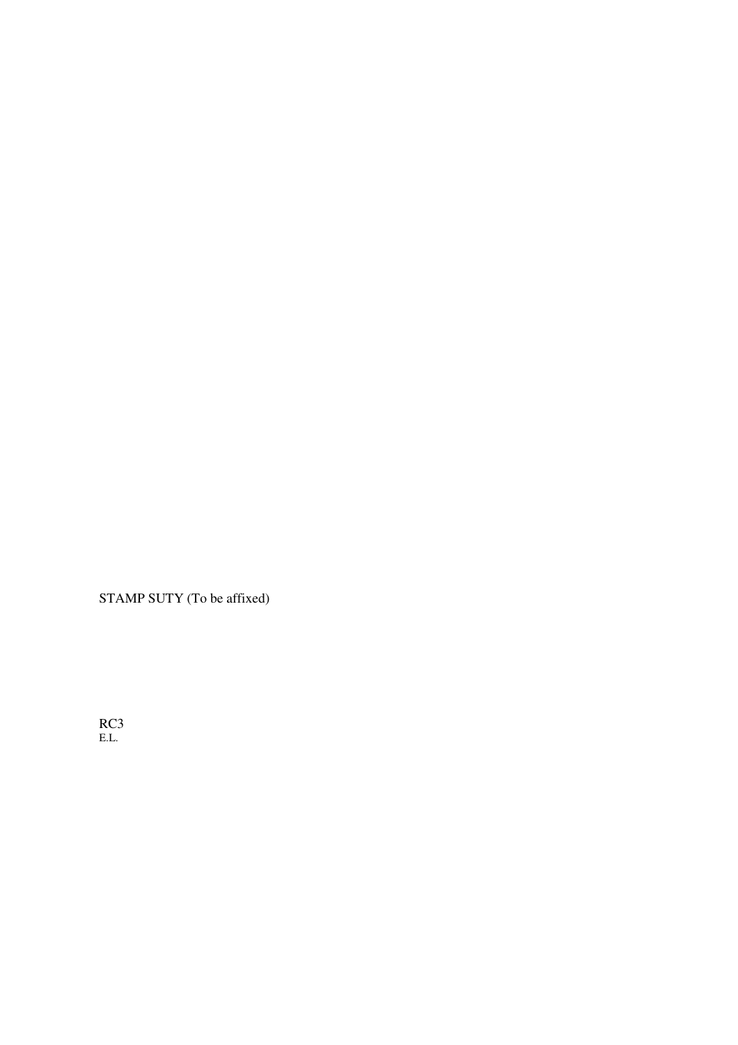STAMP SUTY (To be affixed)

RC3
E.L.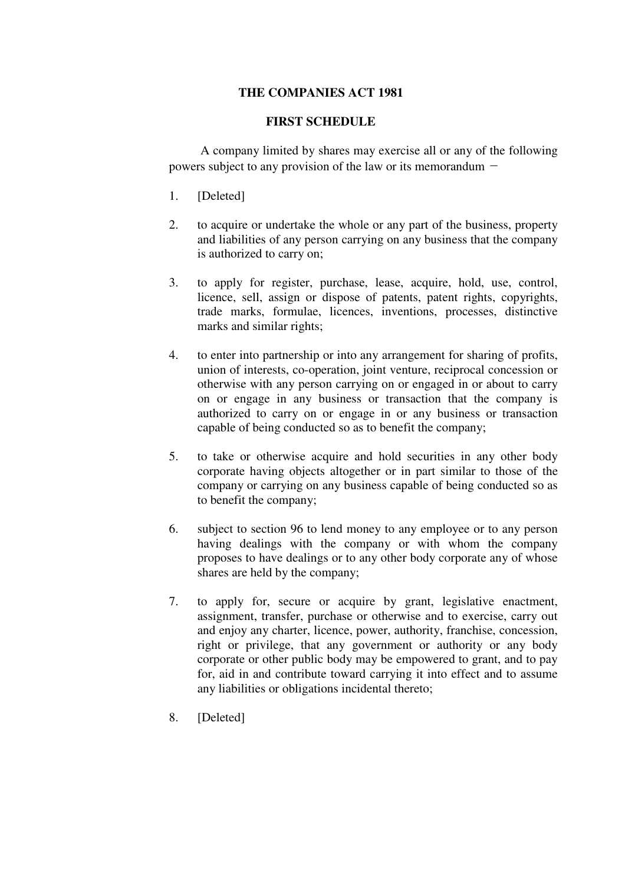# THE COMPANIES ACT 1981

## FIRST SCHEDULE

A company limited by shares may exercise all or any of the following powers subject to any provision of the law or its memorandum −

1. [Deleted]

2. to acquire or undertake the whole or any part of the business, property and liabilities of any person carrying on any business that the company is authorized to carry on;

3. to apply for register, purchase, lease, acquire, hold, use, control, licence, sell, assign or dispose of patents, patent rights, copyrights, trade marks, formulae, licences, inventions, processes, distinctive marks and similar rights;

4. to enter into partnership or into any arrangement for sharing of profits, union of interests, co-operation, joint venture, reciprocal concession or otherwise with any person carrying on or engaged in or about to carry on or engage in any business or transaction that the company is authorized to carry on or engage in or any business or transaction capable of being conducted so as to benefit the company;

5. to take or otherwise acquire and hold securities in any other body corporate having objects altogether or in part similar to those of the company or carrying on any business capable of being conducted so as to benefit the company;

6. subject to section 96 to lend money to any employee or to any person having dealings with the company or with whom the company proposes to have dealings or to any other body corporate any of whose shares are held by the company;

7. to apply for, secure or acquire by grant, legislative enactment, assignment, transfer, purchase or otherwise and to exercise, carry out and enjoy any charter, licence, power, authority, franchise, concession, right or privilege, that any government or authority or any body corporate or other public body may be empowered to grant, and to pay for, aid in and contribute toward carrying it into effect and to assume any liabilities or obligations incidental thereto;

8. [Deleted]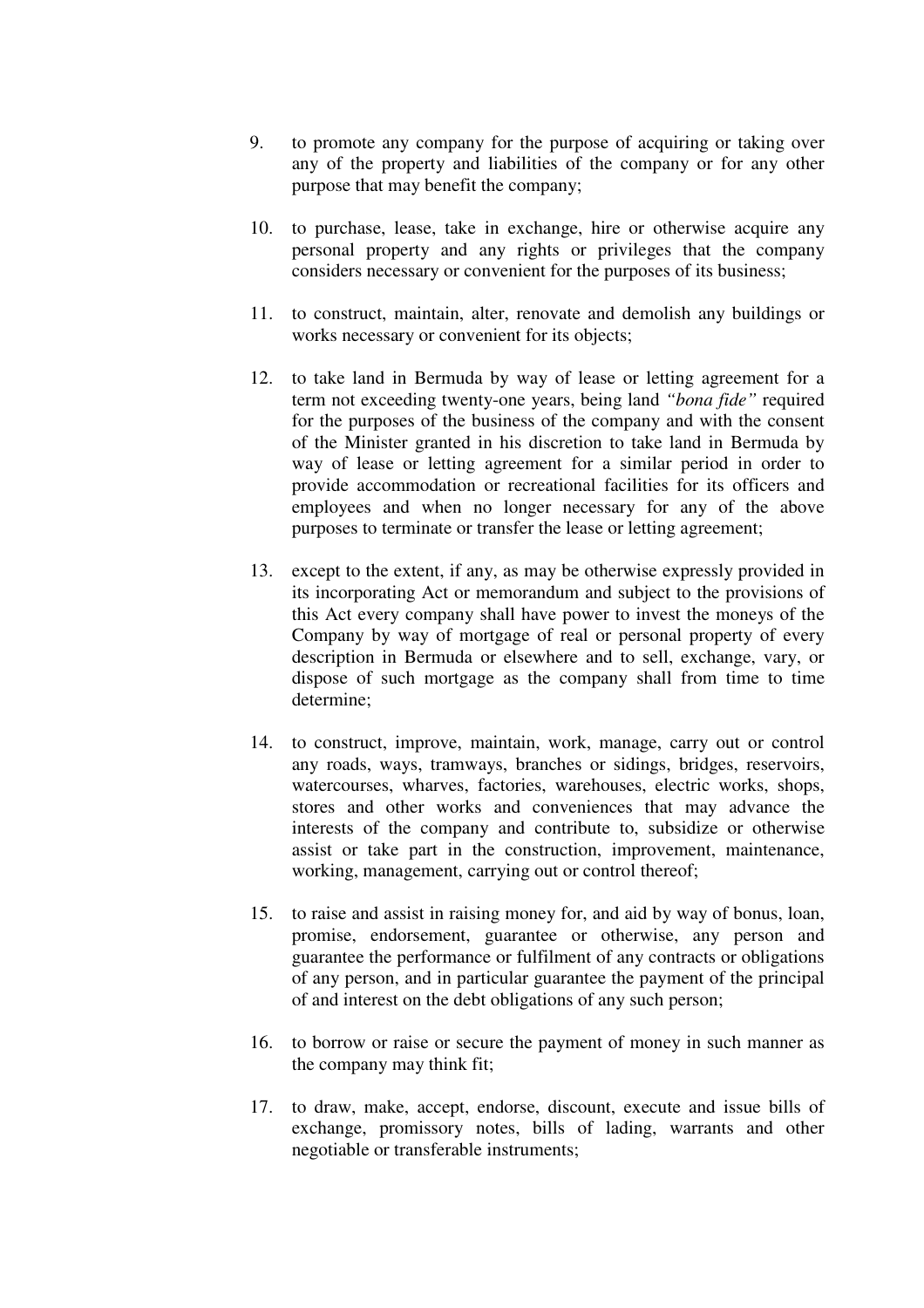9. to promote any company for the purpose of acquiring or taking over any of the property and liabilities of the company or for any other purpose that may benefit the company;

10. to purchase, lease, take in exchange, hire or otherwise acquire any personal property and any rights or privileges that the company considers necessary or convenient for the purposes of its business;

11. to construct, maintain, alter, renovate and demolish any buildings or works necessary or convenient for its objects;

12. to take land in Bermuda by way of lease or letting agreement for a term not exceeding twenty-one years, being land *"bona fide"* required for the purposes of the business of the company and with the consent of the Minister granted in his discretion to take land in Bermuda by way of lease or letting agreement for a similar period in order to provide accommodation or recreational facilities for its officers and employees and when no longer necessary for any of the above purposes to terminate or transfer the lease or letting agreement;

13. except to the extent, if any, as may be otherwise expressly provided in its incorporating Act or memorandum and subject to the provisions of this Act every company shall have power to invest the moneys of the Company by way of mortgage of real or personal property of every description in Bermuda or elsewhere and to sell, exchange, vary, or dispose of such mortgage as the company shall from time to time determine;

14. to construct, improve, maintain, work, manage, carry out or control any roads, ways, tramways, branches or sidings, bridges, reservoirs, watercourses, wharves, factories, warehouses, electric works, shops, stores and other works and conveniences that may advance the interests of the company and contribute to, subsidize or otherwise assist or take part in the construction, improvement, maintenance, working, management, carrying out or control thereof;

15. to raise and assist in raising money for, and aid by way of bonus, loan, promise, endorsement, guarantee or otherwise, any person and guarantee the performance or fulfilment of any contracts or obligations of any person, and in particular guarantee the payment of the principal of and interest on the debt obligations of any such person;

16. to borrow or raise or secure the payment of money in such manner as the company may think fit;

17. to draw, make, accept, endorse, discount, execute and issue bills of exchange, promissory notes, bills of lading, warrants and other negotiable or transferable instruments;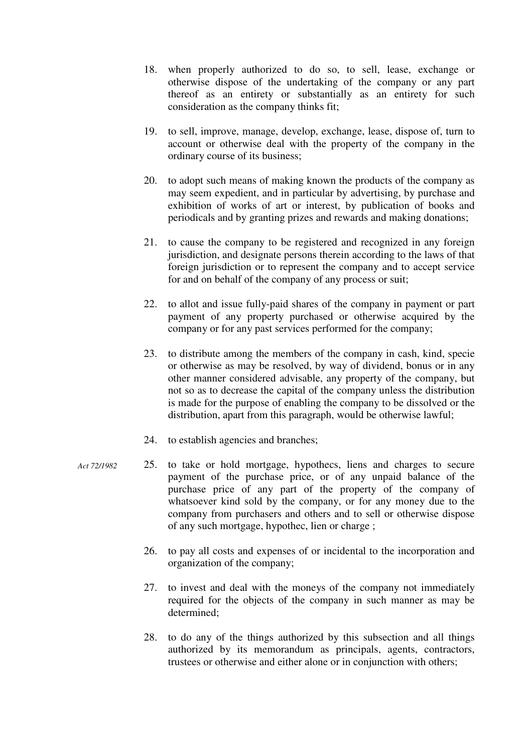18. when properly authorized to do so, to sell, lease, exchange or otherwise dispose of the undertaking of the company or any part thereof as an entirety or substantially as an entirety for such consideration as the company thinks fit;

19. to sell, improve, manage, develop, exchange, lease, dispose of, turn to account or otherwise deal with the property of the company in the ordinary course of its business;

20. to adopt such means of making known the products of the company as may seem expedient, and in particular by advertising, by purchase and exhibition of works of art or interest, by publication of books and periodicals and by granting prizes and rewards and making donations;

21. to cause the company to be registered and recognized in any foreign jurisdiction, and designate persons therein according to the laws of that foreign jurisdiction or to represent the company and to accept service for and on behalf of the company of any process or suit;

22. to allot and issue fully-paid shares of the company in payment or part payment of any property purchased or otherwise acquired by the company or for any past services performed for the company;

23. to distribute among the members of the company in cash, kind, specie or otherwise as may be resolved, by way of dividend, bonus or in any other manner considered advisable, any property of the company, but not so as to decrease the capital of the company unless the distribution is made for the purpose of enabling the company to be dissolved or the distribution, apart from this paragraph, would be otherwise lawful;

24. to establish agencies and branches;

*Act 72/1982*

25. to take or hold mortgage, hypothecs, liens and charges to secure payment of the purchase price, or of any unpaid balance of the purchase price of any part of the property of the company of whatsoever kind sold by the company, or for any money due to the company from purchasers and others and to sell or otherwise dispose of any such mortgage, hypothec, lien or charge ;

26. to pay all costs and expenses of or incidental to the incorporation and organization of the company;

27. to invest and deal with the moneys of the company not immediately required for the objects of the company in such manner as may be determined;

28. to do any of the things authorized by this subsection and all things authorized by its memorandum as principals, agents, contractors, trustees or otherwise and either alone or in conjunction with others;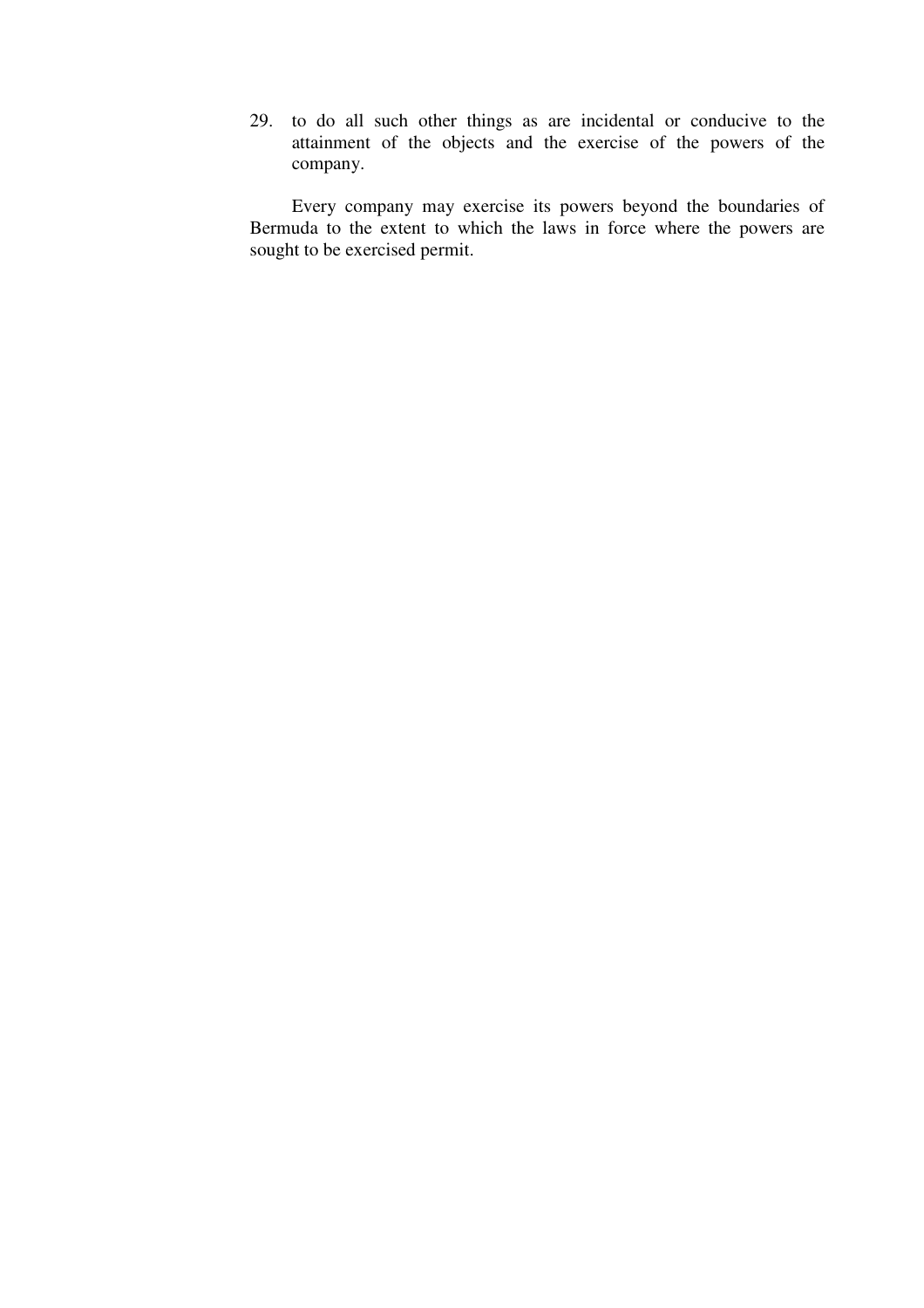29. to do all such other things as are incidental or conducive to the attainment of the objects and the exercise of the powers of the company.

Every company may exercise its powers beyond the boundaries of Bermuda to the extent to which the laws in force where the powers are sought to be exercised permit.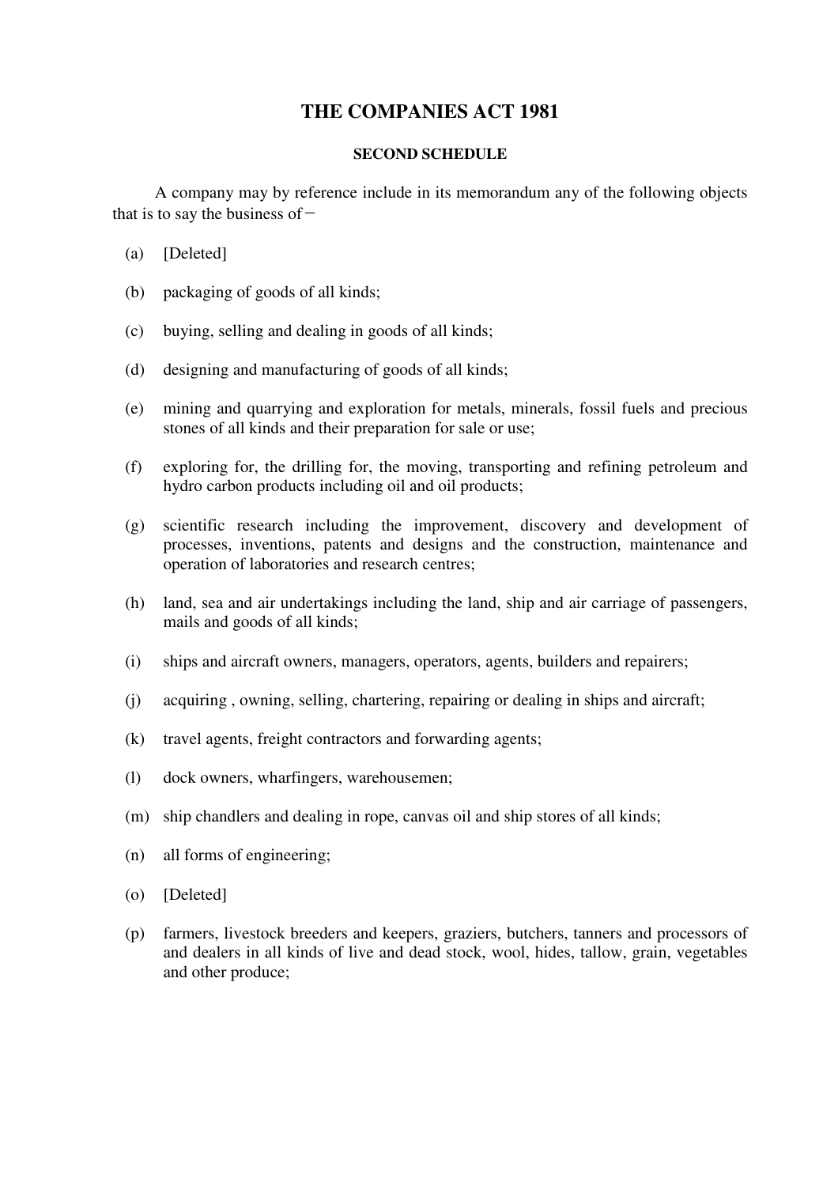# THE COMPANIES ACT 1981

## SECOND SCHEDULE

A company may by reference include in its memorandum any of the following objects that is to say the business of−

(a) [Deleted]

(b) packaging of goods of all kinds;

(c) buying, selling and dealing in goods of all kinds;

(d) designing and manufacturing of goods of all kinds;

(e) mining and quarrying and exploration for metals, minerals, fossil fuels and precious stones of all kinds and their preparation for sale or use;

(f) exploring for, the drilling for, the moving, transporting and refining petroleum and hydro carbon products including oil and oil products;

(g) scientific research including the improvement, discovery and development of processes, inventions, patents and designs and the construction, maintenance and operation of laboratories and research centres;

(h) land, sea and air undertakings including the land, ship and air carriage of passengers, mails and goods of all kinds;

(i) ships and aircraft owners, managers, operators, agents, builders and repairers;

(j) acquiring , owning, selling, chartering, repairing or dealing in ships and aircraft;

(k) travel agents, freight contractors and forwarding agents;

(l) dock owners, wharfingers, warehousemen;

(m) ship chandlers and dealing in rope, canvas oil and ship stores of all kinds;

(n) all forms of engineering;

(o) [Deleted]

(p) farmers, livestock breeders and keepers, graziers, butchers, tanners and processors of and dealers in all kinds of live and dead stock, wool, hides, tallow, grain, vegetables and other produce;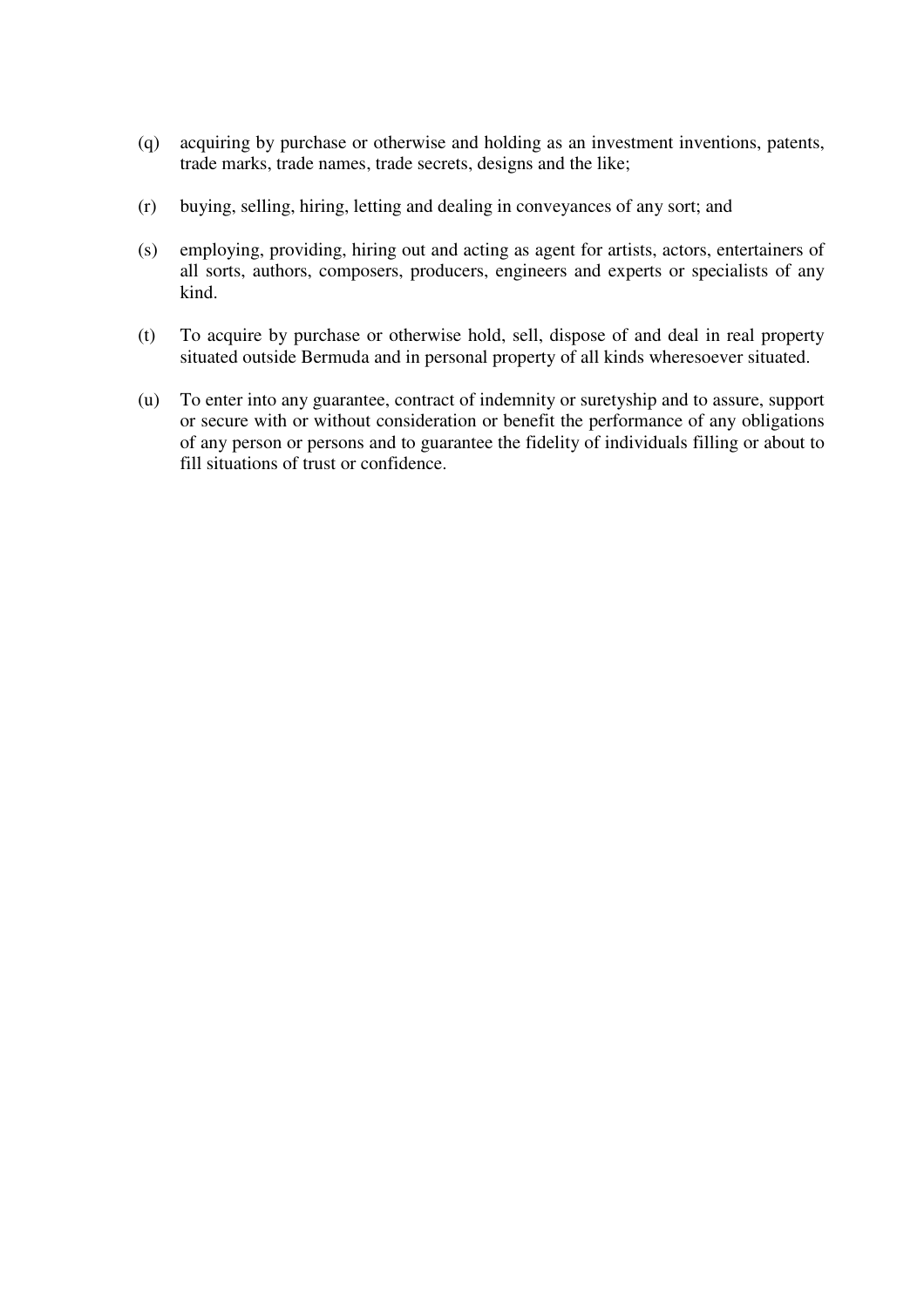(q) acquiring by purchase or otherwise and holding as an investment inventions, patents, trade marks, trade names, trade secrets, designs and the like;

(r) buying, selling, hiring, letting and dealing in conveyances of any sort; and

(s) employing, providing, hiring out and acting as agent for artists, actors, entertainers of all sorts, authors, composers, producers, engineers and experts or specialists of any kind.

(t) To acquire by purchase or otherwise hold, sell, dispose of and deal in real property situated outside Bermuda and in personal property of all kinds wheresoever situated.

(u) To enter into any guarantee, contract of indemnity or suretyship and to assure, support or secure with or without consideration or benefit the performance of any obligations of any person or persons and to guarantee the fidelity of individuals filling or about to fill situations of trust or confidence.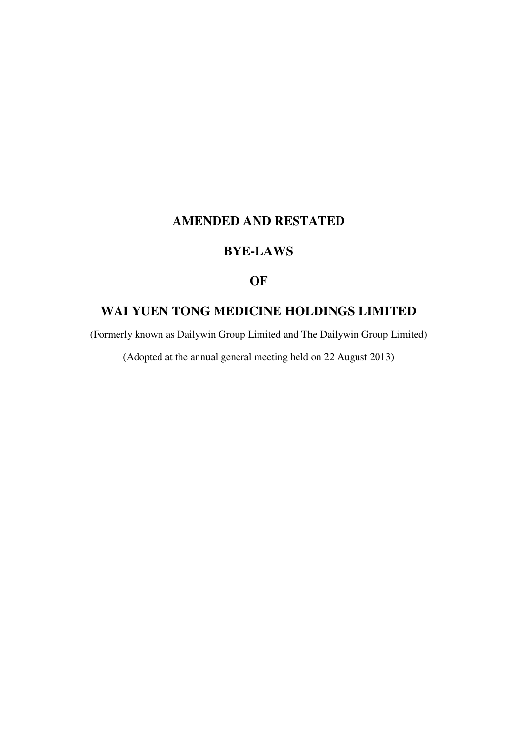# AMENDED AND RESTATED

# BYE-LAWS

# OF

# WAI YUEN TONG MEDICINE HOLDINGS LIMITED

(Formerly known as Dailywin Group Limited and The Dailywin Group Limited)

(Adopted at the annual general meeting held on 22 August 2013)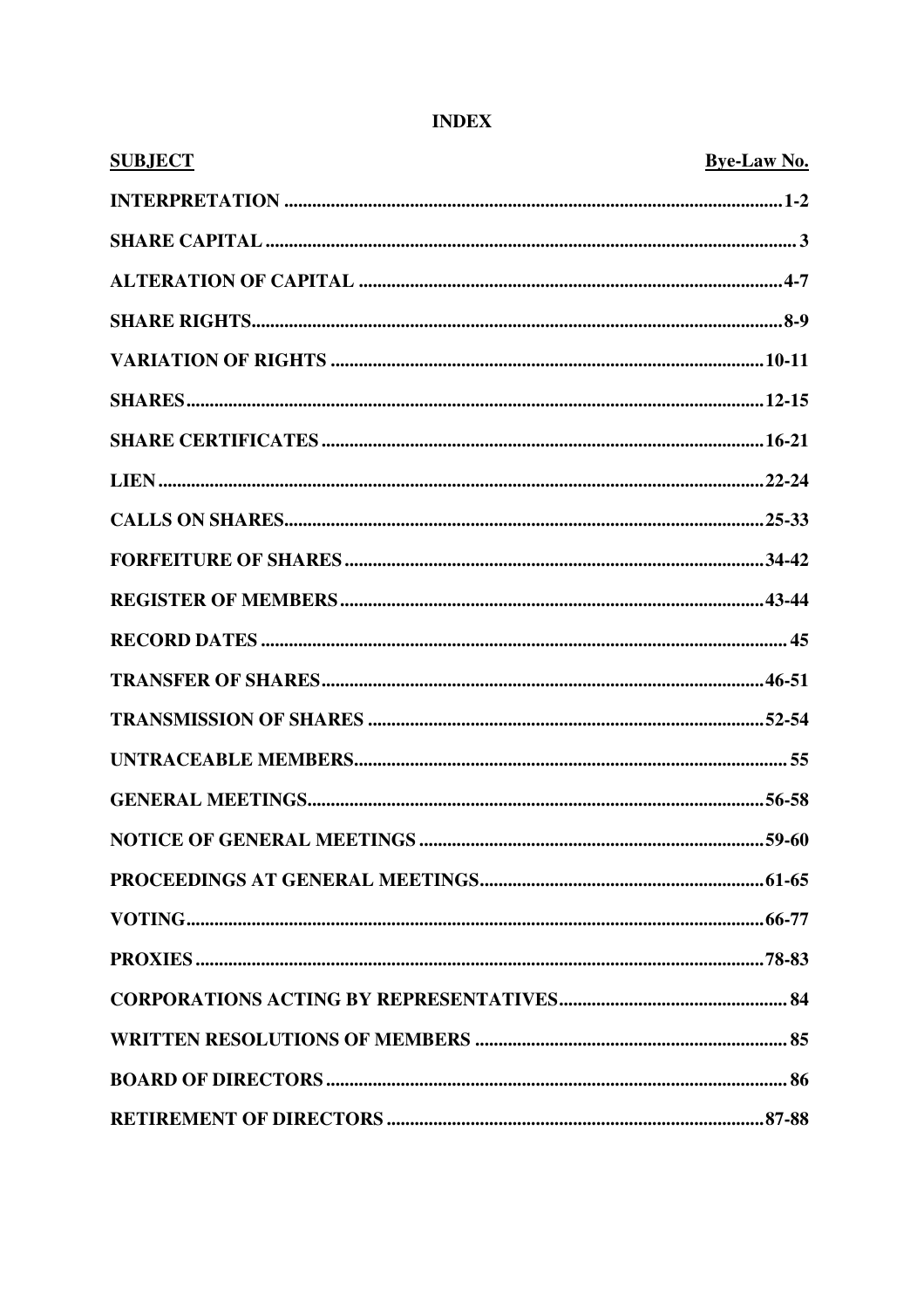# INDEX

| SUBJECT | Bye-Law No. |
|---|---|
| INTERPRETATION | 1-2 |
| SHARE CAPITAL | 3 |
| ALTERATION OF CAPITAL | 4-7 |
| SHARE RIGHTS | 8-9 |
| VARIATION OF RIGHTS | 10-11 |
| SHARES | 12-15 |
| SHARE CERTIFICATES | 16-21 |
| LIEN | 22-24 |
| CALLS ON SHARES | 25-33 |
| FORFEITURE OF SHARES | 34-42 |
| REGISTER OF MEMBERS | 43-44 |
| RECORD DATES | 45 |
| TRANSFER OF SHARES | 46-51 |
| TRANSMISSION OF SHARES | 52-54 |
| UNTRACEABLE MEMBERS | 55 |
| GENERAL MEETINGS | 56-58 |
| NOTICE OF GENERAL MEETINGS | 59-60 |
| PROCEEDINGS AT GENERAL MEETINGS | 61-65 |
| VOTING | 66-77 |
| PROXIES | 78-83 |
| CORPORATIONS ACTING BY REPRESENTATIVES | 84 |
| WRITTEN RESOLUTIONS OF MEMBERS | 85 |
| BOARD OF DIRECTORS | 86 |
| RETIREMENT OF DIRECTORS | 87-88 |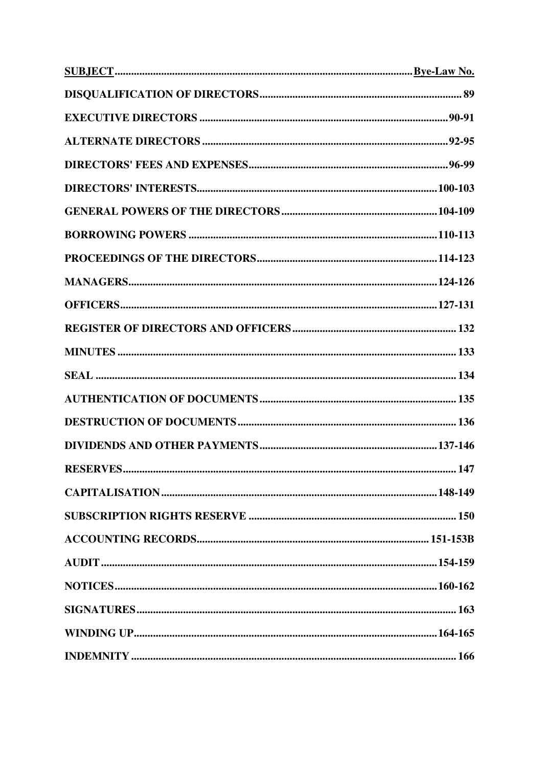| SUBJECT | Bye-Law No. |
| --- | --- |
| DISQUALIFICATION OF DIRECTORS | 89 |
| EXECUTIVE DIRECTORS | 90-91 |
| ALTERNATE DIRECTORS | 92-95 |
| DIRECTORS' FEES AND EXPENSES | 96-99 |
| DIRECTORS' INTERESTS | 100-103 |
| GENERAL POWERS OF THE DIRECTORS | 104-109 |
| BORROWING POWERS | 110-113 |
| PROCEEDINGS OF THE DIRECTORS | 114-123 |
| MANAGERS | 124-126 |
| OFFICERS | 127-131 |
| REGISTER OF DIRECTORS AND OFFICERS | 132 |
| MINUTES | 133 |
| SEAL | 134 |
| AUTHENTICATION OF DOCUMENTS | 135 |
| DESTRUCTION OF DOCUMENTS | 136 |
| DIVIDENDS AND OTHER PAYMENTS | 137-146 |
| RESERVES | 147 |
| CAPITALISATION | 148-149 |
| SUBSCRIPTION RIGHTS RESERVE | 150 |
| ACCOUNTING RECORDS | 151-153B |
| AUDIT | 154-159 |
| NOTICES | 160-162 |
| SIGNATURES | 163 |
| WINDING UP | 164-165 |
| INDEMNITY | 166 |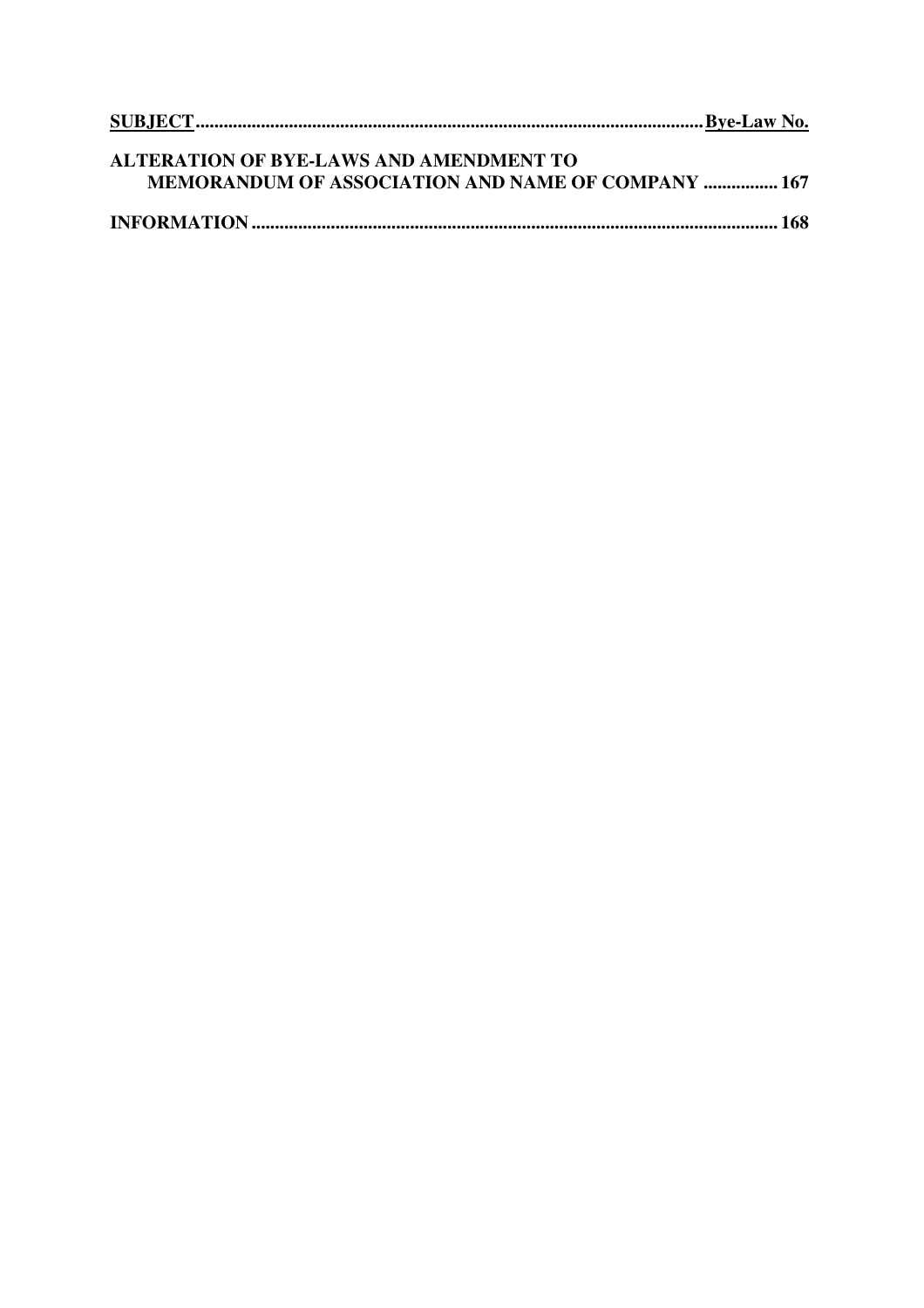| SUBJECT | Bye-Law No. |
| --- | --- |
| **ALTERATION OF BYE-LAWS AND AMENDMENT TO MEMORANDUM OF ASSOCIATION AND NAME OF COMPANY** | **167** |
| **INFORMATION** | **168** |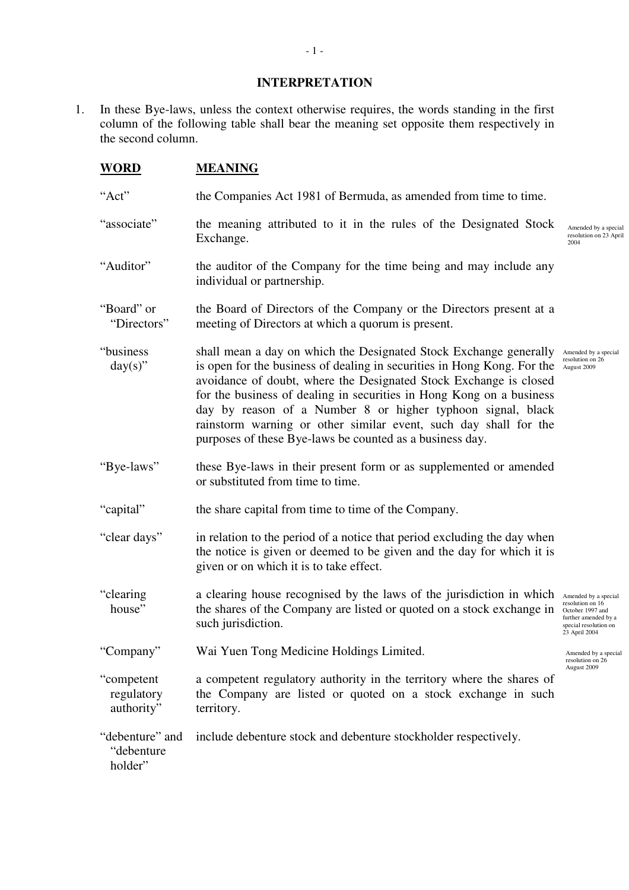## INTERPRETATION

1. In these Bye-laws, unless the context otherwise requires, the words standing in the first column of the following table shall bear the meaning set opposite them respectively in the second column.

| **WORD** | **MEANING** | |
|---|---|---|
| "Act" | the Companies Act 1981 of Bermuda, as amended from time to time. | |
| "associate" | the meaning attributed to it in the rules of the Designated Stock Exchange. | Amended by a special resolution on 23 April 2004 |
| "Auditor" | the auditor of the Company for the time being and may include any individual or partnership. | |
| "Board" or "Directors" | the Board of Directors of the Company or the Directors present at a meeting of Directors at which a quorum is present. | |
| "business day(s)" | shall mean a day on which the Designated Stock Exchange generally is open for the business of dealing in securities in Hong Kong. For the avoidance of doubt, where the Designated Stock Exchange is closed for the business of dealing in securities in Hong Kong on a business day by reason of a Number 8 or higher typhoon signal, black rainstorm warning or other similar event, such day shall for the purposes of these Bye-laws be counted as a business day. | Amended by a special resolution on 26 August 2009 |
| "Bye-laws" | these Bye-laws in their present form or as supplemented or amended or substituted from time to time. | |
| "capital" | the share capital from time to time of the Company. | |
| "clear days" | in relation to the period of a notice that period excluding the day when the notice is given or deemed to be given and the day for which it is given or on which it is to take effect. | |
| "clearing house" | a clearing house recognised by the laws of the jurisdiction in which the shares of the Company are listed or quoted on a stock exchange in such jurisdiction. | Amended by a special resolution on 16 October 1997 and further amended by a special resolution on 23 April 2004 |
| "Company" | Wai Yuen Tong Medicine Holdings Limited. | Amended by a special resolution on 26 August 2009 |
| "competent regulatory authority" | a competent regulatory authority in the territory where the shares of the Company are listed or quoted on a stock exchange in such territory. | |
| "debenture" and "debenture holder" | include debenture stock and debenture stockholder respectively. | |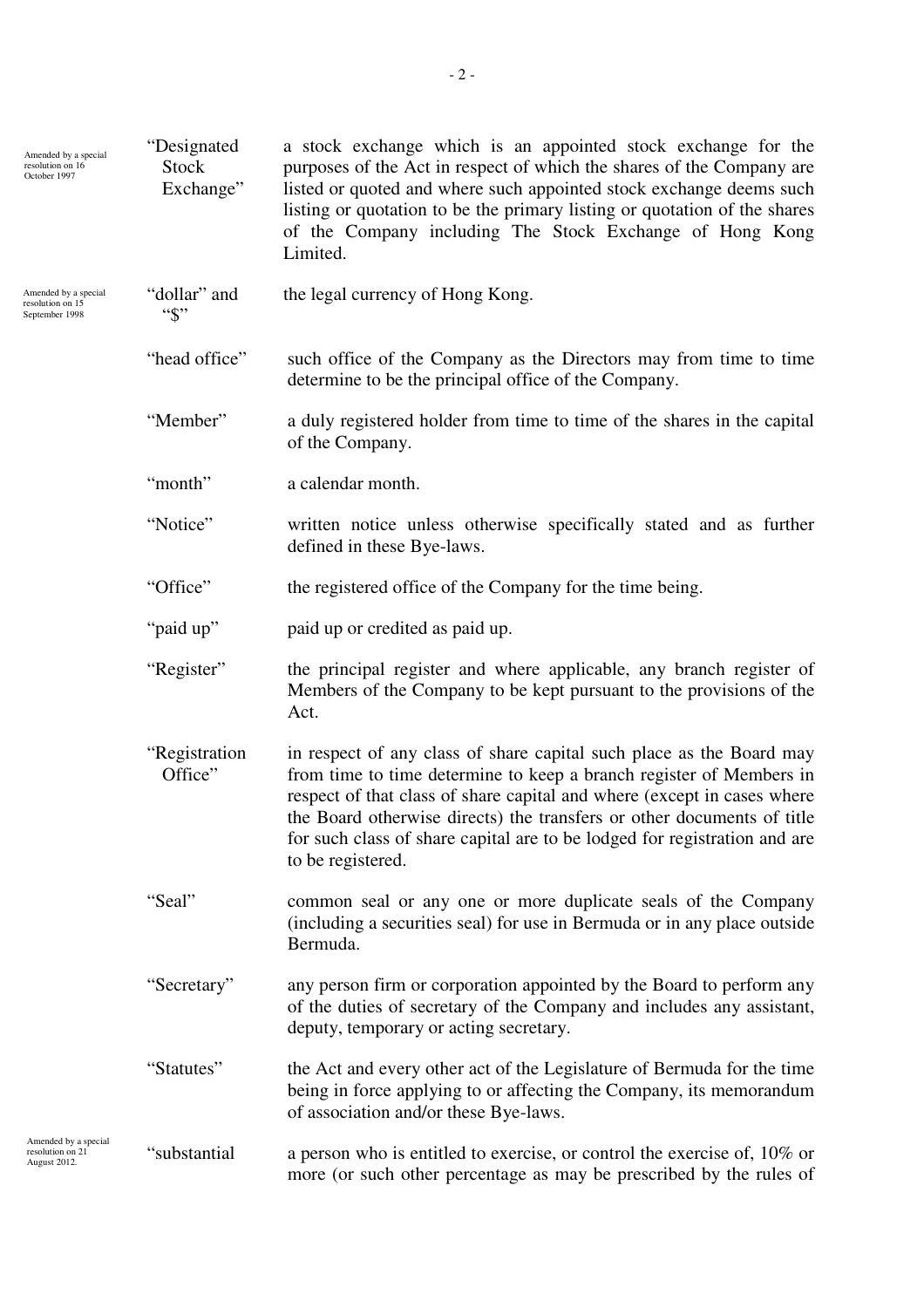| | | |
|---|---|---|
| Amended by a special resolution on 16 October 1997 | "Designated Stock Exchange" | a stock exchange which is an appointed stock exchange for the purposes of the Act in respect of which the shares of the Company are listed or quoted and where such appointed stock exchange deems such listing or quotation to be the primary listing or quotation of the shares of the Company including The Stock Exchange of Hong Kong Limited. |
| Amended by a special resolution on 15 September 1998 | "dollar" and "$" | the legal currency of Hong Kong. |
| | "head office" | such office of the Company as the Directors may from time to time determine to be the principal office of the Company. |
| | "Member" | a duly registered holder from time to time of the shares in the capital of the Company. |
| | "month" | a calendar month. |
| | "Notice" | written notice unless otherwise specifically stated and as further defined in these Bye-laws. |
| | "Office" | the registered office of the Company for the time being. |
| | "paid up" | paid up or credited as paid up. |
| | "Register" | the principal register and where applicable, any branch register of Members of the Company to be kept pursuant to the provisions of the Act. |
| | "Registration Office" | in respect of any class of share capital such place as the Board may from time to time determine to keep a branch register of Members in respect of that class of share capital and where (except in cases where the Board otherwise directs) the transfers or other documents of title for such class of share capital are to be lodged for registration and are to be registered. |
| | "Seal" | common seal or any one or more duplicate seals of the Company (including a securities seal) for use in Bermuda or in any place outside Bermuda. |
| | "Secretary" | any person firm or corporation appointed by the Board to perform any of the duties of secretary of the Company and includes any assistant, deputy, temporary or acting secretary. |
| | "Statutes" | the Act and every other act of the Legislature of Bermuda for the time being in force applying to or affecting the Company, its memorandum of association and/or these Bye-laws. |
| Amended by a special resolution on 21 August 2012. | "substantial | a person who is entitled to exercise, or control the exercise of, 10% or more (or such other percentage as may be prescribed by the rules of |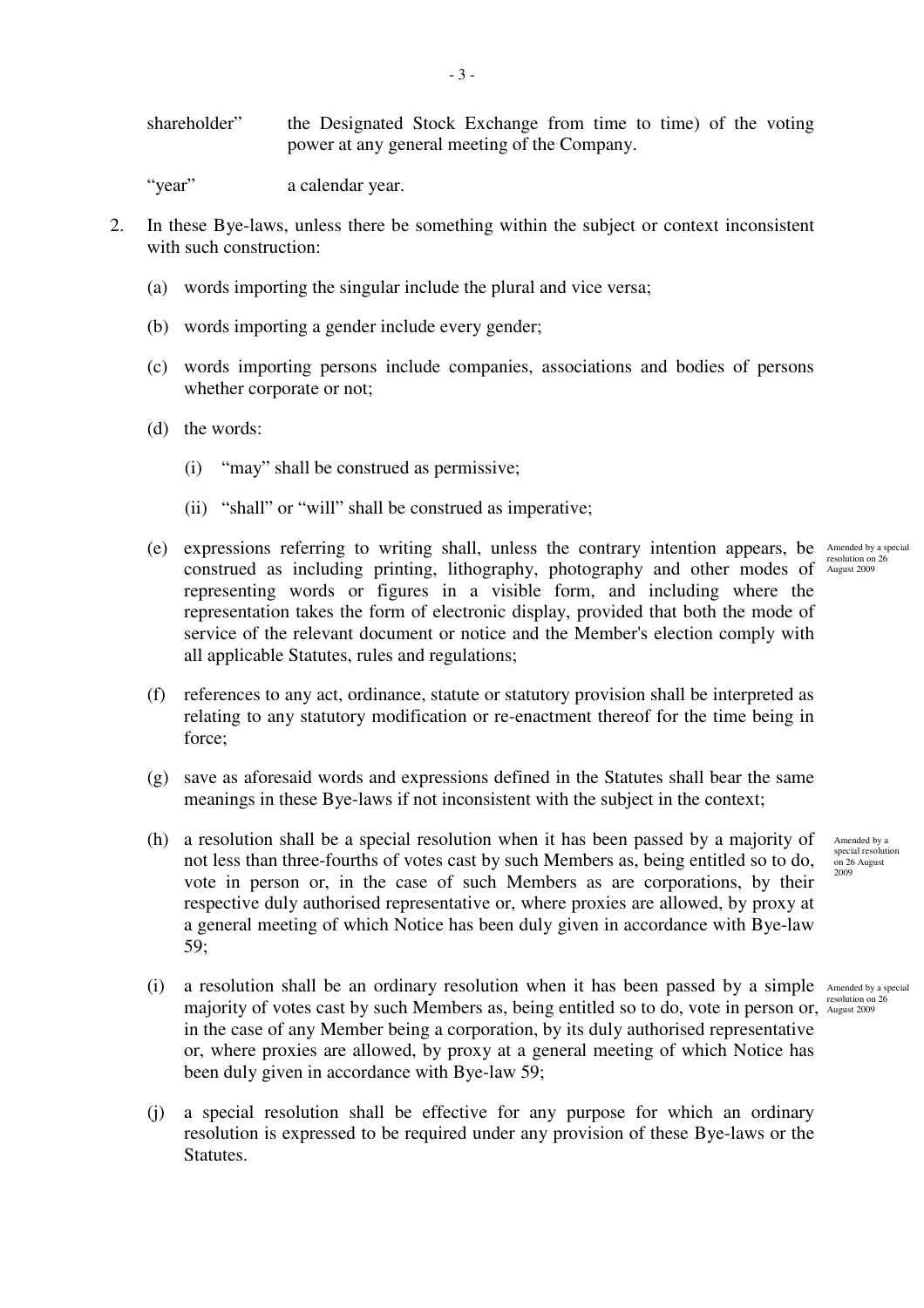shareholder" the Designated Stock Exchange from time to time) of the voting power at any general meeting of the Company.

"year" a calendar year.

2. In these Bye-laws, unless there be something within the subject or context inconsistent with such construction:

   (a) words importing the singular include the plural and vice versa;

   (b) words importing a gender include every gender;

   (c) words importing persons include companies, associations and bodies of persons whether corporate or not;

   (d) the words:

      (i) "may" shall be construed as permissive;

      (ii) "shall" or "will" shall be construed as imperative;

   (e) expressions referring to writing shall, unless the contrary intention appears, be construed as including printing, lithography, photography and other modes of representing words or figures in a visible form, and including where the representation takes the form of electronic display, provided that both the mode of service of the relevant document or notice and the Member's election comply with all applicable Statutes, rules and regulations;

   Amended by a special resolution on 26 August 2009

   (f) references to any act, ordinance, statute or statutory provision shall be interpreted as relating to any statutory modification or re-enactment thereof for the time being in force;

   (g) save as aforesaid words and expressions defined in the Statutes shall bear the same meanings in these Bye-laws if not inconsistent with the subject in the context;

   (h) a resolution shall be a special resolution when it has been passed by a majority of not less than three-fourths of votes cast by such Members as, being entitled so to do, vote in person or, in the case of such Members as are corporations, by their respective duly authorised representative or, where proxies are allowed, by proxy at a general meeting of which Notice has been duly given in accordance with Bye-law 59;

   Amended by a special resolution on 26 August 2009

   (i) a resolution shall be an ordinary resolution when it has been passed by a simple majority of votes cast by such Members as, being entitled so to do, vote in person or, in the case of any Member being a corporation, by its duly authorised representative or, where proxies are allowed, by proxy at a general meeting of which Notice has been duly given in accordance with Bye-law 59;

   Amended by a special resolution on 26 August 2009

   (j) a special resolution shall be effective for any purpose for which an ordinary resolution is expressed to be required under any provision of these Bye-laws or the Statutes.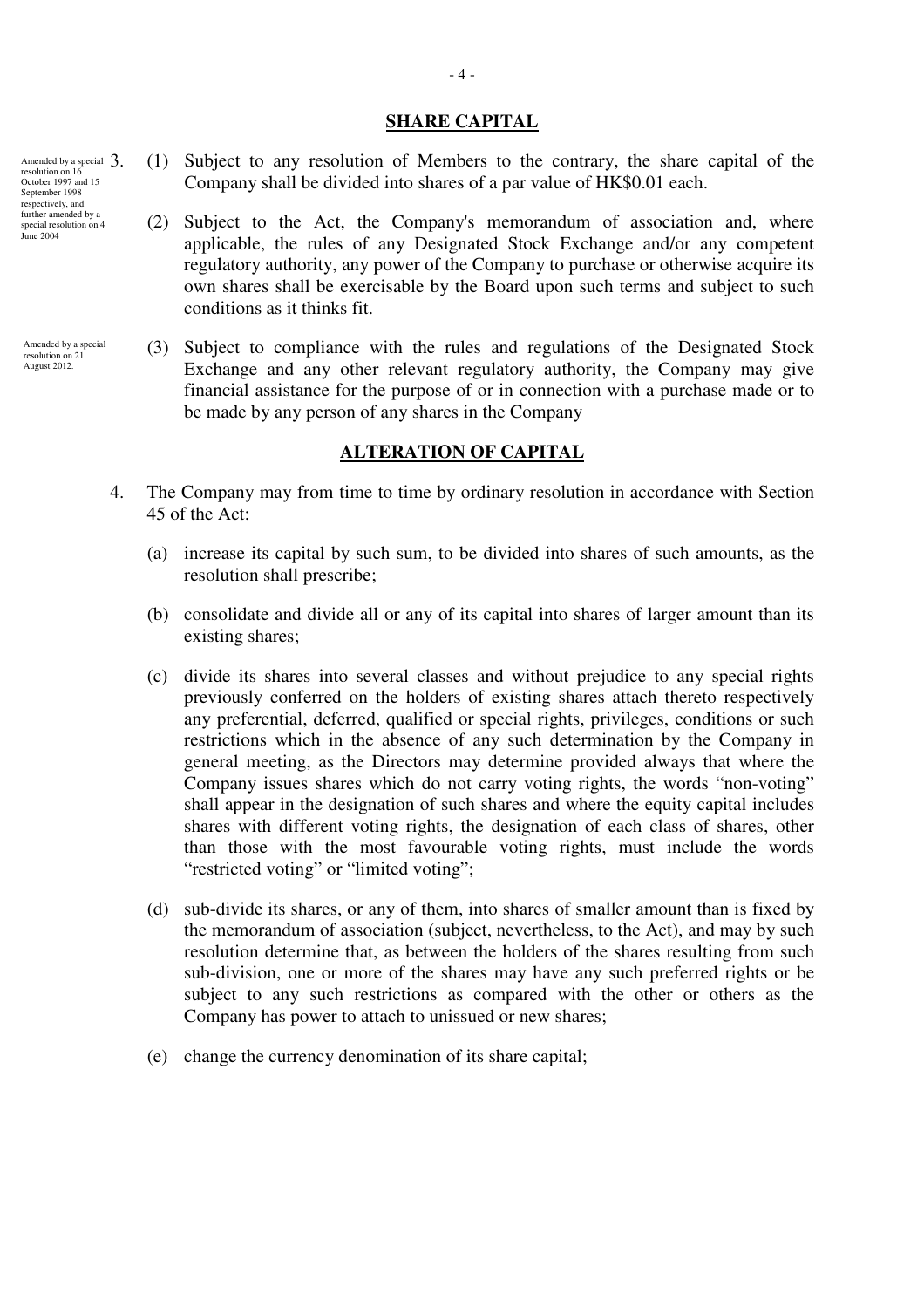## SHARE CAPITAL

Amended by a special resolution on 16 October 1997 and 15 September 1998 respectively, and further amended by a special resolution on 4 June 2004

3. (1) Subject to any resolution of Members to the contrary, the share capital of the Company shall be divided into shares of a par value of HK$0.01 each.

(2) Subject to the Act, the Company's memorandum of association and, where applicable, the rules of any Designated Stock Exchange and/or any competent regulatory authority, any power of the Company to purchase or otherwise acquire its own shares shall be exercisable by the Board upon such terms and subject to such conditions as it thinks fit.

Amended by a special resolution on 21 August 2012.

(3) Subject to compliance with the rules and regulations of the Designated Stock Exchange and any other relevant regulatory authority, the Company may give financial assistance for the purpose of or in connection with a purchase made or to be made by any person of any shares in the Company

## ALTERATION OF CAPITAL

4. The Company may from time to time by ordinary resolution in accordance with Section 45 of the Act:

(a) increase its capital by such sum, to be divided into shares of such amounts, as the resolution shall prescribe;

(b) consolidate and divide all or any of its capital into shares of larger amount than its existing shares;

(c) divide its shares into several classes and without prejudice to any special rights previously conferred on the holders of existing shares attach thereto respectively any preferential, deferred, qualified or special rights, privileges, conditions or such restrictions which in the absence of any such determination by the Company in general meeting, as the Directors may determine provided always that where the Company issues shares which do not carry voting rights, the words "non-voting" shall appear in the designation of such shares and where the equity capital includes shares with different voting rights, the designation of each class of shares, other than those with the most favourable voting rights, must include the words "restricted voting" or "limited voting";

(d) sub-divide its shares, or any of them, into shares of smaller amount than is fixed by the memorandum of association (subject, nevertheless, to the Act), and may by such resolution determine that, as between the holders of the shares resulting from such sub-division, one or more of the shares may have any such preferred rights or be subject to any such restrictions as compared with the other or others as the Company has power to attach to unissued or new shares;

(e) change the currency denomination of its share capital;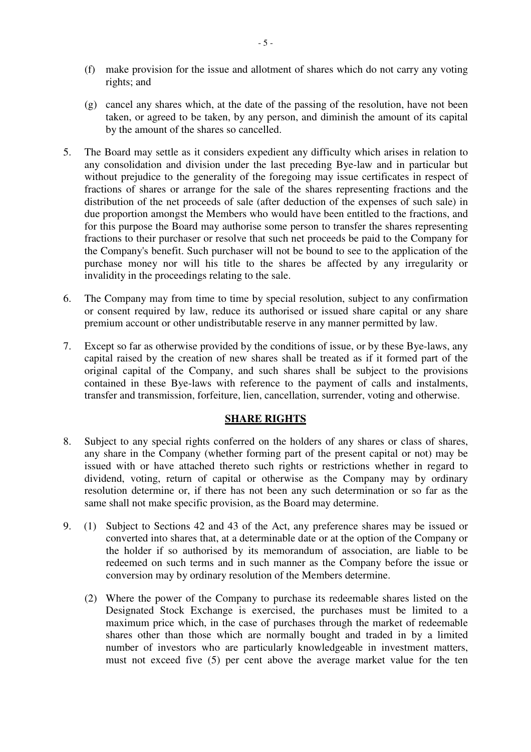(f) make provision for the issue and allotment of shares which do not carry any voting rights; and

(g) cancel any shares which, at the date of the passing of the resolution, have not been taken, or agreed to be taken, by any person, and diminish the amount of its capital by the amount of the shares so cancelled.

5. The Board may settle as it considers expedient any difficulty which arises in relation to any consolidation and division under the last preceding Bye-law and in particular but without prejudice to the generality of the foregoing may issue certificates in respect of fractions of shares or arrange for the sale of the shares representing fractions and the distribution of the net proceeds of sale (after deduction of the expenses of such sale) in due proportion amongst the Members who would have been entitled to the fractions, and for this purpose the Board may authorise some person to transfer the shares representing fractions to their purchaser or resolve that such net proceeds be paid to the Company for the Company's benefit. Such purchaser will not be bound to see to the application of the purchase money nor will his title to the shares be affected by any irregularity or invalidity in the proceedings relating to the sale.

6. The Company may from time to time by special resolution, subject to any confirmation or consent required by law, reduce its authorised or issued share capital or any share premium account or other undistributable reserve in any manner permitted by law.

7. Except so far as otherwise provided by the conditions of issue, or by these Bye-laws, any capital raised by the creation of new shares shall be treated as if it formed part of the original capital of the Company, and such shares shall be subject to the provisions contained in these Bye-laws with reference to the payment of calls and instalments, transfer and transmission, forfeiture, lien, cancellation, surrender, voting and otherwise.

## SHARE RIGHTS

8. Subject to any special rights conferred on the holders of any shares or class of shares, any share in the Company (whether forming part of the present capital or not) may be issued with or have attached thereto such rights or restrictions whether in regard to dividend, voting, return of capital or otherwise as the Company may by ordinary resolution determine or, if there has not been any such determination or so far as the same shall not make specific provision, as the Board may determine.

9. (1) Subject to Sections 42 and 43 of the Act, any preference shares may be issued or converted into shares that, at a determinable date or at the option of the Company or the holder if so authorised by its memorandum of association, are liable to be redeemed on such terms and in such manner as the Company before the issue or conversion may by ordinary resolution of the Members determine.

(2) Where the power of the Company to purchase its redeemable shares listed on the Designated Stock Exchange is exercised, the purchases must be limited to a maximum price which, in the case of purchases through the market of redeemable shares other than those which are normally bought and traded in by a limited number of investors who are particularly knowledgeable in investment matters, must not exceed five (5) per cent above the average market value for the ten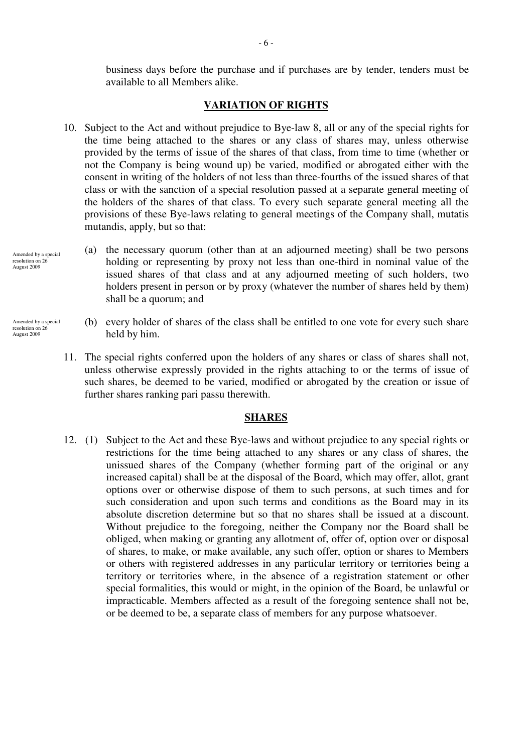business days before the purchase and if purchases are by tender, tenders must be available to all Members alike.

## VARIATION OF RIGHTS

10. Subject to the Act and without prejudice to Bye-law 8, all or any of the special rights for the time being attached to the shares or any class of shares may, unless otherwise provided by the terms of issue of the shares of that class, from time to time (whether or not the Company is being wound up) be varied, modified or abrogated either with the consent in writing of the holders of not less than three-fourths of the issued shares of that class or with the sanction of a special resolution passed at a separate general meeting of the holders of the shares of that class. To every such separate general meeting all the provisions of these Bye-laws relating to general meetings of the Company shall, mutatis mutandis, apply, but so that:

    Amended by a special resolution on 26 August 2009

    (a) the necessary quorum (other than at an adjourned meeting) shall be two persons holding or representing by proxy not less than one-third in nominal value of the issued shares of that class and at any adjourned meeting of such holders, two holders present in person or by proxy (whatever the number of shares held by them) shall be a quorum; and

    Amended by a special resolution on 26 August 2009

    (b) every holder of shares of the class shall be entitled to one vote for every such share held by him.

11. The special rights conferred upon the holders of any shares or class of shares shall not, unless otherwise expressly provided in the rights attaching to or the terms of issue of such shares, be deemed to be varied, modified or abrogated by the creation or issue of further shares ranking pari passu therewith.

## SHARES

12. (1) Subject to the Act and these Bye-laws and without prejudice to any special rights or restrictions for the time being attached to any shares or any class of shares, the unissued shares of the Company (whether forming part of the original or any increased capital) shall be at the disposal of the Board, which may offer, allot, grant options over or otherwise dispose of them to such persons, at such times and for such consideration and upon such terms and conditions as the Board may in its absolute discretion determine but so that no shares shall be issued at a discount. Without prejudice to the foregoing, neither the Company nor the Board shall be obliged, when making or granting any allotment of, offer of, option over or disposal of shares, to make, or make available, any such offer, option or shares to Members or others with registered addresses in any particular territory or territories being a territory or territories where, in the absence of a registration statement or other special formalities, this would or might, in the opinion of the Board, be unlawful or impracticable. Members affected as a result of the foregoing sentence shall not be, or be deemed to be, a separate class of members for any purpose whatsoever.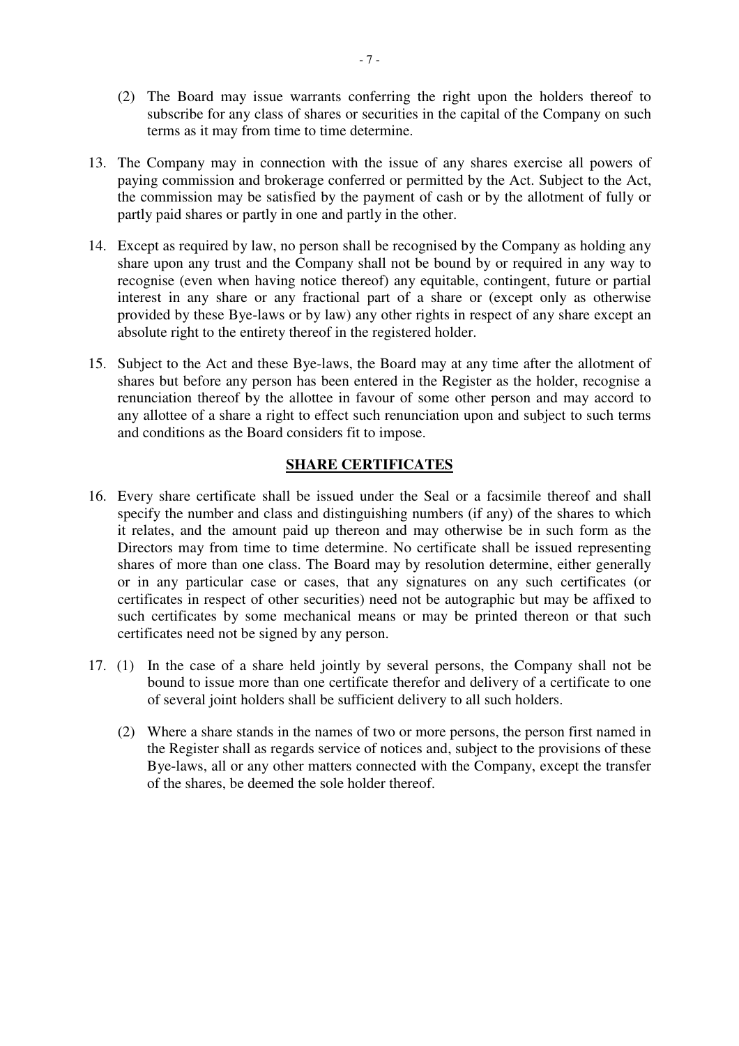(2) The Board may issue warrants conferring the right upon the holders thereof to subscribe for any class of shares or securities in the capital of the Company on such terms as it may from time to time determine.

13. The Company may in connection with the issue of any shares exercise all powers of paying commission and brokerage conferred or permitted by the Act. Subject to the Act, the commission may be satisfied by the payment of cash or by the allotment of fully or partly paid shares or partly in one and partly in the other.

14. Except as required by law, no person shall be recognised by the Company as holding any share upon any trust and the Company shall not be bound by or required in any way to recognise (even when having notice thereof) any equitable, contingent, future or partial interest in any share or any fractional part of a share or (except only as otherwise provided by these Bye-laws or by law) any other rights in respect of any share except an absolute right to the entirety thereof in the registered holder.

15. Subject to the Act and these Bye-laws, the Board may at any time after the allotment of shares but before any person has been entered in the Register as the holder, recognise a renunciation thereof by the allottee in favour of some other person and may accord to any allottee of a share a right to effect such renunciation upon and subject to such terms and conditions as the Board considers fit to impose.

## SHARE CERTIFICATES

16. Every share certificate shall be issued under the Seal or a facsimile thereof and shall specify the number and class and distinguishing numbers (if any) of the shares to which it relates, and the amount paid up thereon and may otherwise be in such form as the Directors may from time to time determine. No certificate shall be issued representing shares of more than one class. The Board may by resolution determine, either generally or in any particular case or cases, that any signatures on any such certificates (or certificates in respect of other securities) need not be autographic but may be affixed to such certificates by some mechanical means or may be printed thereon or that such certificates need not be signed by any person.

17. (1) In the case of a share held jointly by several persons, the Company shall not be bound to issue more than one certificate therefor and delivery of a certificate to one of several joint holders shall be sufficient delivery to all such holders.

    (2) Where a share stands in the names of two or more persons, the person first named in the Register shall as regards service of notices and, subject to the provisions of these Bye-laws, all or any other matters connected with the Company, except the transfer of the shares, be deemed the sole holder thereof.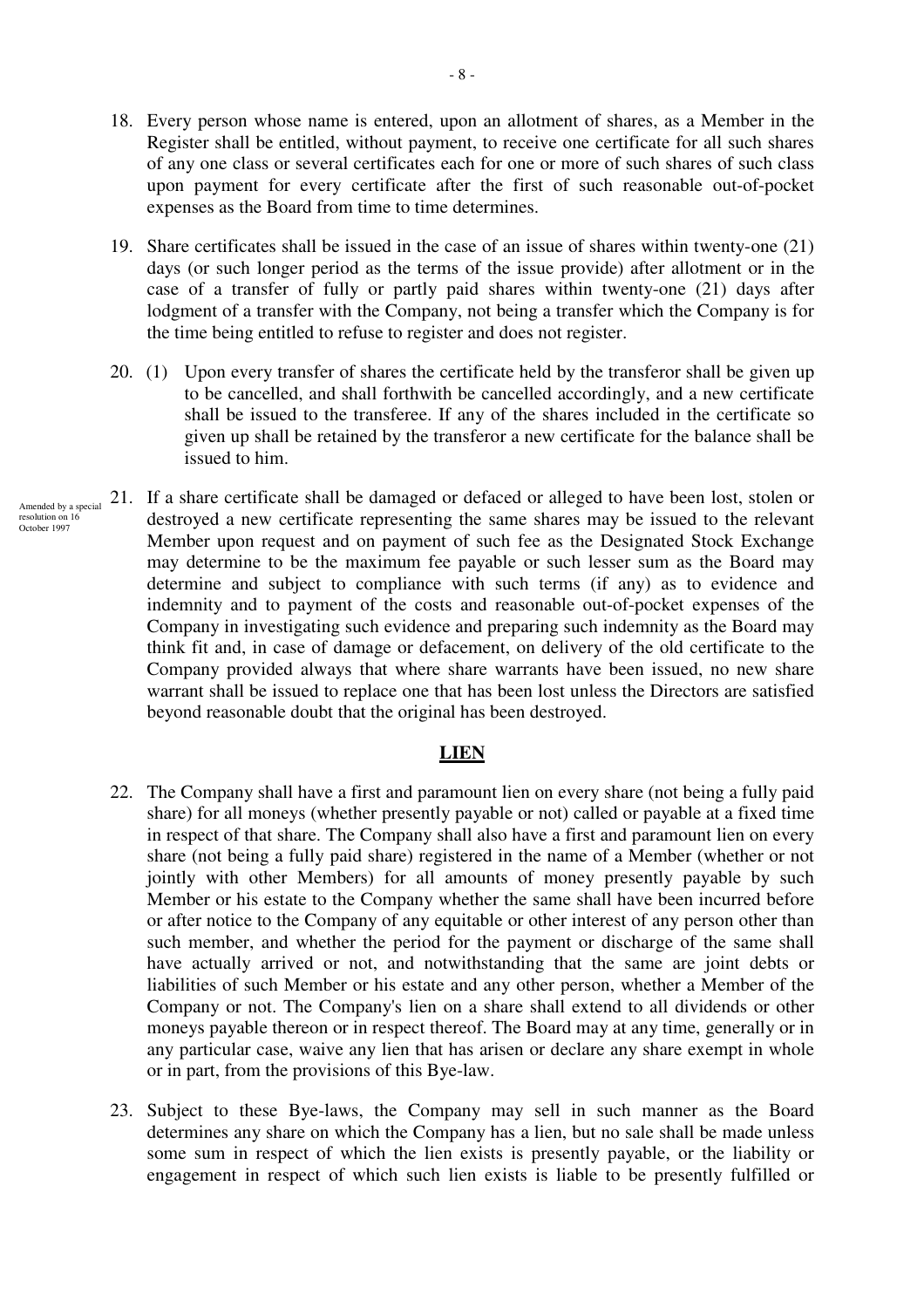18. Every person whose name is entered, upon an allotment of shares, as a Member in the Register shall be entitled, without payment, to receive one certificate for all such shares of any one class or several certificates each for one or more of such shares of such class upon payment for every certificate after the first of such reasonable out-of-pocket expenses as the Board from time to time determines.

19. Share certificates shall be issued in the case of an issue of shares within twenty-one (21) days (or such longer period as the terms of the issue provide) after allotment or in the case of a transfer of fully or partly paid shares within twenty-one (21) days after lodgment of a transfer with the Company, not being a transfer which the Company is for the time being entitled to refuse to register and does not register.

20. (1) Upon every transfer of shares the certificate held by the transferor shall be given up to be cancelled, and shall forthwith be cancelled accordingly, and a new certificate shall be issued to the transferee. If any of the shares included in the certificate so given up shall be retained by the transferor a new certificate for the balance shall be issued to him.

Amended by a special resolution on 16 October 1997

21. If a share certificate shall be damaged or defaced or alleged to have been lost, stolen or destroyed a new certificate representing the same shares may be issued to the relevant Member upon request and on payment of such fee as the Designated Stock Exchange may determine to be the maximum fee payable or such lesser sum as the Board may determine and subject to compliance with such terms (if any) as to evidence and indemnity and to payment of the costs and reasonable out-of-pocket expenses of the Company in investigating such evidence and preparing such indemnity as the Board may think fit and, in case of damage or defacement, on delivery of the old certificate to the Company provided always that where share warrants have been issued, no new share warrant shall be issued to replace one that has been lost unless the Directors are satisfied beyond reasonable doubt that the original has been destroyed.

## LIEN

22. The Company shall have a first and paramount lien on every share (not being a fully paid share) for all moneys (whether presently payable or not) called or payable at a fixed time in respect of that share. The Company shall also have a first and paramount lien on every share (not being a fully paid share) registered in the name of a Member (whether or not jointly with other Members) for all amounts of money presently payable by such Member or his estate to the Company whether the same shall have been incurred before or after notice to the Company of any equitable or other interest of any person other than such member, and whether the period for the payment or discharge of the same shall have actually arrived or not, and notwithstanding that the same are joint debts or liabilities of such Member or his estate and any other person, whether a Member of the Company or not. The Company's lien on a share shall extend to all dividends or other moneys payable thereon or in respect thereof. The Board may at any time, generally or in any particular case, waive any lien that has arisen or declare any share exempt in whole or in part, from the provisions of this Bye-law.

23. Subject to these Bye-laws, the Company may sell in such manner as the Board determines any share on which the Company has a lien, but no sale shall be made unless some sum in respect of which the lien exists is presently payable, or the liability or engagement in respect of which such lien exists is liable to be presently fulfilled or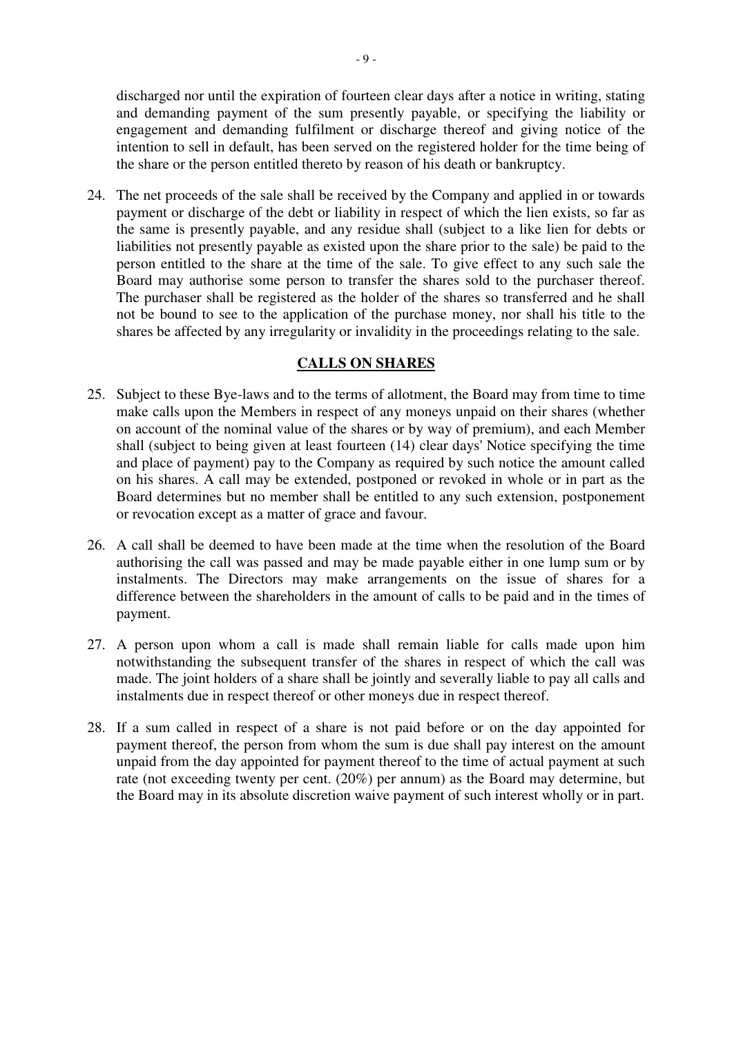discharged nor until the expiration of fourteen clear days after a notice in writing, stating and demanding payment of the sum presently payable, or specifying the liability or engagement and demanding fulfilment or discharge thereof and giving notice of the intention to sell in default, has been served on the registered holder for the time being of the share or the person entitled thereto by reason of his death or bankruptcy.

24. The net proceeds of the sale shall be received by the Company and applied in or towards payment or discharge of the debt or liability in respect of which the lien exists, so far as the same is presently payable, and any residue shall (subject to a like lien for debts or liabilities not presently payable as existed upon the share prior to the sale) be paid to the person entitled to the share at the time of the sale. To give effect to any such sale the Board may authorise some person to transfer the shares sold to the purchaser thereof. The purchaser shall be registered as the holder of the shares so transferred and he shall not be bound to see to the application of the purchase money, nor shall his title to the shares be affected by any irregularity or invalidity in the proceedings relating to the sale.

## CALLS ON SHARES

25. Subject to these Bye-laws and to the terms of allotment, the Board may from time to time make calls upon the Members in respect of any moneys unpaid on their shares (whether on account of the nominal value of the shares or by way of premium), and each Member shall (subject to being given at least fourteen (14) clear days' Notice specifying the time and place of payment) pay to the Company as required by such notice the amount called on his shares. A call may be extended, postponed or revoked in whole or in part as the Board determines but no member shall be entitled to any such extension, postponement or revocation except as a matter of grace and favour.

26. A call shall be deemed to have been made at the time when the resolution of the Board authorising the call was passed and may be made payable either in one lump sum or by instalments. The Directors may make arrangements on the issue of shares for a difference between the shareholders in the amount of calls to be paid and in the times of payment.

27. A person upon whom a call is made shall remain liable for calls made upon him notwithstanding the subsequent transfer of the shares in respect of which the call was made. The joint holders of a share shall be jointly and severally liable to pay all calls and instalments due in respect thereof or other moneys due in respect thereof.

28. If a sum called in respect of a share is not paid before or on the day appointed for payment thereof, the person from whom the sum is due shall pay interest on the amount unpaid from the day appointed for payment thereof to the time of actual payment at such rate (not exceeding twenty per cent. (20%) per annum) as the Board may determine, but the Board may in its absolute discretion waive payment of such interest wholly or in part.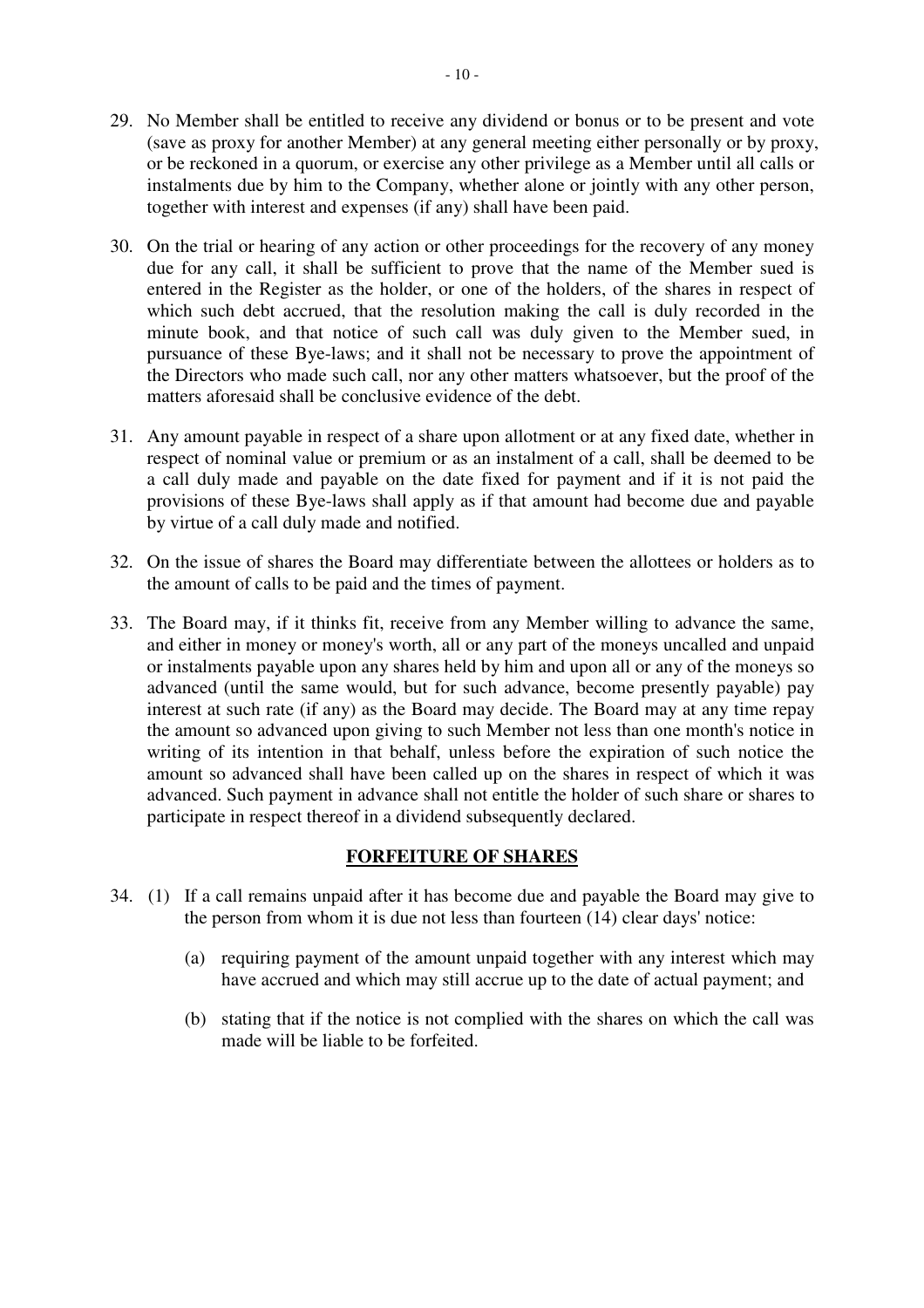29. No Member shall be entitled to receive any dividend or bonus or to be present and vote (save as proxy for another Member) at any general meeting either personally or by proxy, or be reckoned in a quorum, or exercise any other privilege as a Member until all calls or instalments due by him to the Company, whether alone or jointly with any other person, together with interest and expenses (if any) shall have been paid.

30. On the trial or hearing of any action or other proceedings for the recovery of any money due for any call, it shall be sufficient to prove that the name of the Member sued is entered in the Register as the holder, or one of the holders, of the shares in respect of which such debt accrued, that the resolution making the call is duly recorded in the minute book, and that notice of such call was duly given to the Member sued, in pursuance of these Bye-laws; and it shall not be necessary to prove the appointment of the Directors who made such call, nor any other matters whatsoever, but the proof of the matters aforesaid shall be conclusive evidence of the debt.

31. Any amount payable in respect of a share upon allotment or at any fixed date, whether in respect of nominal value or premium or as an instalment of a call, shall be deemed to be a call duly made and payable on the date fixed for payment and if it is not paid the provisions of these Bye-laws shall apply as if that amount had become due and payable by virtue of a call duly made and notified.

32. On the issue of shares the Board may differentiate between the allottees or holders as to the amount of calls to be paid and the times of payment.

33. The Board may, if it thinks fit, receive from any Member willing to advance the same, and either in money or money's worth, all or any part of the moneys uncalled and unpaid or instalments payable upon any shares held by him and upon all or any of the moneys so advanced (until the same would, but for such advance, become presently payable) pay interest at such rate (if any) as the Board may decide. The Board may at any time repay the amount so advanced upon giving to such Member not less than one month's notice in writing of its intention in that behalf, unless before the expiration of such notice the amount so advanced shall have been called up on the shares in respect of which it was advanced. Such payment in advance shall not entitle the holder of such share or shares to participate in respect thereof in a dividend subsequently declared.

## FORFEITURE OF SHARES

34. (1) If a call remains unpaid after it has become due and payable the Board may give to the person from whom it is due not less than fourteen (14) clear days' notice:

    (a) requiring payment of the amount unpaid together with any interest which may have accrued and which may still accrue up to the date of actual payment; and

    (b) stating that if the notice is not complied with the shares on which the call was made will be liable to be forfeited.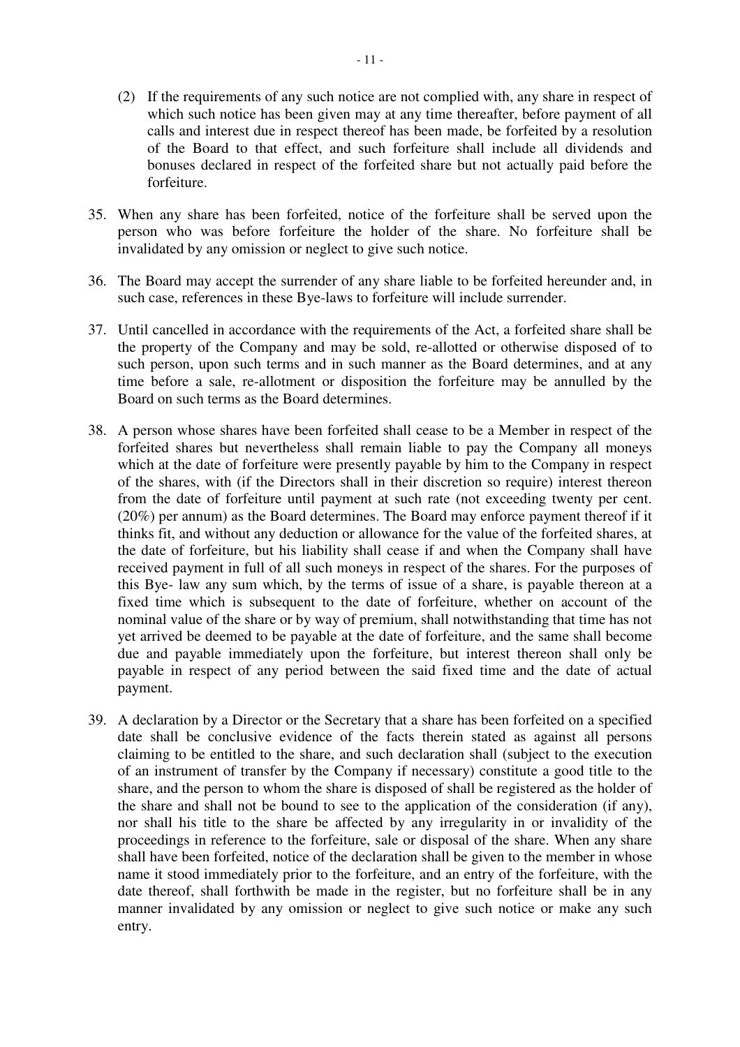(2) If the requirements of any such notice are not complied with, any share in respect of which such notice has been given may at any time thereafter, before payment of all calls and interest due in respect thereof has been made, be forfeited by a resolution of the Board to that effect, and such forfeiture shall include all dividends and bonuses declared in respect of the forfeited share but not actually paid before the forfeiture.

35. When any share has been forfeited, notice of the forfeiture shall be served upon the person who was before forfeiture the holder of the share. No forfeiture shall be invalidated by any omission or neglect to give such notice.

36. The Board may accept the surrender of any share liable to be forfeited hereunder and, in such case, references in these Bye-laws to forfeiture will include surrender.

37. Until cancelled in accordance with the requirements of the Act, a forfeited share shall be the property of the Company and may be sold, re-allotted or otherwise disposed of to such person, upon such terms and in such manner as the Board determines, and at any time before a sale, re-allotment or disposition the forfeiture may be annulled by the Board on such terms as the Board determines.

38. A person whose shares have been forfeited shall cease to be a Member in respect of the forfeited shares but nevertheless shall remain liable to pay the Company all moneys which at the date of forfeiture were presently payable by him to the Company in respect of the shares, with (if the Directors shall in their discretion so require) interest thereon from the date of forfeiture until payment at such rate (not exceeding twenty per cent. (20%) per annum) as the Board determines. The Board may enforce payment thereof if it thinks fit, and without any deduction or allowance for the value of the forfeited shares, at the date of forfeiture, but his liability shall cease if and when the Company shall have received payment in full of all such moneys in respect of the shares. For the purposes of this Bye- law any sum which, by the terms of issue of a share, is payable thereon at a fixed time which is subsequent to the date of forfeiture, whether on account of the nominal value of the share or by way of premium, shall notwithstanding that time has not yet arrived be deemed to be payable at the date of forfeiture, and the same shall become due and payable immediately upon the forfeiture, but interest thereon shall only be payable in respect of any period between the said fixed time and the date of actual payment.

39. A declaration by a Director or the Secretary that a share has been forfeited on a specified date shall be conclusive evidence of the facts therein stated as against all persons claiming to be entitled to the share, and such declaration shall (subject to the execution of an instrument of transfer by the Company if necessary) constitute a good title to the share, and the person to whom the share is disposed of shall be registered as the holder of the share and shall not be bound to see to the application of the consideration (if any), nor shall his title to the share be affected by any irregularity in or invalidity of the proceedings in reference to the forfeiture, sale or disposal of the share. When any share shall have been forfeited, notice of the declaration shall be given to the member in whose name it stood immediately prior to the forfeiture, and an entry of the forfeiture, with the date thereof, shall forthwith be made in the register, but no forfeiture shall be in any manner invalidated by any omission or neglect to give such notice or make any such entry.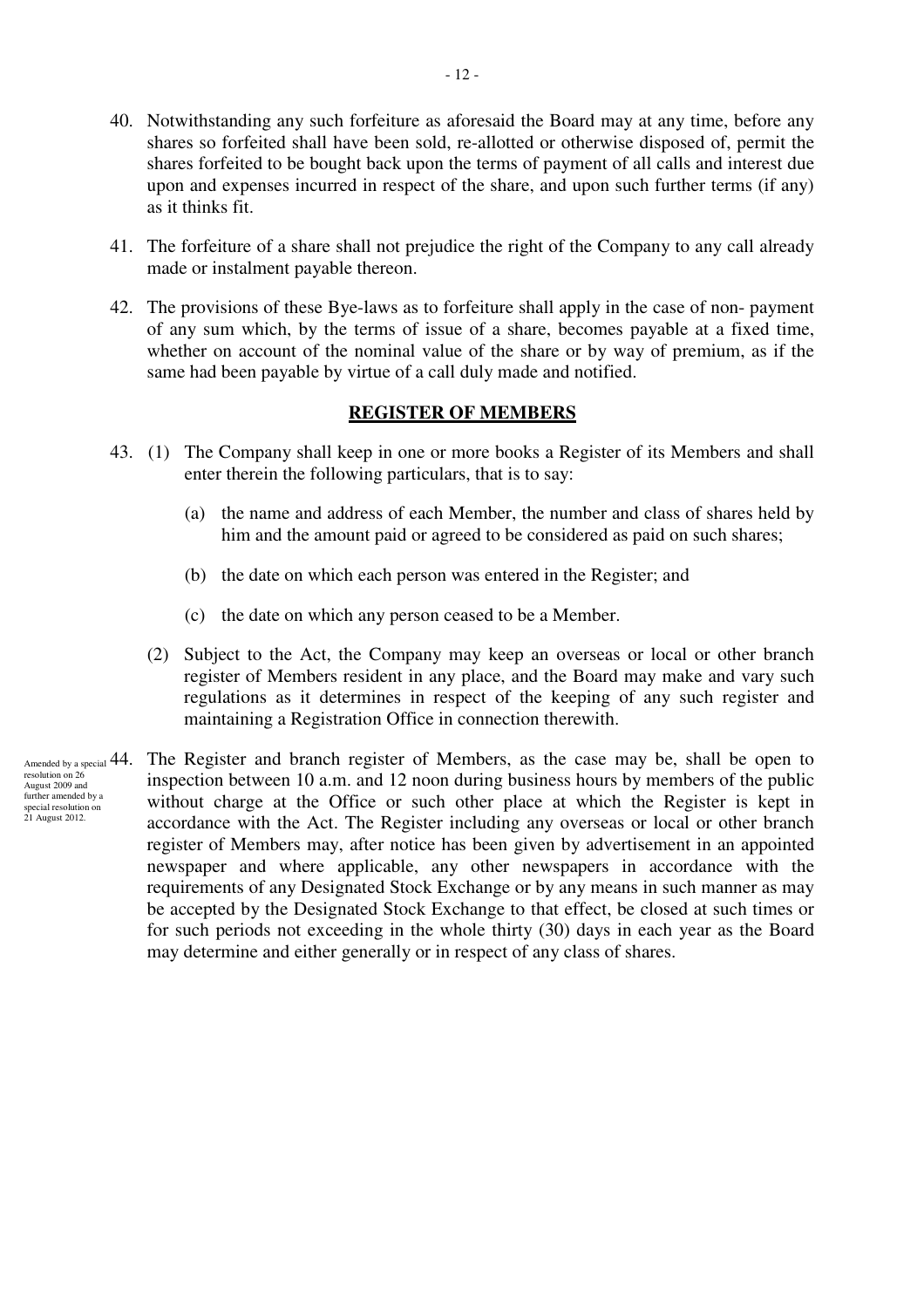40. Notwithstanding any such forfeiture as aforesaid the Board may at any time, before any shares so forfeited shall have been sold, re-allotted or otherwise disposed of, permit the shares forfeited to be bought back upon the terms of payment of all calls and interest due upon and expenses incurred in respect of the share, and upon such further terms (if any) as it thinks fit.

41. The forfeiture of a share shall not prejudice the right of the Company to any call already made or instalment payable thereon.

42. The provisions of these Bye-laws as to forfeiture shall apply in the case of non- payment of any sum which, by the terms of issue of a share, becomes payable at a fixed time, whether on account of the nominal value of the share or by way of premium, as if the same had been payable by virtue of a call duly made and notified.

## REGISTER OF MEMBERS

43. (1) The Company shall keep in one or more books a Register of its Members and shall enter therein the following particulars, that is to say:

    (a) the name and address of each Member, the number and class of shares held by him and the amount paid or agreed to be considered as paid on such shares;

    (b) the date on which each person was entered in the Register; and

    (c) the date on which any person ceased to be a Member.

    (2) Subject to the Act, the Company may keep an overseas or local or other branch register of Members resident in any place, and the Board may make and vary such regulations as it determines in respect of the keeping of any such register and maintaining a Registration Office in connection therewith.

Amended by a special resolution on 26 August 2009 and further amended by a special resolution on 21 August 2012.

44. The Register and branch register of Members, as the case may be, shall be open to inspection between 10 a.m. and 12 noon during business hours by members of the public without charge at the Office or such other place at which the Register is kept in accordance with the Act. The Register including any overseas or local or other branch register of Members may, after notice has been given by advertisement in an appointed newspaper and where applicable, any other newspapers in accordance with the requirements of any Designated Stock Exchange or by any means in such manner as may be accepted by the Designated Stock Exchange to that effect, be closed at such times or for such periods not exceeding in the whole thirty (30) days in each year as the Board may determine and either generally or in respect of any class of shares.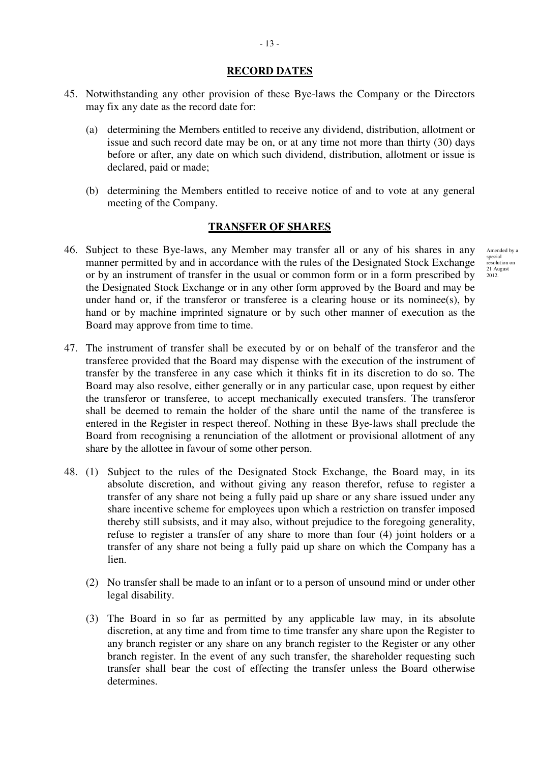## RECORD DATES

45. Notwithstanding any other provision of these Bye-laws the Company or the Directors may fix any date as the record date for:

    (a) determining the Members entitled to receive any dividend, distribution, allotment or issue and such record date may be on, or at any time not more than thirty (30) days before or after, any date on which such dividend, distribution, allotment or issue is declared, paid or made;

    (b) determining the Members entitled to receive notice of and to vote at any general meeting of the Company.

## TRANSFER OF SHARES

46. Subject to these Bye-laws, any Member may transfer all or any of his shares in any manner permitted by and in accordance with the rules of the Designated Stock Exchange or by an instrument of transfer in the usual or common form or in a form prescribed by the Designated Stock Exchange or in any other form approved by the Board and may be under hand or, if the transferor or transferee is a clearing house or its nominee(s), by hand or by machine imprinted signature or by such other manner of execution as the Board may approve from time to time.

    Amended by a special resolution on 21 August 2012.

47. The instrument of transfer shall be executed by or on behalf of the transferor and the transferee provided that the Board may dispense with the execution of the instrument of transfer by the transferee in any case which it thinks fit in its discretion to do so. The Board may also resolve, either generally or in any particular case, upon request by either the transferor or transferee, to accept mechanically executed transfers. The transferor shall be deemed to remain the holder of the share until the name of the transferee is entered in the Register in respect thereof. Nothing in these Bye-laws shall preclude the Board from recognising a renunciation of the allotment or provisional allotment of any share by the allottee in favour of some other person.

48. (1) Subject to the rules of the Designated Stock Exchange, the Board may, in its absolute discretion, and without giving any reason therefor, refuse to register a transfer of any share not being a fully paid up share or any share issued under any share incentive scheme for employees upon which a restriction on transfer imposed thereby still subsists, and it may also, without prejudice to the foregoing generality, refuse to register a transfer of any share to more than four (4) joint holders or a transfer of any share not being a fully paid up share on which the Company has a lien.

    (2) No transfer shall be made to an infant or to a person of unsound mind or under other legal disability.

    (3) The Board in so far as permitted by any applicable law may, in its absolute discretion, at any time and from time to time transfer any share upon the Register to any branch register or any share on any branch register to the Register or any other branch register. In the event of any such transfer, the shareholder requesting such transfer shall bear the cost of effecting the transfer unless the Board otherwise determines.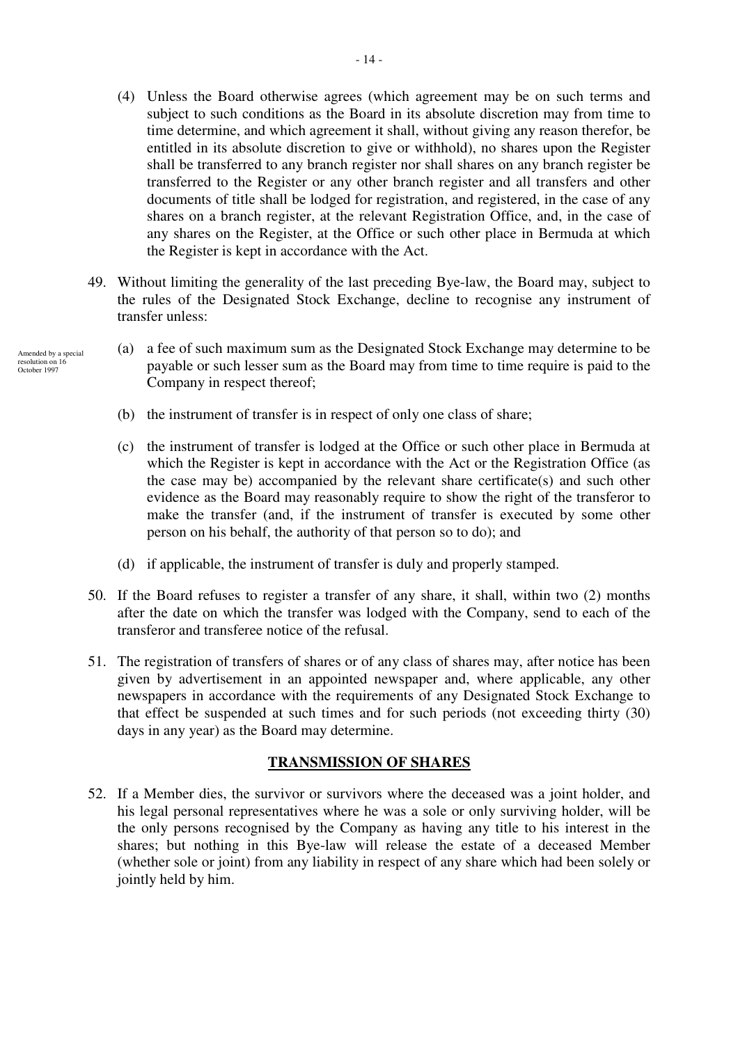(4) Unless the Board otherwise agrees (which agreement may be on such terms and subject to such conditions as the Board in its absolute discretion may from time to time determine, and which agreement it shall, without giving any reason therefor, be entitled in its absolute discretion to give or withhold), no shares upon the Register shall be transferred to any branch register nor shall shares on any branch register be transferred to the Register or any other branch register and all transfers and other documents of title shall be lodged for registration, and registered, in the case of any shares on a branch register, at the relevant Registration Office, and, in the case of any shares on the Register, at the Office or such other place in Bermuda at which the Register is kept in accordance with the Act.

49. Without limiting the generality of the last preceding Bye-law, the Board may, subject to the rules of the Designated Stock Exchange, decline to recognise any instrument of transfer unless:

Amended by a special resolution on 16 October 1997

(a) a fee of such maximum sum as the Designated Stock Exchange may determine to be payable or such lesser sum as the Board may from time to time require is paid to the Company in respect thereof;

(b) the instrument of transfer is in respect of only one class of share;

(c) the instrument of transfer is lodged at the Office or such other place in Bermuda at which the Register is kept in accordance with the Act or the Registration Office (as the case may be) accompanied by the relevant share certificate(s) and such other evidence as the Board may reasonably require to show the right of the transferor to make the transfer (and, if the instrument of transfer is executed by some other person on his behalf, the authority of that person so to do); and

(d) if applicable, the instrument of transfer is duly and properly stamped.

50. If the Board refuses to register a transfer of any share, it shall, within two (2) months after the date on which the transfer was lodged with the Company, send to each of the transferor and transferee notice of the refusal.

51. The registration of transfers of shares or of any class of shares may, after notice has been given by advertisement in an appointed newspaper and, where applicable, any other newspapers in accordance with the requirements of any Designated Stock Exchange to that effect be suspended at such times and for such periods (not exceeding thirty (30) days in any year) as the Board may determine.

## TRANSMISSION OF SHARES

52. If a Member dies, the survivor or survivors where the deceased was a joint holder, and his legal personal representatives where he was a sole or only surviving holder, will be the only persons recognised by the Company as having any title to his interest in the shares; but nothing in this Bye-law will release the estate of a deceased Member (whether sole or joint) from any liability in respect of any share which had been solely or jointly held by him.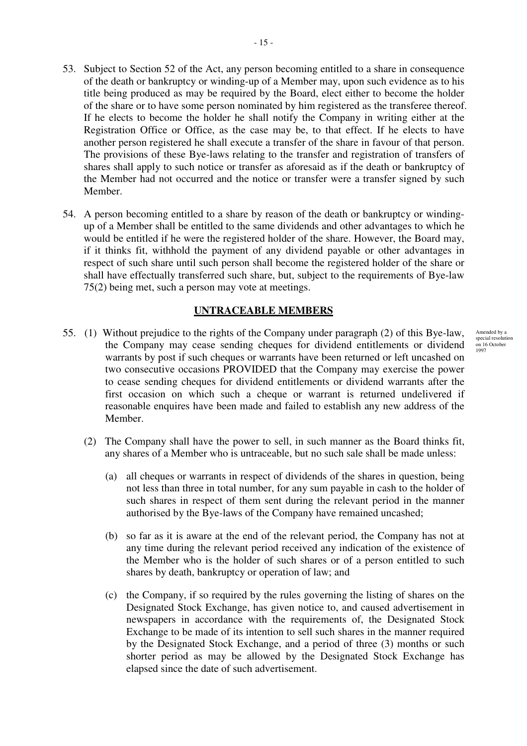53. Subject to Section 52 of the Act, any person becoming entitled to a share in consequence of the death or bankruptcy or winding-up of a Member may, upon such evidence as to his title being produced as may be required by the Board, elect either to become the holder of the share or to have some person nominated by him registered as the transferee thereof. If he elects to become the holder he shall notify the Company in writing either at the Registration Office or Office, as the case may be, to that effect. If he elects to have another person registered he shall execute a transfer of the share in favour of that person. The provisions of these Bye-laws relating to the transfer and registration of transfers of shares shall apply to such notice or transfer as aforesaid as if the death or bankruptcy of the Member had not occurred and the notice or transfer were a transfer signed by such Member.

54. A person becoming entitled to a share by reason of the death or bankruptcy or winding-up of a Member shall be entitled to the same dividends and other advantages to which he would be entitled if he were the registered holder of the share. However, the Board may, if it thinks fit, withhold the payment of any dividend payable or other advantages in respect of such share until such person shall become the registered holder of the share or shall have effectually transferred such share, but, subject to the requirements of Bye-law 75(2) being met, such a person may vote at meetings.

## UNTRACEABLE MEMBERS

55. (1) Without prejudice to the rights of the Company under paragraph (2) of this Bye-law, the Company may cease sending cheques for dividend entitlements or dividend warrants by post if such cheques or warrants have been returned or left uncashed on two consecutive occasions PROVIDED that the Company may exercise the power to cease sending cheques for dividend entitlements or dividend warrants after the first occasion on which such a cheque or warrant is returned undelivered if reasonable enquires have been made and failed to establish any new address of the Member.

Amended by a special resolution on 16 October 1997

(2) The Company shall have the power to sell, in such manner as the Board thinks fit, any shares of a Member who is untraceable, but no such sale shall be made unless:

(a) all cheques or warrants in respect of dividends of the shares in question, being not less than three in total number, for any sum payable in cash to the holder of such shares in respect of them sent during the relevant period in the manner authorised by the Bye-laws of the Company have remained uncashed;

(b) so far as it is aware at the end of the relevant period, the Company has not at any time during the relevant period received any indication of the existence of the Member who is the holder of such shares or of a person entitled to such shares by death, bankruptcy or operation of law; and

(c) the Company, if so required by the rules governing the listing of shares on the Designated Stock Exchange, has given notice to, and caused advertisement in newspapers in accordance with the requirements of, the Designated Stock Exchange to be made of its intention to sell such shares in the manner required by the Designated Stock Exchange, and a period of three (3) months or such shorter period as may be allowed by the Designated Stock Exchange has elapsed since the date of such advertisement.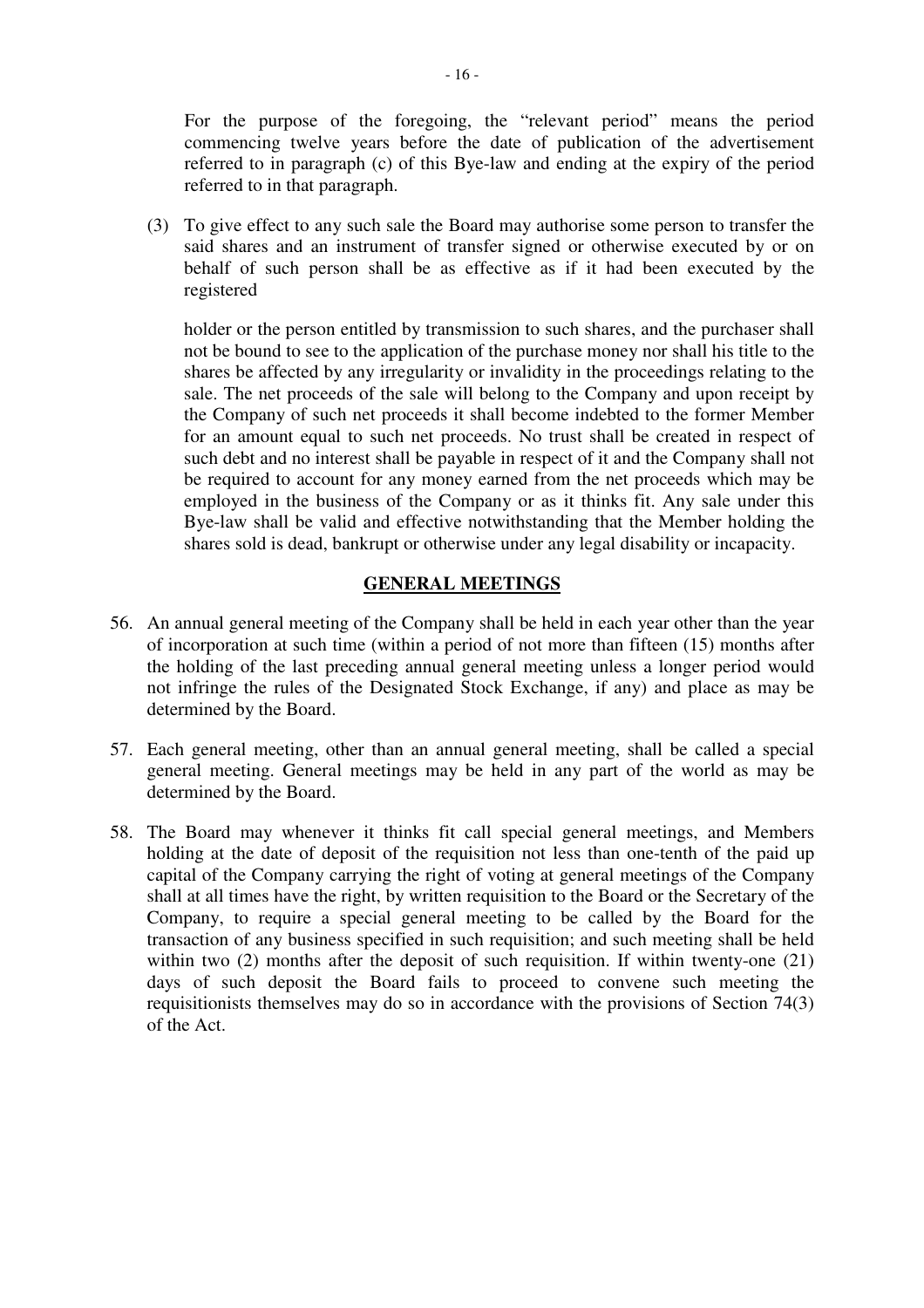For the purpose of the foregoing, the "relevant period" means the period commencing twelve years before the date of publication of the advertisement referred to in paragraph (c) of this Bye-law and ending at the expiry of the period referred to in that paragraph.

(3) To give effect to any such sale the Board may authorise some person to transfer the said shares and an instrument of transfer signed or otherwise executed by or on behalf of such person shall be as effective as if it had been executed by the registered holder or the person entitled by transmission to such shares, and the purchaser shall not be bound to see to the application of the purchase money nor shall his title to the shares be affected by any irregularity or invalidity in the proceedings relating to the sale. The net proceeds of the sale will belong to the Company and upon receipt by the Company of such net proceeds it shall become indebted to the former Member for an amount equal to such net proceeds. No trust shall be created in respect of such debt and no interest shall be payable in respect of it and the Company shall not be required to account for any money earned from the net proceeds which may be employed in the business of the Company or as it thinks fit. Any sale under this Bye-law shall be valid and effective notwithstanding that the Member holding the shares sold is dead, bankrupt or otherwise under any legal disability or incapacity.

## GENERAL MEETINGS

56. An annual general meeting of the Company shall be held in each year other than the year of incorporation at such time (within a period of not more than fifteen (15) months after the holding of the last preceding annual general meeting unless a longer period would not infringe the rules of the Designated Stock Exchange, if any) and place as may be determined by the Board.

57. Each general meeting, other than an annual general meeting, shall be called a special general meeting. General meetings may be held in any part of the world as may be determined by the Board.

58. The Board may whenever it thinks fit call special general meetings, and Members holding at the date of deposit of the requisition not less than one-tenth of the paid up capital of the Company carrying the right of voting at general meetings of the Company shall at all times have the right, by written requisition to the Board or the Secretary of the Company, to require a special general meeting to be called by the Board for the transaction of any business specified in such requisition; and such meeting shall be held within two (2) months after the deposit of such requisition. If within twenty-one (21) days of such deposit the Board fails to proceed to convene such meeting the requisitionists themselves may do so in accordance with the provisions of Section 74(3) of the Act.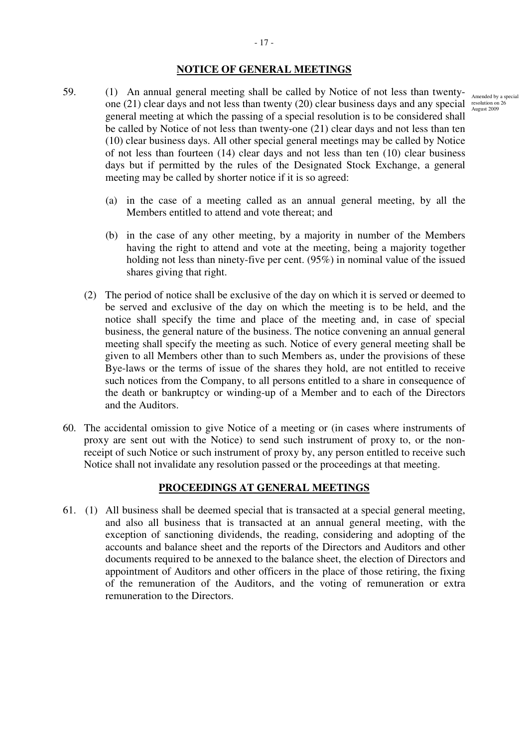## NOTICE OF GENERAL MEETINGS

59. (1) An annual general meeting shall be called by Notice of not less than twenty-one (21) clear days and not less than twenty (20) clear business days and any special general meeting at which the passing of a special resolution is to be considered shall be called by Notice of not less than twenty-one (21) clear days and not less than ten (10) clear business days. All other special general meetings may be called by Notice of not less than fourteen (14) clear days and not less than ten (10) clear business days but if permitted by the rules of the Designated Stock Exchange, a general meeting may be called by shorter notice if it is so agreed:

Amended by a special resolution on 26 August 2009

   (a) in the case of a meeting called as an annual general meeting, by all the Members entitled to attend and vote thereat; and

   (b) in the case of any other meeting, by a majority in number of the Members having the right to attend and vote at the meeting, being a majority together holding not less than ninety-five per cent. (95%) in nominal value of the issued shares giving that right.

   (2) The period of notice shall be exclusive of the day on which it is served or deemed to be served and exclusive of the day on which the meeting is to be held, and the notice shall specify the time and place of the meeting and, in case of special business, the general nature of the business. The notice convening an annual general meeting shall specify the meeting as such. Notice of every general meeting shall be given to all Members other than to such Members as, under the provisions of these Bye-laws or the terms of issue of the shares they hold, are not entitled to receive such notices from the Company, to all persons entitled to a share in consequence of the death or bankruptcy or winding-up of a Member and to each of the Directors and the Auditors.

60. The accidental omission to give Notice of a meeting or (in cases where instruments of proxy are sent out with the Notice) to send such instrument of proxy to, or the non-receipt of such Notice or such instrument of proxy by, any person entitled to receive such Notice shall not invalidate any resolution passed or the proceedings at that meeting.

## PROCEEDINGS AT GENERAL MEETINGS

61. (1) All business shall be deemed special that is transacted at a special general meeting, and also all business that is transacted at an annual general meeting, with the exception of sanctioning dividends, the reading, considering and adopting of the accounts and balance sheet and the reports of the Directors and Auditors and other documents required to be annexed to the balance sheet, the election of Directors and appointment of Auditors and other officers in the place of those retiring, the fixing of the remuneration of the Auditors, and the voting of remuneration or extra remuneration to the Directors.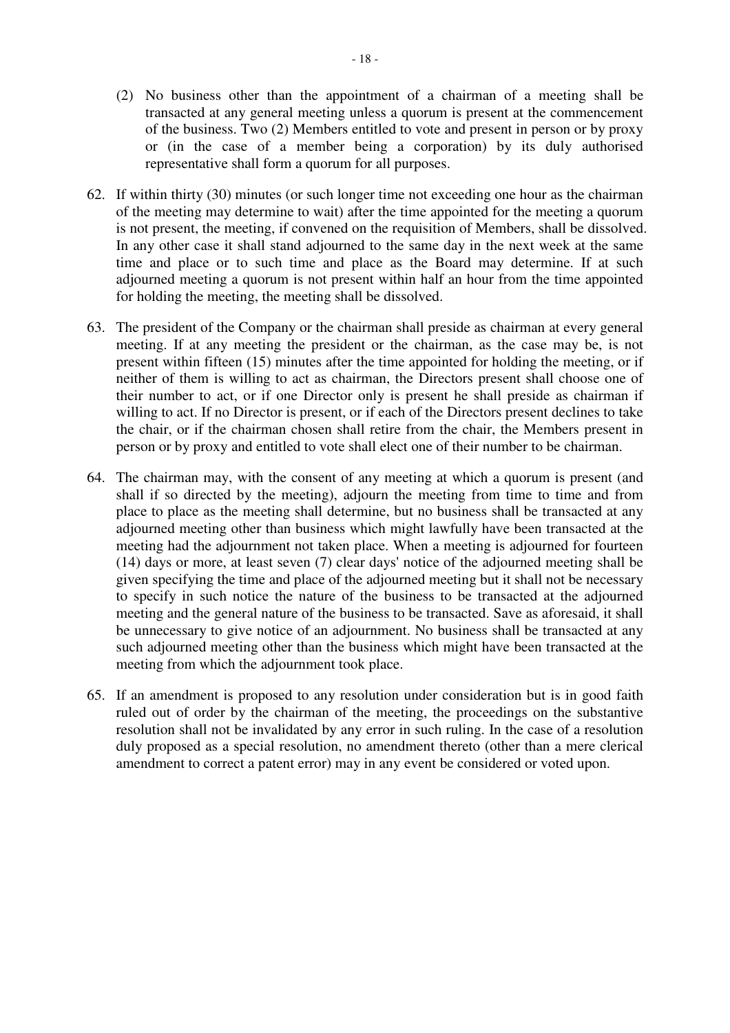(2) No business other than the appointment of a chairman of a meeting shall be transacted at any general meeting unless a quorum is present at the commencement of the business. Two (2) Members entitled to vote and present in person or by proxy or (in the case of a member being a corporation) by its duly authorised representative shall form a quorum for all purposes.

62. If within thirty (30) minutes (or such longer time not exceeding one hour as the chairman of the meeting may determine to wait) after the time appointed for the meeting a quorum is not present, the meeting, if convened on the requisition of Members, shall be dissolved. In any other case it shall stand adjourned to the same day in the next week at the same time and place or to such time and place as the Board may determine. If at such adjourned meeting a quorum is not present within half an hour from the time appointed for holding the meeting, the meeting shall be dissolved.

63. The president of the Company or the chairman shall preside as chairman at every general meeting. If at any meeting the president or the chairman, as the case may be, is not present within fifteen (15) minutes after the time appointed for holding the meeting, or if neither of them is willing to act as chairman, the Directors present shall choose one of their number to act, or if one Director only is present he shall preside as chairman if willing to act. If no Director is present, or if each of the Directors present declines to take the chair, or if the chairman chosen shall retire from the chair, the Members present in person or by proxy and entitled to vote shall elect one of their number to be chairman.

64. The chairman may, with the consent of any meeting at which a quorum is present (and shall if so directed by the meeting), adjourn the meeting from time to time and from place to place as the meeting shall determine, but no business shall be transacted at any adjourned meeting other than business which might lawfully have been transacted at the meeting had the adjournment not taken place. When a meeting is adjourned for fourteen (14) days or more, at least seven (7) clear days' notice of the adjourned meeting shall be given specifying the time and place of the adjourned meeting but it shall not be necessary to specify in such notice the nature of the business to be transacted at the adjourned meeting and the general nature of the business to be transacted. Save as aforesaid, it shall be unnecessary to give notice of an adjournment. No business shall be transacted at any such adjourned meeting other than the business which might have been transacted at the meeting from which the adjournment took place.

65. If an amendment is proposed to any resolution under consideration but is in good faith ruled out of order by the chairman of the meeting, the proceedings on the substantive resolution shall not be invalidated by any error in such ruling. In the case of a resolution duly proposed as a special resolution, no amendment thereto (other than a mere clerical amendment to correct a patent error) may in any event be considered or voted upon.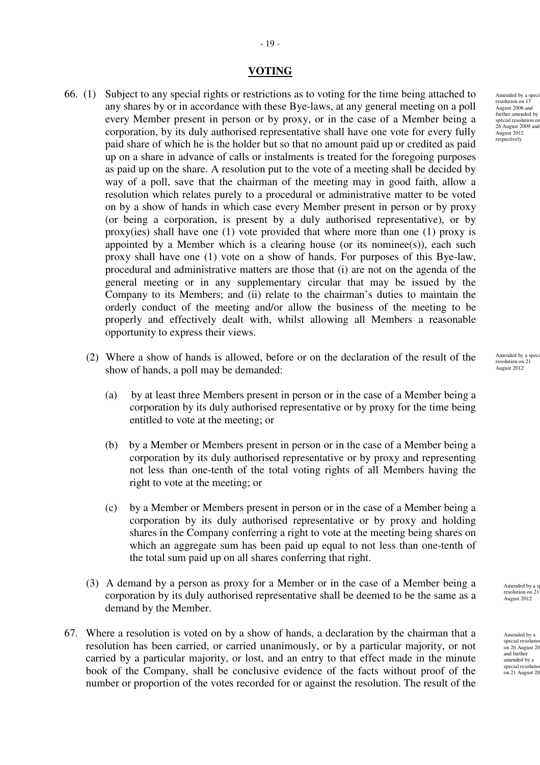## VOTING

66. (1) Subject to any special rights or restrictions as to voting for the time being attached to any shares by or in accordance with these Bye-laws, at any general meeting on a poll every Member present in person or by proxy, or in the case of a Member being a corporation, by its duly authorised representative shall have one vote for every fully paid share of which he is the holder but so that no amount paid up or credited as paid up on a share in advance of calls or instalments is treated for the foregoing purposes as paid up on the share. A resolution put to the vote of a meeting shall be decided by way of a poll, save that the chairman of the meeting may in good faith, allow a resolution which relates purely to a procedural or administrative matter to be voted on by a show of hands in which case every Member present in person or by proxy (or being a corporation, is present by a duly authorised representative), or by proxy(ies) shall have one (1) vote provided that where more than one (1) proxy is appointed by a Member which is a clearing house (or its nominee(s)), each such proxy shall have one (1) vote on a show of hands. For purposes of this Bye-law, procedural and administrative matters are those that (i) are not on the agenda of the general meeting or in any supplementary circular that may be issued by the Company to its Members; and (ii) relate to the chairman's duties to maintain the orderly conduct of the meeting and/or allow the business of the meeting to be properly and effectively dealt with, whilst allowing all Members a reasonable opportunity to express their views.

Amended by a special resolution on 17 August 2006 and further amended by a special resolution on 26 August 2009 and 21 August 2012 respectively

(2) Where a show of hands is allowed, before or on the declaration of the result of the show of hands, a poll may be demanded:

Amended by a special resolution on 21 August 2012

(a) by at least three Members present in person or in the case of a Member being a corporation by its duly authorised representative or by proxy for the time being entitled to vote at the meeting; or

(b) by a Member or Members present in person or in the case of a Member being a corporation by its duly authorised representative or by proxy and representing not less than one-tenth of the total voting rights of all Members having the right to vote at the meeting; or

(c) by a Member or Members present in person or in the case of a Member being a corporation by its duly authorised representative or by proxy and holding shares in the Company conferring a right to vote at the meeting being shares on which an aggregate sum has been paid up equal to not less than one-tenth of the total sum paid up on all shares conferring that right.

(3) A demand by a person as proxy for a Member or in the case of a Member being a corporation by its duly authorised representative shall be deemed to be the same as a demand by the Member.

Amended by a special resolution on 21 August 2012

67. Where a resolution is voted on by a show of hands, a declaration by the chairman that a resolution has been carried, or carried unanimously, or by a particular majority, or not carried by a particular majority, or lost, and an entry to that effect made in the minute book of the Company, shall be conclusive evidence of the facts without proof of the number or proportion of the votes recorded for or against the resolution. The result of the

Amended by a special resolution on 26 August 2009 and further amended by a special resolution on 21 August 2012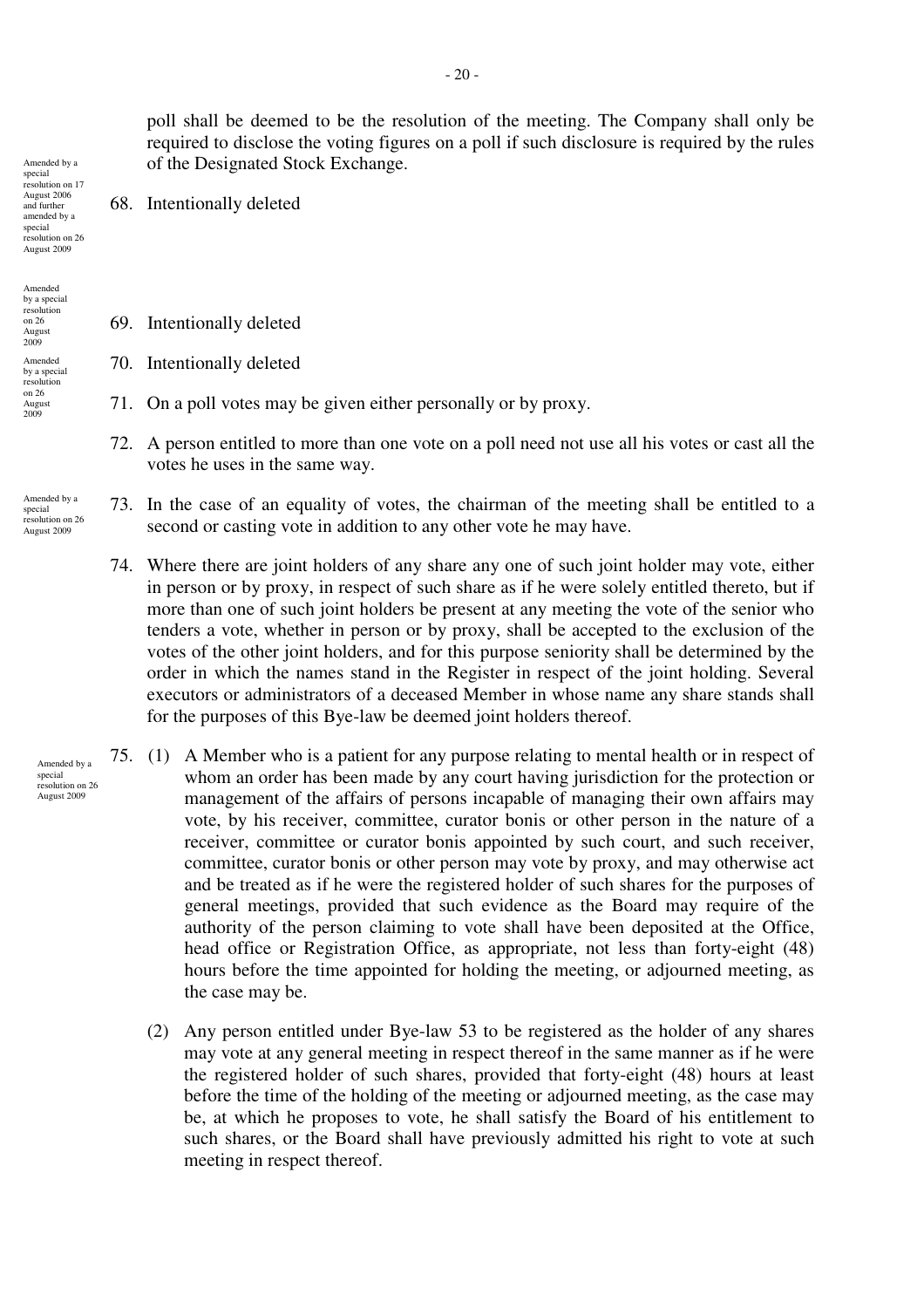poll shall be deemed to be the resolution of the meeting. The Company shall only be required to disclose the voting figures on a poll if such disclosure is required by the rules of the Designated Stock Exchange.

Amended by a special resolution on 17 August 2006 and further amended by a special resolution on 26 August 2009

68. Intentionally deleted

Amended by a special resolution on 26 August 2009

69. Intentionally deleted

Amended by a special resolution on 26 August 2009

70. Intentionally deleted

71. On a poll votes may be given either personally or by proxy.

72. A person entitled to more than one vote on a poll need not use all his votes or cast all the votes he uses in the same way.

Amended by a special resolution on 26 August 2009

73. In the case of an equality of votes, the chairman of the meeting shall be entitled to a second or casting vote in addition to any other vote he may have.

74. Where there are joint holders of any share any one of such joint holder may vote, either in person or by proxy, in respect of such share as if he were solely entitled thereto, but if more than one of such joint holders be present at any meeting the vote of the senior who tenders a vote, whether in person or by proxy, shall be accepted to the exclusion of the votes of the other joint holders, and for this purpose seniority shall be determined by the order in which the names stand in the Register in respect of the joint holding. Several executors or administrators of a deceased Member in whose name any share stands shall for the purposes of this Bye-law be deemed joint holders thereof.

Amended by a special resolution on 26 August 2009

75. (1) A Member who is a patient for any purpose relating to mental health or in respect of whom an order has been made by any court having jurisdiction for the protection or management of the affairs of persons incapable of managing their own affairs may vote, by his receiver, committee, curator bonis or other person in the nature of a receiver, committee or curator bonis appointed by such court, and such receiver, committee, curator bonis or other person may vote by proxy, and may otherwise act and be treated as if he were the registered holder of such shares for the purposes of general meetings, provided that such evidence as the Board may require of the authority of the person claiming to vote shall have been deposited at the Office, head office or Registration Office, as appropriate, not less than forty-eight (48) hours before the time appointed for holding the meeting, or adjourned meeting, as the case may be.

(2) Any person entitled under Bye-law 53 to be registered as the holder of any shares may vote at any general meeting in respect thereof in the same manner as if he were the registered holder of such shares, provided that forty-eight (48) hours at least before the time of the holding of the meeting or adjourned meeting, as the case may be, at which he proposes to vote, he shall satisfy the Board of his entitlement to such shares, or the Board shall have previously admitted his right to vote at such meeting in respect thereof.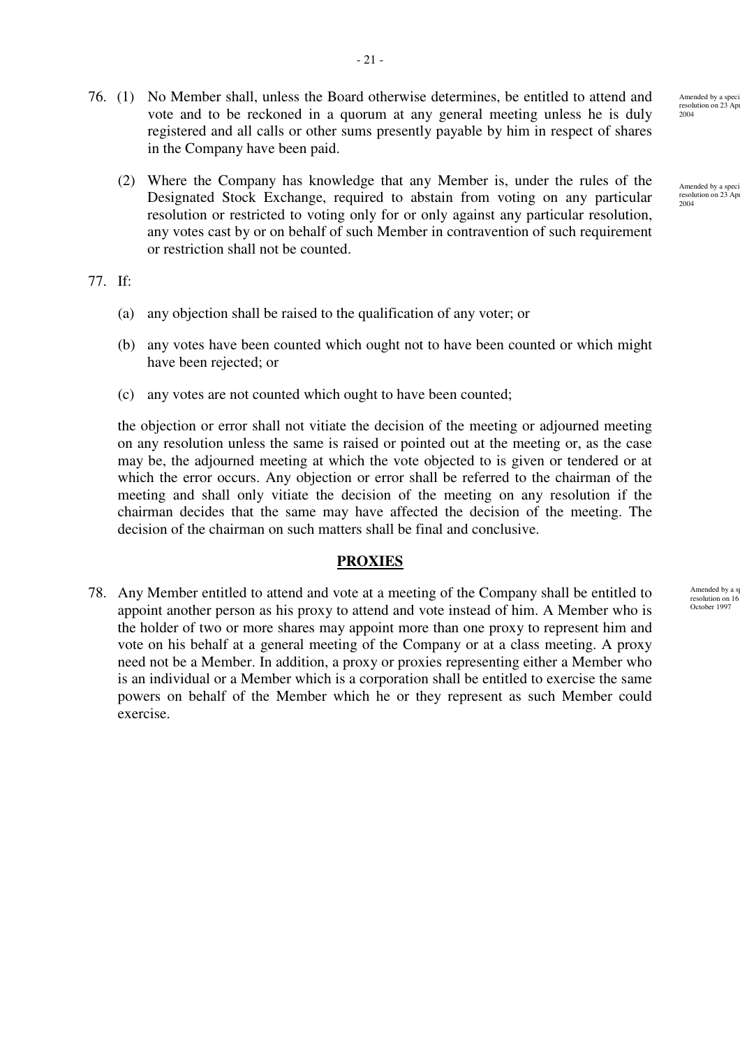76. (1) No Member shall, unless the Board otherwise determines, be entitled to attend and vote and to be reckoned in a quorum at any general meeting unless he is duly registered and all calls or other sums presently payable by him in respect of shares in the Company have been paid.

Amended by a special resolution on 23 April 2004

(2) Where the Company has knowledge that any Member is, under the rules of the Designated Stock Exchange, required to abstain from voting on any particular resolution or restricted to voting only for or only against any particular resolution, any votes cast by or on behalf of such Member in contravention of such requirement or restriction shall not be counted.

Amended by a special resolution on 23 April 2004

77. If:

(a) any objection shall be raised to the qualification of any voter; or

(b) any votes have been counted which ought not to have been counted or which might have been rejected; or

(c) any votes are not counted which ought to have been counted;

the objection or error shall not vitiate the decision of the meeting or adjourned meeting on any resolution unless the same is raised or pointed out at the meeting or, as the case may be, the adjourned meeting at which the vote objected to is given or tendered or at which the error occurs. Any objection or error shall be referred to the chairman of the meeting and shall only vitiate the decision of the meeting on any resolution if the chairman decides that the same may have affected the decision of the meeting. The decision of the chairman on such matters shall be final and conclusive.

## PROXIES

78. Any Member entitled to attend and vote at a meeting of the Company shall be entitled to appoint another person as his proxy to attend and vote instead of him. A Member who is the holder of two or more shares may appoint more than one proxy to represent him and vote on his behalf at a general meeting of the Company or at a class meeting. A proxy need not be a Member. In addition, a proxy or proxies representing either a Member who is an individual or a Member which is a corporation shall be entitled to exercise the same powers on behalf of the Member which he or they represent as such Member could exercise.

Amended by a special resolution on 16 October 1997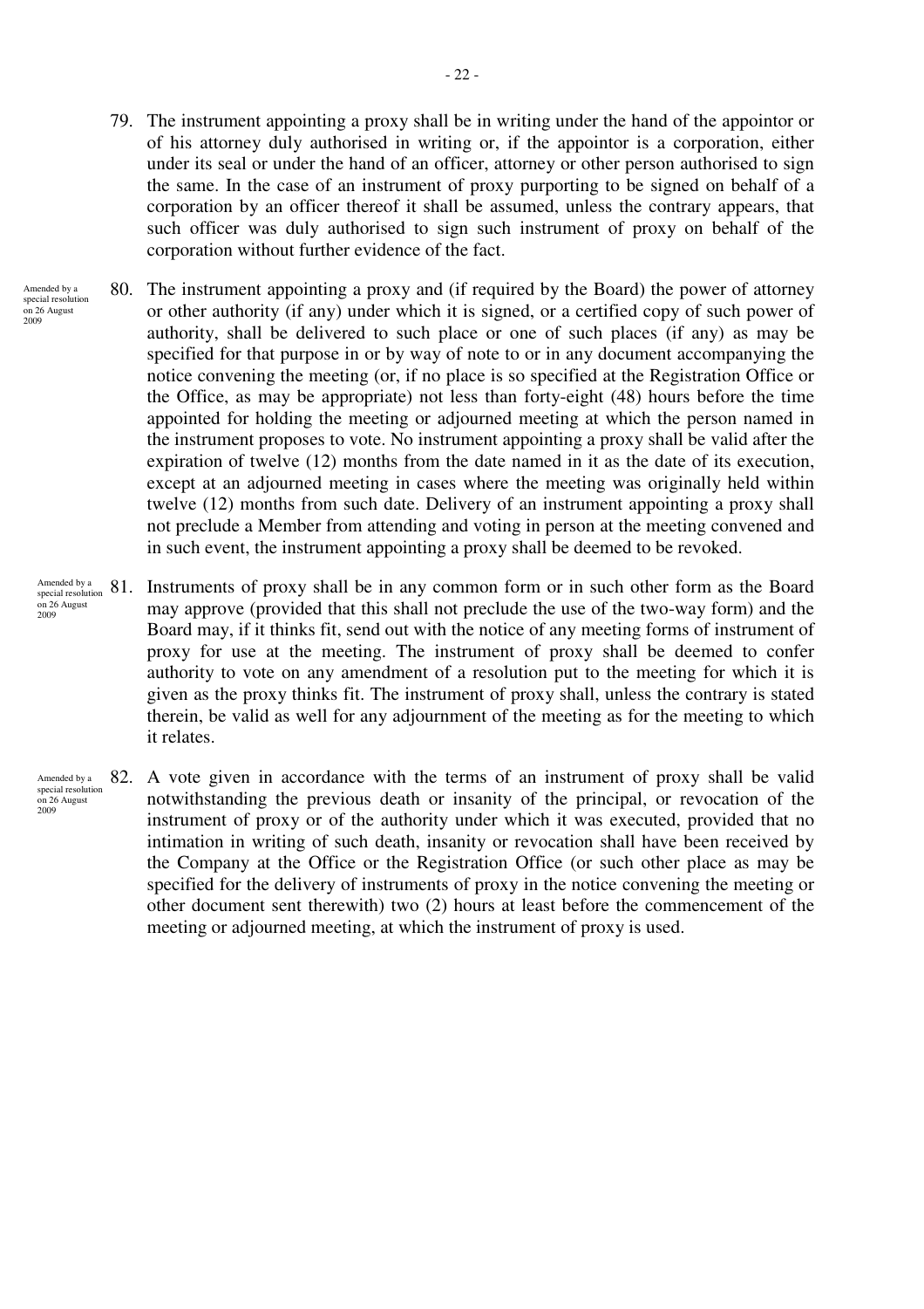79. The instrument appointing a proxy shall be in writing under the hand of the appointor or of his attorney duly authorised in writing or, if the appointor is a corporation, either under its seal or under the hand of an officer, attorney or other person authorised to sign the same. In the case of an instrument of proxy purporting to be signed on behalf of a corporation by an officer thereof it shall be assumed, unless the contrary appears, that such officer was duly authorised to sign such instrument of proxy on behalf of the corporation without further evidence of the fact.

Amended by a special resolution on 26 August 2009

80. The instrument appointing a proxy and (if required by the Board) the power of attorney or other authority (if any) under which it is signed, or a certified copy of such power of authority, shall be delivered to such place or one of such places (if any) as may be specified for that purpose in or by way of note to or in any document accompanying the notice convening the meeting (or, if no place is so specified at the Registration Office or the Office, as may be appropriate) not less than forty-eight (48) hours before the time appointed for holding the meeting or adjourned meeting at which the person named in the instrument proposes to vote. No instrument appointing a proxy shall be valid after the expiration of twelve (12) months from the date named in it as the date of its execution, except at an adjourned meeting in cases where the meeting was originally held within twelve (12) months from such date. Delivery of an instrument appointing a proxy shall not preclude a Member from attending and voting in person at the meeting convened and in such event, the instrument appointing a proxy shall be deemed to be revoked.

Amended by a special resolution on 26 August 2009

81. Instruments of proxy shall be in any common form or in such other form as the Board may approve (provided that this shall not preclude the use of the two-way form) and the Board may, if it thinks fit, send out with the notice of any meeting forms of instrument of proxy for use at the meeting. The instrument of proxy shall be deemed to confer authority to vote on any amendment of a resolution put to the meeting for which it is given as the proxy thinks fit. The instrument of proxy shall, unless the contrary is stated therein, be valid as well for any adjournment of the meeting as for the meeting to which it relates.

Amended by a special resolution on 26 August 2009

82. A vote given in accordance with the terms of an instrument of proxy shall be valid notwithstanding the previous death or insanity of the principal, or revocation of the instrument of proxy or of the authority under which it was executed, provided that no intimation in writing of such death, insanity or revocation shall have been received by the Company at the Office or the Registration Office (or such other place as may be specified for the delivery of instruments of proxy in the notice convening the meeting or other document sent therewith) two (2) hours at least before the commencement of the meeting or adjourned meeting, at which the instrument of proxy is used.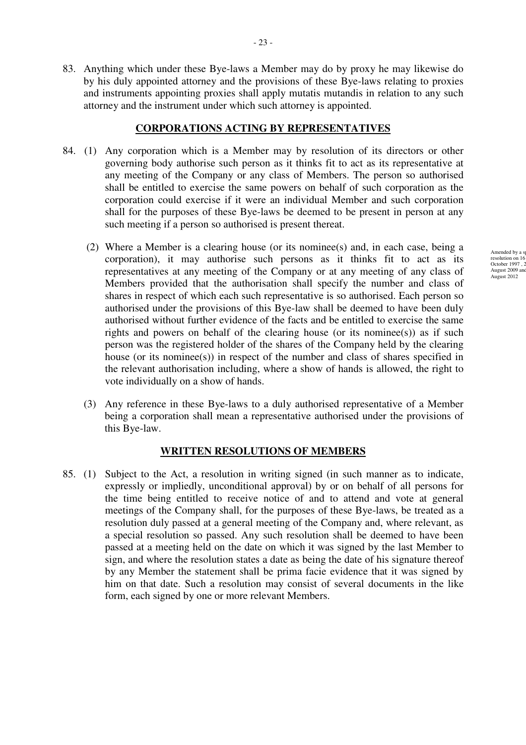83. Anything which under these Bye-laws a Member may do by proxy he may likewise do by his duly appointed attorney and the provisions of these Bye-laws relating to proxies and instruments appointing proxies shall apply mutatis mutandis in relation to any such attorney and the instrument under which such attorney is appointed.

## CORPORATIONS ACTING BY REPRESENTATIVES

84. (1) Any corporation which is a Member may by resolution of its directors or other governing body authorise such person as it thinks fit to act as its representative at any meeting of the Company or any class of Members. The person so authorised shall be entitled to exercise the same powers on behalf of such corporation as the corporation could exercise if it were an individual Member and such corporation shall for the purposes of these Bye-laws be deemed to be present in person at any such meeting if a person so authorised is present thereat.

    (2) Where a Member is a clearing house (or its nominee(s) and, in each case, being a corporation), it may authorise such persons as it thinks fit to act as its representatives at any meeting of the Company or at any meeting of any class of Members provided that the authorisation shall specify the number and class of shares in respect of which each such representative is so authorised. Each person so authorised under the provisions of this Bye-law shall be deemed to have been duly authorised without further evidence of the facts and be entitled to exercise the same rights and powers on behalf of the clearing house (or its nominee(s)) as if such person was the registered holder of the shares of the Company held by the clearing house (or its nominee(s)) in respect of the number and class of shares specified in the relevant authorisation including, where a show of hands is allowed, the right to vote individually on a show of hands.

    Amended by a sp resolution on 16 October 1997 , 2 August 2009 and August 2012

    (3) Any reference in these Bye-laws to a duly authorised representative of a Member being a corporation shall mean a representative authorised under the provisions of this Bye-law.

## WRITTEN RESOLUTIONS OF MEMBERS

85. (1) Subject to the Act, a resolution in writing signed (in such manner as to indicate, expressly or impliedly, unconditional approval) by or on behalf of all persons for the time being entitled to receive notice of and to attend and vote at general meetings of the Company shall, for the purposes of these Bye-laws, be treated as a resolution duly passed at a general meeting of the Company and, where relevant, as a special resolution so passed. Any such resolution shall be deemed to have been passed at a meeting held on the date on which it was signed by the last Member to sign, and where the resolution states a date as being the date of his signature thereof by any Member the statement shall be prima facie evidence that it was signed by him on that date. Such a resolution may consist of several documents in the like form, each signed by one or more relevant Members.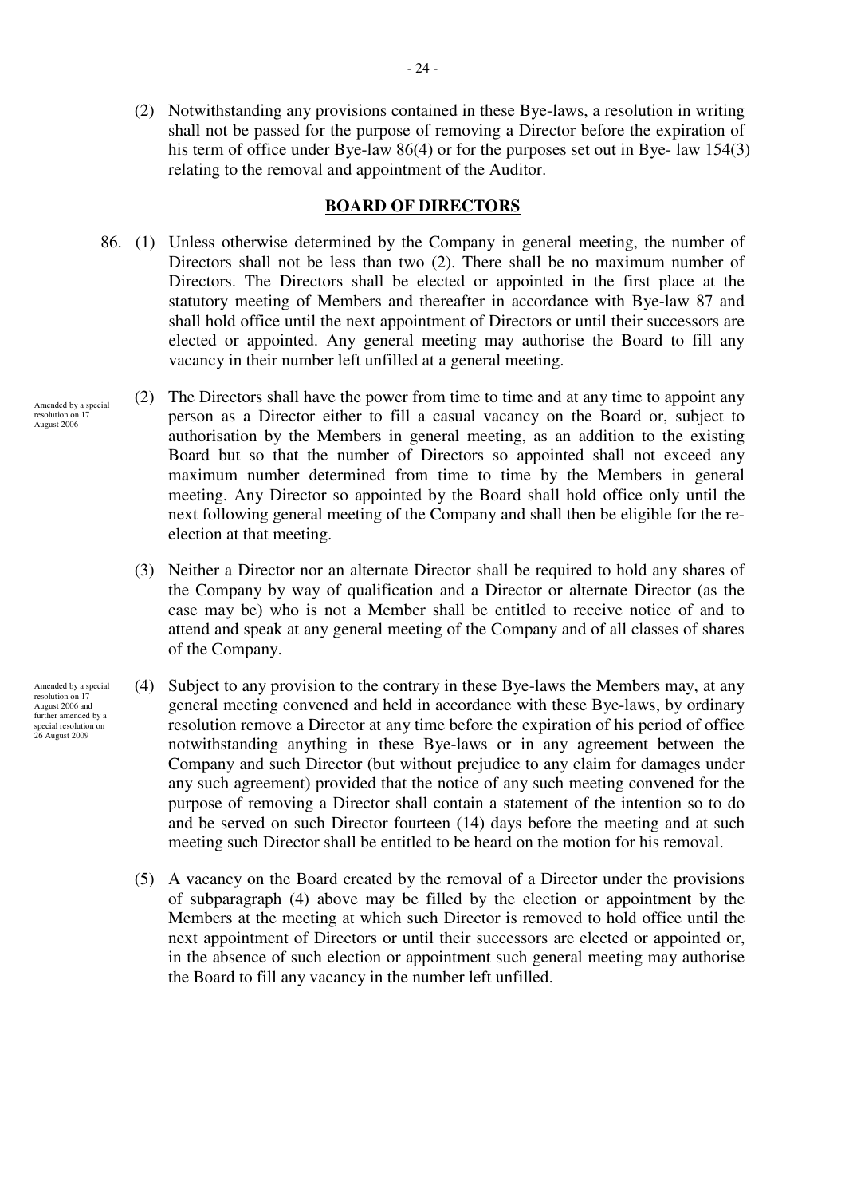(2) Notwithstanding any provisions contained in these Bye-laws, a resolution in writing shall not be passed for the purpose of removing a Director before the expiration of his term of office under Bye-law 86(4) or for the purposes set out in Bye- law 154(3) relating to the removal and appointment of the Auditor.

## BOARD OF DIRECTORS

86. (1) Unless otherwise determined by the Company in general meeting, the number of Directors shall not be less than two (2). There shall be no maximum number of Directors. The Directors shall be elected or appointed in the first place at the statutory meeting of Members and thereafter in accordance with Bye-law 87 and shall hold office until the next appointment of Directors or until their successors are elected or appointed. Any general meeting may authorise the Board to fill any vacancy in their number left unfilled at a general meeting.

Amended by a special resolution on 17 August 2006

(2) The Directors shall have the power from time to time and at any time to appoint any person as a Director either to fill a casual vacancy on the Board or, subject to authorisation by the Members in general meeting, as an addition to the existing Board but so that the number of Directors so appointed shall not exceed any maximum number determined from time to time by the Members in general meeting. Any Director so appointed by the Board shall hold office only until the next following general meeting of the Company and shall then be eligible for the re-election at that meeting.

(3) Neither a Director nor an alternate Director shall be required to hold any shares of the Company by way of qualification and a Director or alternate Director (as the case may be) who is not a Member shall be entitled to receive notice of and to attend and speak at any general meeting of the Company and of all classes of shares of the Company.

Amended by a special resolution on 17 August 2006 and further amended by a special resolution on 26 August 2009

(4) Subject to any provision to the contrary in these Bye-laws the Members may, at any general meeting convened and held in accordance with these Bye-laws, by ordinary resolution remove a Director at any time before the expiration of his period of office notwithstanding anything in these Bye-laws or in any agreement between the Company and such Director (but without prejudice to any claim for damages under any such agreement) provided that the notice of any such meeting convened for the purpose of removing a Director shall contain a statement of the intention so to do and be served on such Director fourteen (14) days before the meeting and at such meeting such Director shall be entitled to be heard on the motion for his removal.

(5) A vacancy on the Board created by the removal of a Director under the provisions of subparagraph (4) above may be filled by the election or appointment by the Members at the meeting at which such Director is removed to hold office until the next appointment of Directors or until their successors are elected or appointed or, in the absence of such election or appointment such general meeting may authorise the Board to fill any vacancy in the number left unfilled.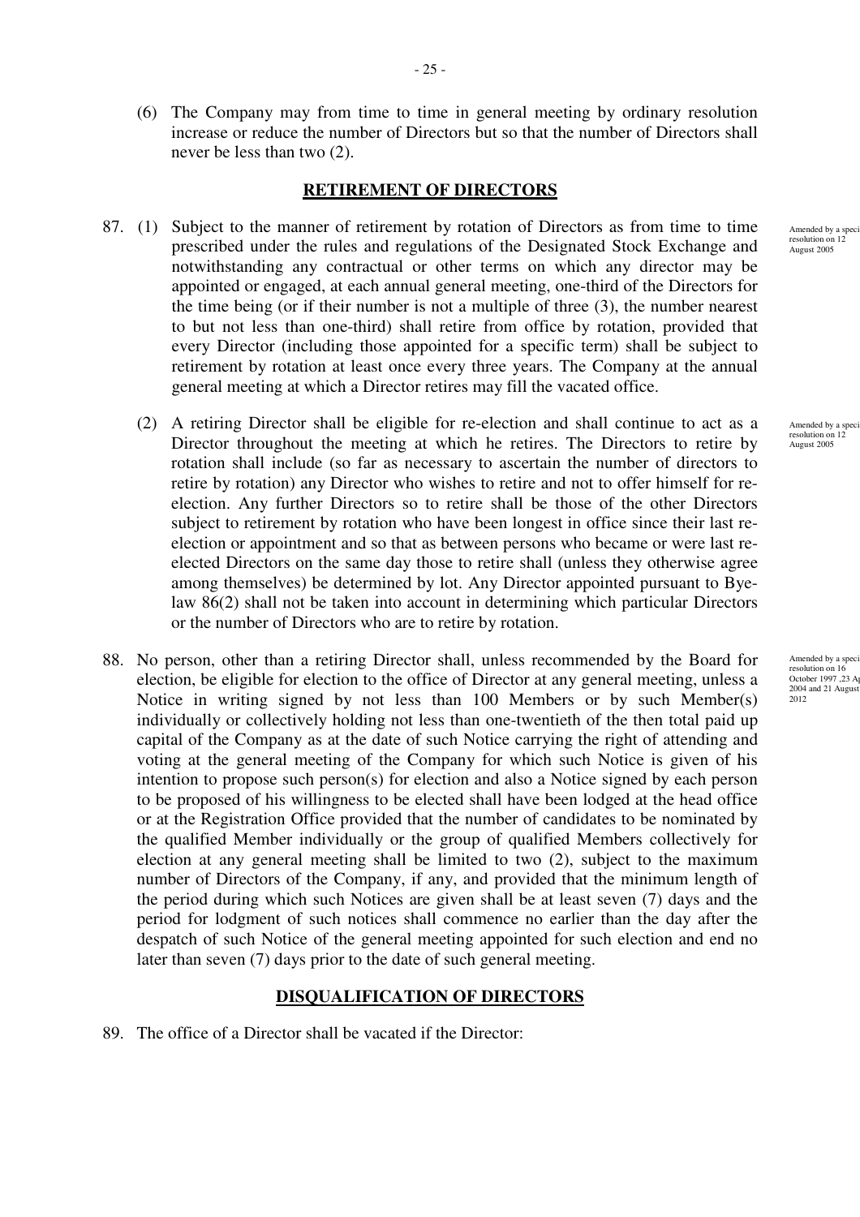(6) The Company may from time to time in general meeting by ordinary resolution increase or reduce the number of Directors but so that the number of Directors shall never be less than two (2).

## RETIREMENT OF DIRECTORS

87. (1) Subject to the manner of retirement by rotation of Directors as from time to time prescribed under the rules and regulations of the Designated Stock Exchange and notwithstanding any contractual or other terms on which any director may be appointed or engaged, at each annual general meeting, one-third of the Directors for the time being (or if their number is not a multiple of three (3), the number nearest to but not less than one-third) shall retire from office by rotation, provided that every Director (including those appointed for a specific term) shall be subject to retirement by rotation at least once every three years. The Company at the annual general meeting at which a Director retires may fill the vacated office.

Amended by a special resolution on 12 August 2005

(2) A retiring Director shall be eligible for re-election and shall continue to act as a Director throughout the meeting at which he retires. The Directors to retire by rotation shall include (so far as necessary to ascertain the number of directors to retire by rotation) any Director who wishes to retire and not to offer himself for re-election. Any further Directors so to retire shall be those of the other Directors subject to retirement by rotation who have been longest in office since their last re-election or appointment and so that as between persons who became or were last re-elected Directors on the same day those to retire shall (unless they otherwise agree among themselves) be determined by lot. Any Director appointed pursuant to Bye-law 86(2) shall not be taken into account in determining which particular Directors or the number of Directors who are to retire by rotation.

Amended by a special resolution on 12 August 2005

88. No person, other than a retiring Director shall, unless recommended by the Board for election, be eligible for election to the office of Director at any general meeting, unless a Notice in writing signed by not less than 100 Members or by such Member(s) individually or collectively holding not less than one-twentieth of the then total paid up capital of the Company as at the date of such Notice carrying the right of attending and voting at the general meeting of the Company for which such Notice is given of his intention to propose such person(s) for election and also a Notice signed by each person to be proposed of his willingness to be elected shall have been lodged at the head office or at the Registration Office provided that the number of candidates to be nominated by the qualified Member individually or the group of qualified Members collectively for election at any general meeting shall be limited to two (2), subject to the maximum number of Directors of the Company, if any, and provided that the minimum length of the period during which such Notices are given shall be at least seven (7) days and the period for lodgment of such notices shall commence no earlier than the day after the despatch of such Notice of the general meeting appointed for such election and end no later than seven (7) days prior to the date of such general meeting.

Amended by a special resolution on 16 October 1997 ,23 April 2004 and 21 August 2012

## DISQUALIFICATION OF DIRECTORS

89. The office of a Director shall be vacated if the Director: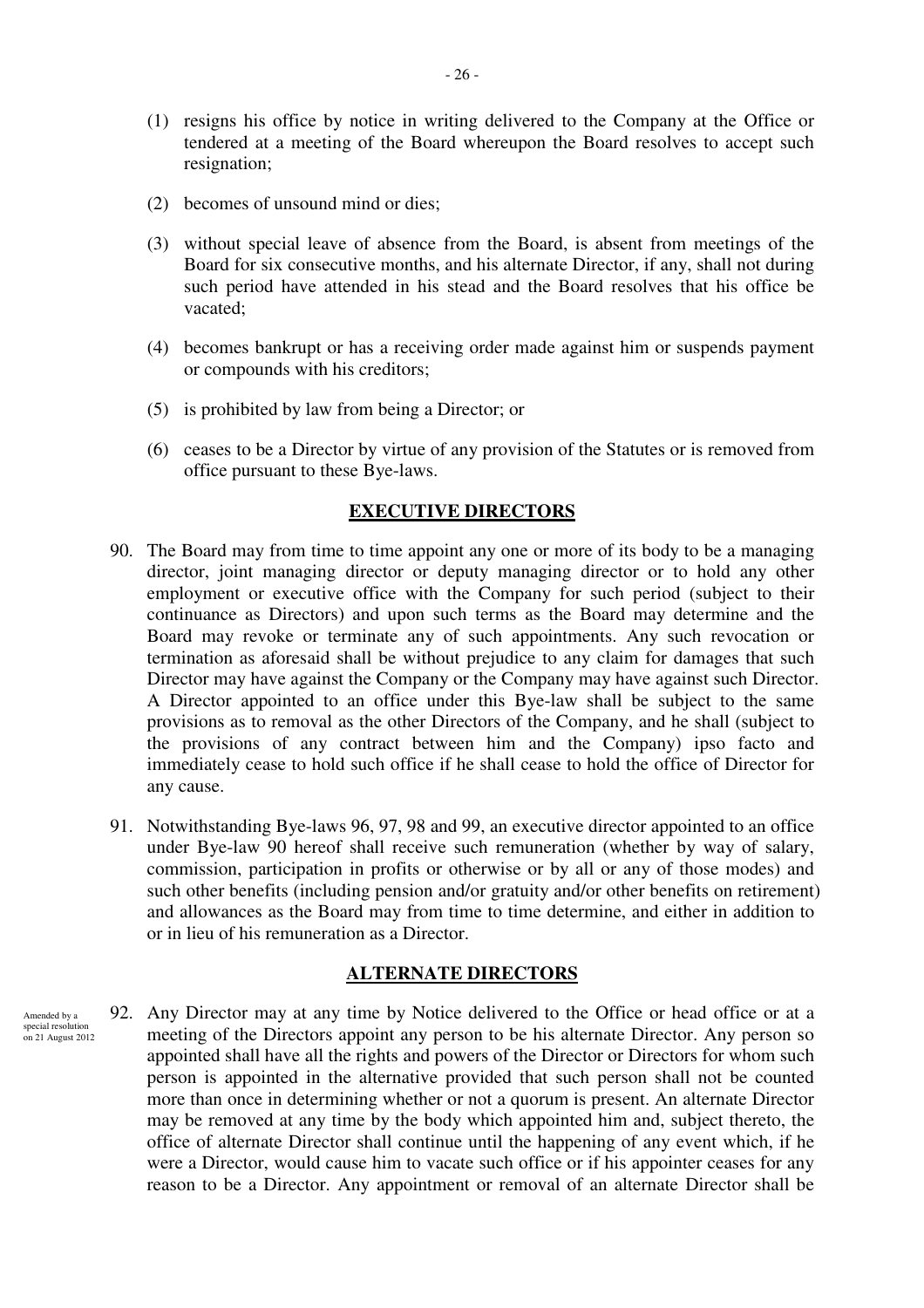(1) resigns his office by notice in writing delivered to the Company at the Office or tendered at a meeting of the Board whereupon the Board resolves to accept such resignation;

(2) becomes of unsound mind or dies;

(3) without special leave of absence from the Board, is absent from meetings of the Board for six consecutive months, and his alternate Director, if any, shall not during such period have attended in his stead and the Board resolves that his office be vacated;

(4) becomes bankrupt or has a receiving order made against him or suspends payment or compounds with his creditors;

(5) is prohibited by law from being a Director; or

(6) ceases to be a Director by virtue of any provision of the Statutes or is removed from office pursuant to these Bye-laws.

## EXECUTIVE DIRECTORS

90. The Board may from time to time appoint any one or more of its body to be a managing director, joint managing director or deputy managing director or to hold any other employment or executive office with the Company for such period (subject to their continuance as Directors) and upon such terms as the Board may determine and the Board may revoke or terminate any of such appointments. Any such revocation or termination as aforesaid shall be without prejudice to any claim for damages that such Director may have against the Company or the Company may have against such Director. A Director appointed to an office under this Bye-law shall be subject to the same provisions as to removal as the other Directors of the Company, and he shall (subject to the provisions of any contract between him and the Company) ipso facto and immediately cease to hold such office if he shall cease to hold the office of Director for any cause.

91. Notwithstanding Bye-laws 96, 97, 98 and 99, an executive director appointed to an office under Bye-law 90 hereof shall receive such remuneration (whether by way of salary, commission, participation in profits or otherwise or by all or any of those modes) and such other benefits (including pension and/or gratuity and/or other benefits on retirement) and allowances as the Board may from time to time determine, and either in addition to or in lieu of his remuneration as a Director.

## ALTERNATE DIRECTORS

Amended by a special resolution on 21 August 2012

92. Any Director may at any time by Notice delivered to the Office or head office or at a meeting of the Directors appoint any person to be his alternate Director. Any person so appointed shall have all the rights and powers of the Director or Directors for whom such person is appointed in the alternative provided that such person shall not be counted more than once in determining whether or not a quorum is present. An alternate Director may be removed at any time by the body which appointed him and, subject thereto, the office of alternate Director shall continue until the happening of any event which, if he were a Director, would cause him to vacate such office or if his appointer ceases for any reason to be a Director. Any appointment or removal of an alternate Director shall be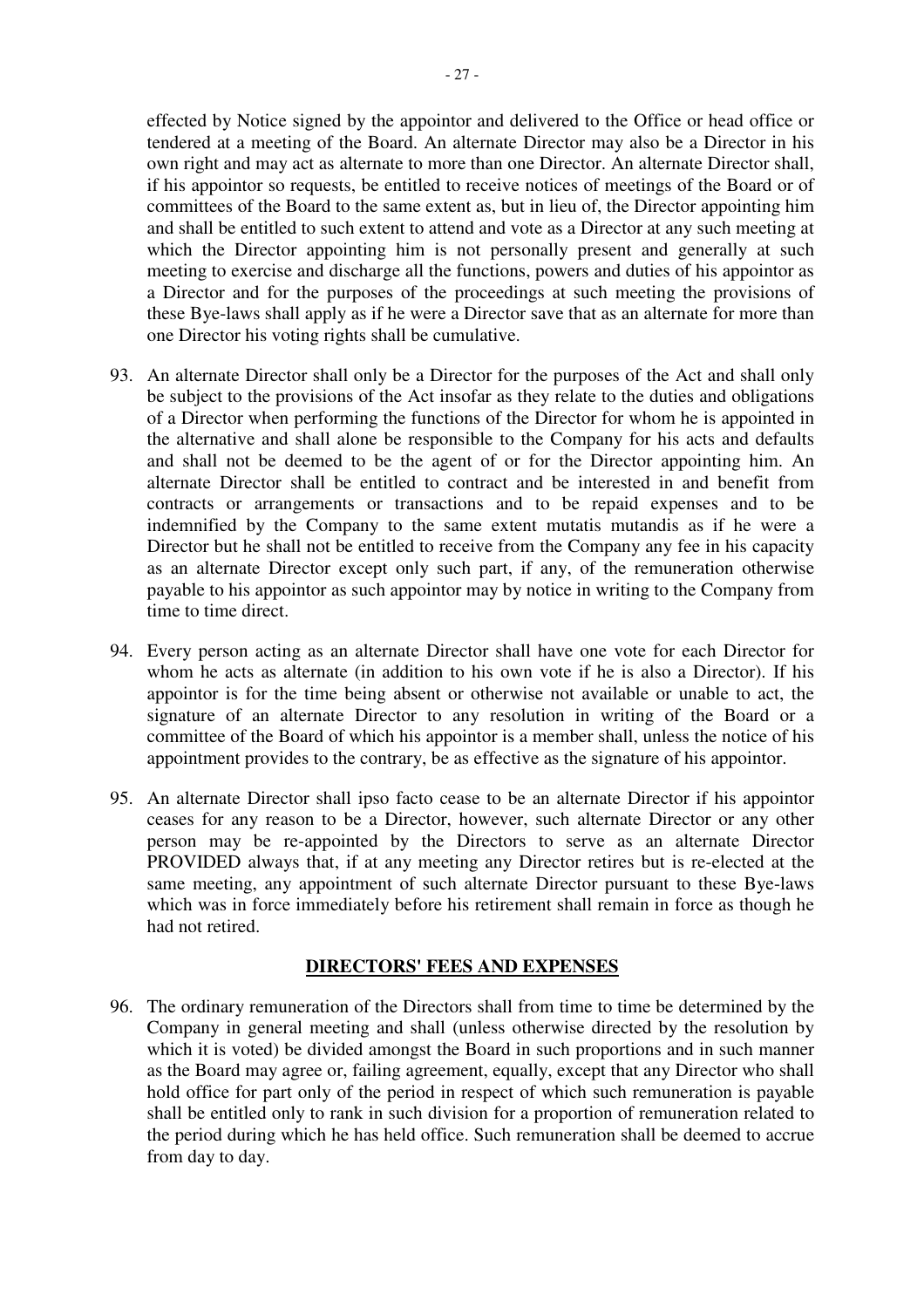effected by Notice signed by the appointor and delivered to the Office or head office or tendered at a meeting of the Board. An alternate Director may also be a Director in his own right and may act as alternate to more than one Director. An alternate Director shall, if his appointor so requests, be entitled to receive notices of meetings of the Board or of committees of the Board to the same extent as, but in lieu of, the Director appointing him and shall be entitled to such extent to attend and vote as a Director at any such meeting at which the Director appointing him is not personally present and generally at such meeting to exercise and discharge all the functions, powers and duties of his appointor as a Director and for the purposes of the proceedings at such meeting the provisions of these Bye-laws shall apply as if he were a Director save that as an alternate for more than one Director his voting rights shall be cumulative.

93. An alternate Director shall only be a Director for the purposes of the Act and shall only be subject to the provisions of the Act insofar as they relate to the duties and obligations of a Director when performing the functions of the Director for whom he is appointed in the alternative and shall alone be responsible to the Company for his acts and defaults and shall not be deemed to be the agent of or for the Director appointing him. An alternate Director shall be entitled to contract and be interested in and benefit from contracts or arrangements or transactions and to be repaid expenses and to be indemnified by the Company to the same extent mutatis mutandis as if he were a Director but he shall not be entitled to receive from the Company any fee in his capacity as an alternate Director except only such part, if any, of the remuneration otherwise payable to his appointor as such appointor may by notice in writing to the Company from time to time direct.

94. Every person acting as an alternate Director shall have one vote for each Director for whom he acts as alternate (in addition to his own vote if he is also a Director). If his appointor is for the time being absent or otherwise not available or unable to act, the signature of an alternate Director to any resolution in writing of the Board or a committee of the Board of which his appointor is a member shall, unless the notice of his appointment provides to the contrary, be as effective as the signature of his appointor.

95. An alternate Director shall ipso facto cease to be an alternate Director if his appointor ceases for any reason to be a Director, however, such alternate Director or any other person may be re-appointed by the Directors to serve as an alternate Director PROVIDED always that, if at any meeting any Director retires but is re-elected at the same meeting, any appointment of such alternate Director pursuant to these Bye-laws which was in force immediately before his retirement shall remain in force as though he had not retired.

## DIRECTORS' FEES AND EXPENSES

96. The ordinary remuneration of the Directors shall from time to time be determined by the Company in general meeting and shall (unless otherwise directed by the resolution by which it is voted) be divided amongst the Board in such proportions and in such manner as the Board may agree or, failing agreement, equally, except that any Director who shall hold office for part only of the period in respect of which such remuneration is payable shall be entitled only to rank in such division for a proportion of remuneration related to the period during which he has held office. Such remuneration shall be deemed to accrue from day to day.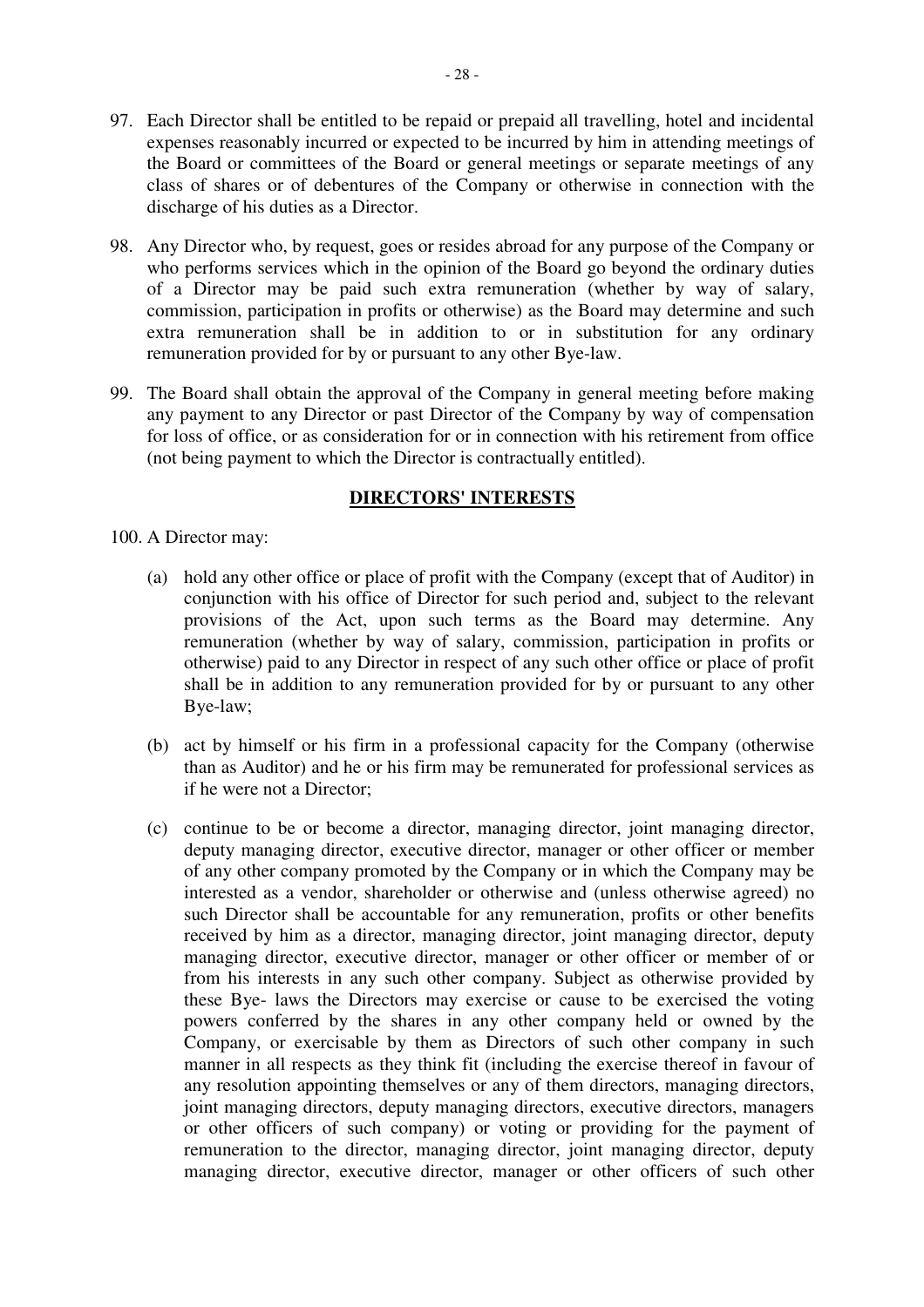97. Each Director shall be entitled to be repaid or prepaid all travelling, hotel and incidental expenses reasonably incurred or expected to be incurred by him in attending meetings of the Board or committees of the Board or general meetings or separate meetings of any class of shares or of debentures of the Company or otherwise in connection with the discharge of his duties as a Director.

98. Any Director who, by request, goes or resides abroad for any purpose of the Company or who performs services which in the opinion of the Board go beyond the ordinary duties of a Director may be paid such extra remuneration (whether by way of salary, commission, participation in profits or otherwise) as the Board may determine and such extra remuneration shall be in addition to or in substitution for any ordinary remuneration provided for by or pursuant to any other Bye-law.

99. The Board shall obtain the approval of the Company in general meeting before making any payment to any Director or past Director of the Company by way of compensation for loss of office, or as consideration for or in connection with his retirement from office (not being payment to which the Director is contractually entitled).

## DIRECTORS' INTERESTS

100. A Director may:

(a) hold any other office or place of profit with the Company (except that of Auditor) in conjunction with his office of Director for such period and, subject to the relevant provisions of the Act, upon such terms as the Board may determine. Any remuneration (whether by way of salary, commission, participation in profits or otherwise) paid to any Director in respect of any such other office or place of profit shall be in addition to any remuneration provided for by or pursuant to any other Bye-law;

(b) act by himself or his firm in a professional capacity for the Company (otherwise than as Auditor) and he or his firm may be remunerated for professional services as if he were not a Director;

(c) continue to be or become a director, managing director, joint managing director, deputy managing director, executive director, manager or other officer or member of any other company promoted by the Company or in which the Company may be interested as a vendor, shareholder or otherwise and (unless otherwise agreed) no such Director shall be accountable for any remuneration, profits or other benefits received by him as a director, managing director, joint managing director, deputy managing director, executive director, manager or other officer or member of or from his interests in any such other company. Subject as otherwise provided by these Bye- laws the Directors may exercise or cause to be exercised the voting powers conferred by the shares in any other company held or owned by the Company, or exercisable by them as Directors of such other company in such manner in all respects as they think fit (including the exercise thereof in favour of any resolution appointing themselves or any of them directors, managing directors, joint managing directors, deputy managing directors, executive directors, managers or other officers of such company) or voting or providing for the payment of remuneration to the director, managing director, joint managing director, deputy managing director, executive director, manager or other officers of such other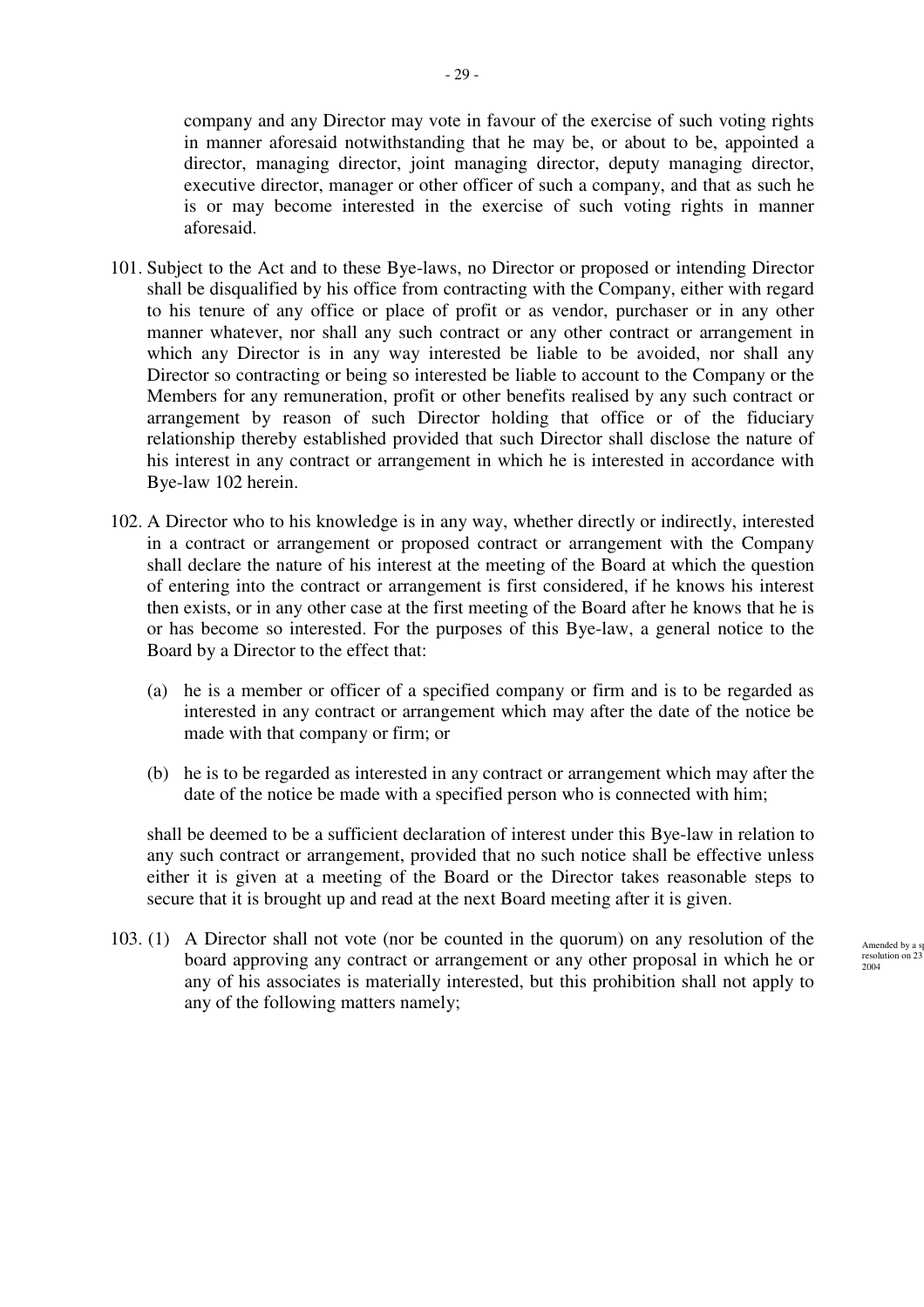company and any Director may vote in favour of the exercise of such voting rights in manner aforesaid notwithstanding that he may be, or about to be, appointed a director, managing director, joint managing director, deputy managing director, executive director, manager or other officer of such a company, and that as such he is or may become interested in the exercise of such voting rights in manner aforesaid.

101. Subject to the Act and to these Bye-laws, no Director or proposed or intending Director shall be disqualified by his office from contracting with the Company, either with regard to his tenure of any office or place of profit or as vendor, purchaser or in any other manner whatever, nor shall any such contract or any other contract or arrangement in which any Director is in any way interested be liable to be avoided, nor shall any Director so contracting or being so interested be liable to account to the Company or the Members for any remuneration, profit or other benefits realised by any such contract or arrangement by reason of such Director holding that office or of the fiduciary relationship thereby established provided that such Director shall disclose the nature of his interest in any contract or arrangement in which he is interested in accordance with Bye-law 102 herein.

102. A Director who to his knowledge is in any way, whether directly or indirectly, interested in a contract or arrangement or proposed contract or arrangement with the Company shall declare the nature of his interest at the meeting of the Board at which the question of entering into the contract or arrangement is first considered, if he knows his interest then exists, or in any other case at the first meeting of the Board after he knows that he is or has become so interested. For the purposes of this Bye-law, a general notice to the Board by a Director to the effect that:

   (a) he is a member or officer of a specified company or firm and is to be regarded as interested in any contract or arrangement which may after the date of the notice be made with that company or firm; or

   (b) he is to be regarded as interested in any contract or arrangement which may after the date of the notice be made with a specified person who is connected with him;

   shall be deemed to be a sufficient declaration of interest under this Bye-law in relation to any such contract or arrangement, provided that no such notice shall be effective unless either it is given at a meeting of the Board or the Director takes reasonable steps to secure that it is brought up and read at the next Board meeting after it is given.

103. (1) A Director shall not vote (nor be counted in the quorum) on any resolution of the board approving any contract or arrangement or any other proposal in which he or any of his associates is materially interested, but this prohibition shall not apply to any of the following matters namely;

Amended by a sp resolution on 23 2004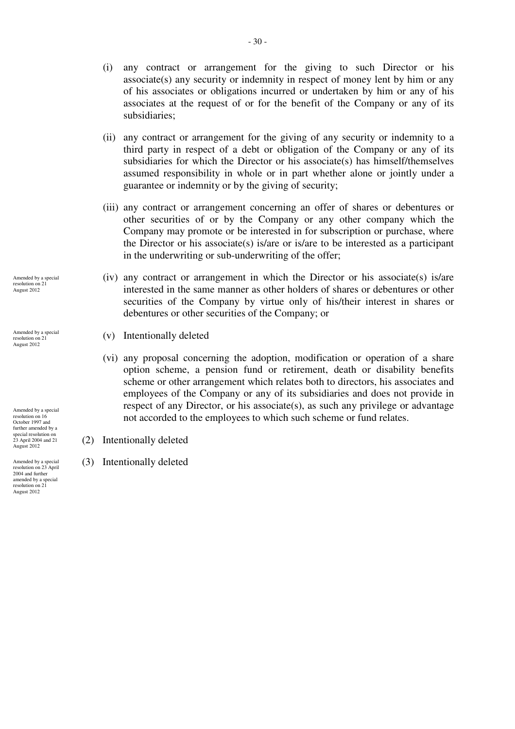(i) any contract or arrangement for the giving to such Director or his associate(s) any security or indemnity in respect of money lent by him or any of his associates or obligations incurred or undertaken by him or any of his associates at the request of or for the benefit of the Company or any of its subsidiaries;

(ii) any contract or arrangement for the giving of any security or indemnity to a third party in respect of a debt or obligation of the Company or any of its subsidiaries for which the Director or his associate(s) has himself/themselves assumed responsibility in whole or in part whether alone or jointly under a guarantee or indemnity or by the giving of security;

(iii) any contract or arrangement concerning an offer of shares or debentures or other securities of or by the Company or any other company which the Company may promote or be interested in for subscription or purchase, where the Director or his associate(s) is/are or is/are to be interested as a participant in the underwriting or sub-underwriting of the offer;

Amended by a special resolution on 21 August 2012

(iv) any contract or arrangement in which the Director or his associate(s) is/are interested in the same manner as other holders of shares or debentures or other securities of the Company by virtue only of his/their interest in shares or debentures or other securities of the Company; or

Amended by a special resolution on 21 August 2012

(v) Intentionally deleted

Amended by a special resolution on 16 October 1997 and further amended by a special resolution on 23 April 2004 and 21 August 2012

(vi) any proposal concerning the adoption, modification or operation of a share option scheme, a pension fund or retirement, death or disability benefits scheme or other arrangement which relates both to directors, his associates and employees of the Company or any of its subsidiaries and does not provide in respect of any Director, or his associate(s), as such any privilege or advantage not accorded to the employees to which such scheme or fund relates.

(2) Intentionally deleted

Amended by a special resolution on 23 April 2004 and further amended by a special resolution on 21 August 2012

(3) Intentionally deleted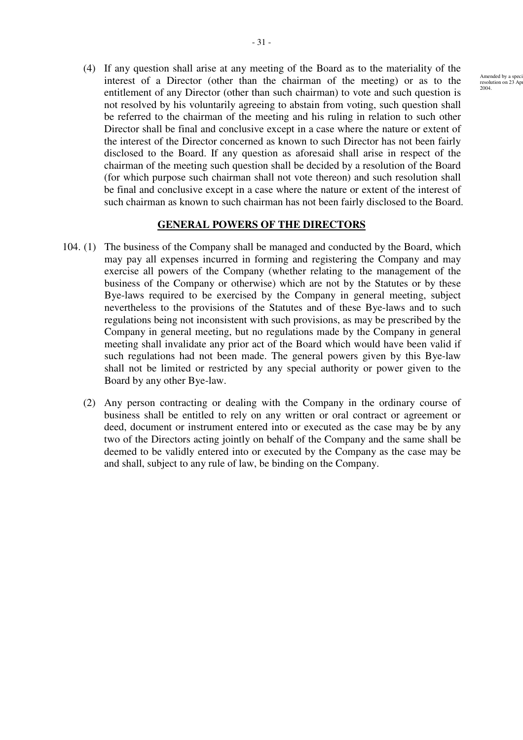(4) If any question shall arise at any meeting of the Board as to the materiality of the interest of a Director (other than the chairman of the meeting) or as to the entitlement of any Director (other than such chairman) to vote and such question is not resolved by his voluntarily agreeing to abstain from voting, such question shall be referred to the chairman of the meeting and his ruling in relation to such other Director shall be final and conclusive except in a case where the nature or extent of the interest of the Director concerned as known to such Director has not been fairly disclosed to the Board. If any question as aforesaid shall arise in respect of the chairman of the meeting such question shall be decided by a resolution of the Board (for which purpose such chairman shall not vote thereon) and such resolution shall be final and conclusive except in a case where the nature or extent of the interest of such chairman as known to such chairman has not been fairly disclosed to the Board.

Amended by a special resolution on 23 April 2004.

## GENERAL POWERS OF THE DIRECTORS

104. (1) The business of the Company shall be managed and conducted by the Board, which may pay all expenses incurred in forming and registering the Company and may exercise all powers of the Company (whether relating to the management of the business of the Company or otherwise) which are not by the Statutes or by these Bye-laws required to be exercised by the Company in general meeting, subject nevertheless to the provisions of the Statutes and of these Bye-laws and to such regulations being not inconsistent with such provisions, as may be prescribed by the Company in general meeting, but no regulations made by the Company in general meeting shall invalidate any prior act of the Board which would have been valid if such regulations had not been made. The general powers given by this Bye-law shall not be limited or restricted by any special authority or power given to the Board by any other Bye-law.

(2) Any person contracting or dealing with the Company in the ordinary course of business shall be entitled to rely on any written or oral contract or agreement or deed, document or instrument entered into or executed as the case may be by any two of the Directors acting jointly on behalf of the Company and the same shall be deemed to be validly entered into or executed by the Company as the case may be and shall, subject to any rule of law, be binding on the Company.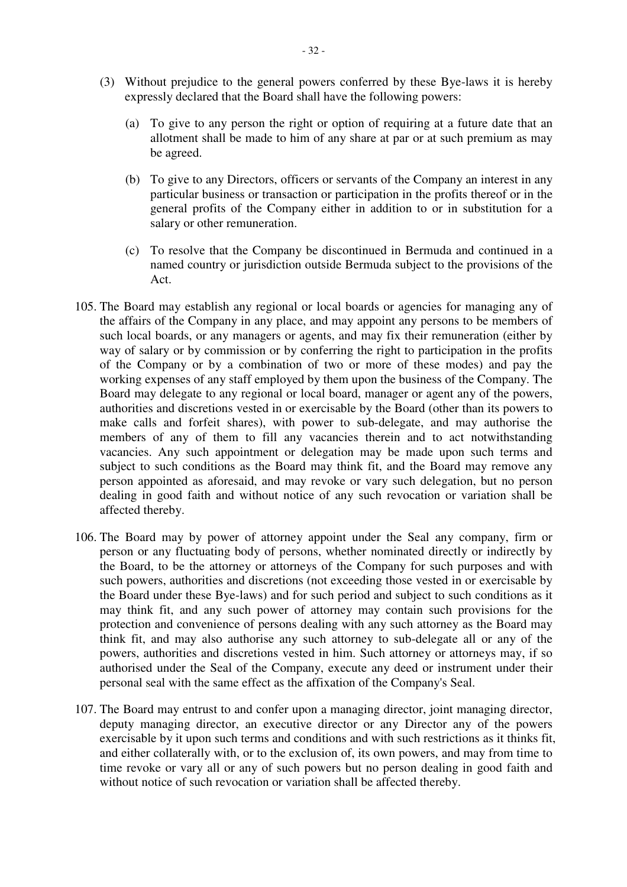(3) Without prejudice to the general powers conferred by these Bye-laws it is hereby expressly declared that the Board shall have the following powers:

   (a) To give to any person the right or option of requiring at a future date that an allotment shall be made to him of any share at par or at such premium as may be agreed.

   (b) To give to any Directors, officers or servants of the Company an interest in any particular business or transaction or participation in the profits thereof or in the general profits of the Company either in addition to or in substitution for a salary or other remuneration.

   (c) To resolve that the Company be discontinued in Bermuda and continued in a named country or jurisdiction outside Bermuda subject to the provisions of the Act.

105. The Board may establish any regional or local boards or agencies for managing any of the affairs of the Company in any place, and may appoint any persons to be members of such local boards, or any managers or agents, and may fix their remuneration (either by way of salary or by commission or by conferring the right to participation in the profits of the Company or by a combination of two or more of these modes) and pay the working expenses of any staff employed by them upon the business of the Company. The Board may delegate to any regional or local board, manager or agent any of the powers, authorities and discretions vested in or exercisable by the Board (other than its powers to make calls and forfeit shares), with power to sub-delegate, and may authorise the members of any of them to fill any vacancies therein and to act notwithstanding vacancies. Any such appointment or delegation may be made upon such terms and subject to such conditions as the Board may think fit, and the Board may remove any person appointed as aforesaid, and may revoke or vary such delegation, but no person dealing in good faith and without notice of any such revocation or variation shall be affected thereby.

106. The Board may by power of attorney appoint under the Seal any company, firm or person or any fluctuating body of persons, whether nominated directly or indirectly by the Board, to be the attorney or attorneys of the Company for such purposes and with such powers, authorities and discretions (not exceeding those vested in or exercisable by the Board under these Bye-laws) and for such period and subject to such conditions as it may think fit, and any such power of attorney may contain such provisions for the protection and convenience of persons dealing with any such attorney as the Board may think fit, and may also authorise any such attorney to sub-delegate all or any of the powers, authorities and discretions vested in him. Such attorney or attorneys may, if so authorised under the Seal of the Company, execute any deed or instrument under their personal seal with the same effect as the affixation of the Company's Seal.

107. The Board may entrust to and confer upon a managing director, joint managing director, deputy managing director, an executive director or any Director any of the powers exercisable by it upon such terms and conditions and with such restrictions as it thinks fit, and either collaterally with, or to the exclusion of, its own powers, and may from time to time revoke or vary all or any of such powers but no person dealing in good faith and without notice of such revocation or variation shall be affected thereby.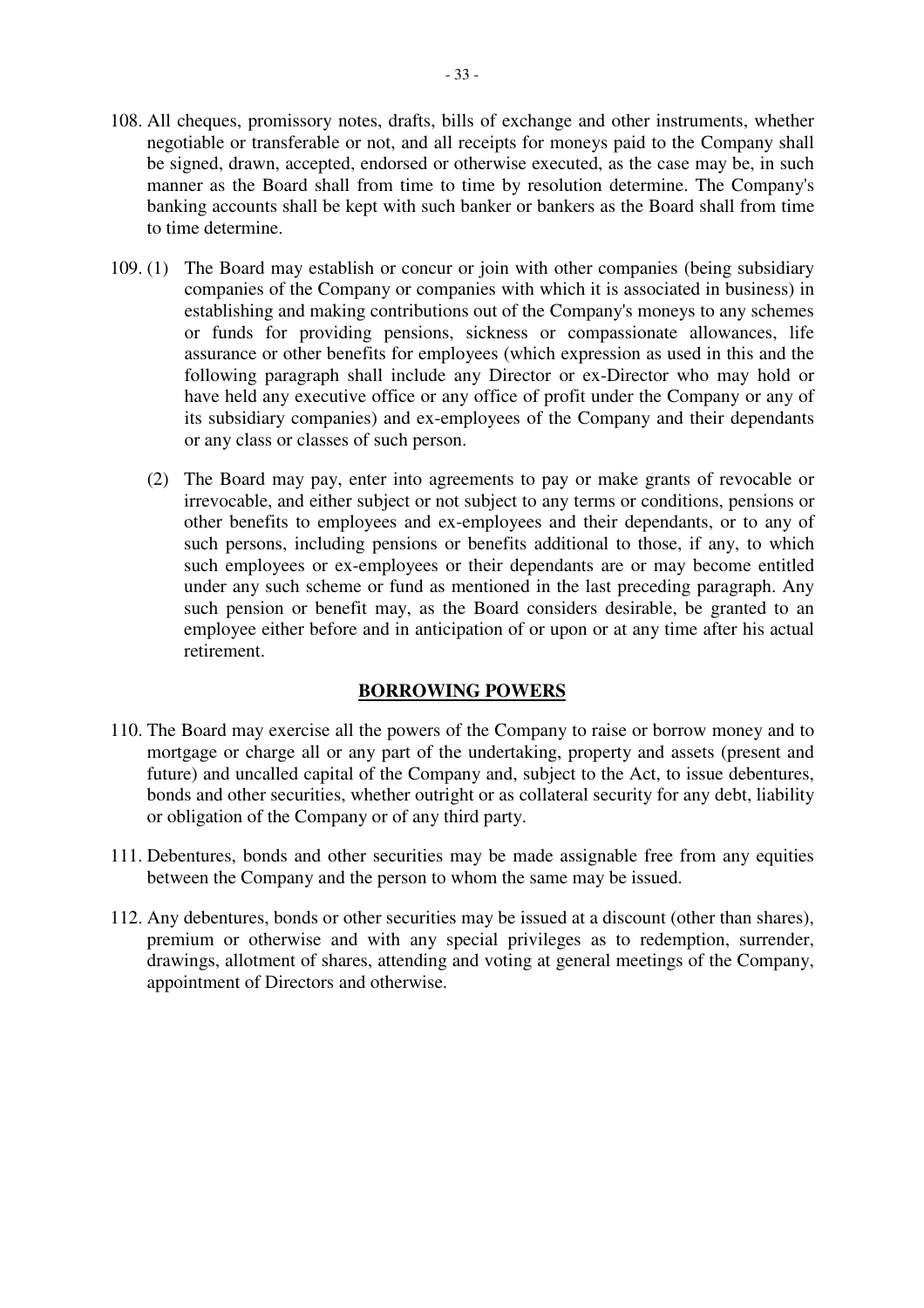108. All cheques, promissory notes, drafts, bills of exchange and other instruments, whether negotiable or transferable or not, and all receipts for moneys paid to the Company shall be signed, drawn, accepted, endorsed or otherwise executed, as the case may be, in such manner as the Board shall from time to time by resolution determine. The Company's banking accounts shall be kept with such banker or bankers as the Board shall from time to time determine.

109. (1) The Board may establish or concur or join with other companies (being subsidiary companies of the Company or companies with which it is associated in business) in establishing and making contributions out of the Company's moneys to any schemes or funds for providing pensions, sickness or compassionate allowances, life assurance or other benefits for employees (which expression as used in this and the following paragraph shall include any Director or ex-Director who may hold or have held any executive office or any office of profit under the Company or any of its subsidiary companies) and ex-employees of the Company and their dependants or any class or classes of such person.

(2) The Board may pay, enter into agreements to pay or make grants of revocable or irrevocable, and either subject or not subject to any terms or conditions, pensions or other benefits to employees and ex-employees and their dependants, or to any of such persons, including pensions or benefits additional to those, if any, to which such employees or ex-employees or their dependants are or may become entitled under any such scheme or fund as mentioned in the last preceding paragraph. Any such pension or benefit may, as the Board considers desirable, be granted to an employee either before and in anticipation of or upon or at any time after his actual retirement.

## BORROWING POWERS

110. The Board may exercise all the powers of the Company to raise or borrow money and to mortgage or charge all or any part of the undertaking, property and assets (present and future) and uncalled capital of the Company and, subject to the Act, to issue debentures, bonds and other securities, whether outright or as collateral security for any debt, liability or obligation of the Company or of any third party.

111. Debentures, bonds and other securities may be made assignable free from any equities between the Company and the person to whom the same may be issued.

112. Any debentures, bonds or other securities may be issued at a discount (other than shares), premium or otherwise and with any special privileges as to redemption, surrender, drawings, allotment of shares, attending and voting at general meetings of the Company, appointment of Directors and otherwise.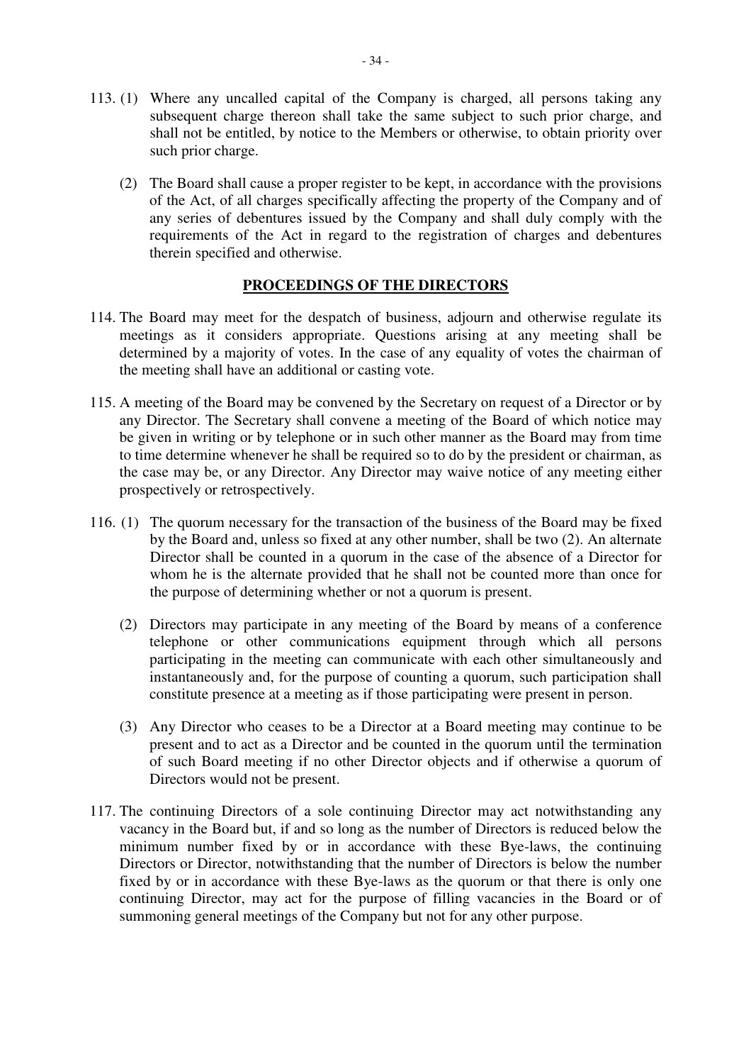113. (1) Where any uncalled capital of the Company is charged, all persons taking any subsequent charge thereon shall take the same subject to such prior charge, and shall not be entitled, by notice to the Members or otherwise, to obtain priority over such prior charge.

(2) The Board shall cause a proper register to be kept, in accordance with the provisions of the Act, of all charges specifically affecting the property of the Company and of any series of debentures issued by the Company and shall duly comply with the requirements of the Act in regard to the registration of charges and debentures therein specified and otherwise.

## **PROCEEDINGS OF THE DIRECTORS**

114. The Board may meet for the despatch of business, adjourn and otherwise regulate its meetings as it considers appropriate. Questions arising at any meeting shall be determined by a majority of votes. In the case of any equality of votes the chairman of the meeting shall have an additional or casting vote.

115. A meeting of the Board may be convened by the Secretary on request of a Director or by any Director. The Secretary shall convene a meeting of the Board of which notice may be given in writing or by telephone or in such other manner as the Board may from time to time determine whenever he shall be required so to do by the president or chairman, as the case may be, or any Director. Any Director may waive notice of any meeting either prospectively or retrospectively.

116. (1) The quorum necessary for the transaction of the business of the Board may be fixed by the Board and, unless so fixed at any other number, shall be two (2). An alternate Director shall be counted in a quorum in the case of the absence of a Director for whom he is the alternate provided that he shall not be counted more than once for the purpose of determining whether or not a quorum is present.

(2) Directors may participate in any meeting of the Board by means of a conference telephone or other communications equipment through which all persons participating in the meeting can communicate with each other simultaneously and instantaneously and, for the purpose of counting a quorum, such participation shall constitute presence at a meeting as if those participating were present in person.

(3) Any Director who ceases to be a Director at a Board meeting may continue to be present and to act as a Director and be counted in the quorum until the termination of such Board meeting if no other Director objects and if otherwise a quorum of Directors would not be present.

117. The continuing Directors of a sole continuing Director may act notwithstanding any vacancy in the Board but, if and so long as the number of Directors is reduced below the minimum number fixed by or in accordance with these Bye-laws, the continuing Directors or Director, notwithstanding that the number of Directors is below the number fixed by or in accordance with these Bye-laws as the quorum or that there is only one continuing Director, may act for the purpose of filling vacancies in the Board or of summoning general meetings of the Company but not for any other purpose.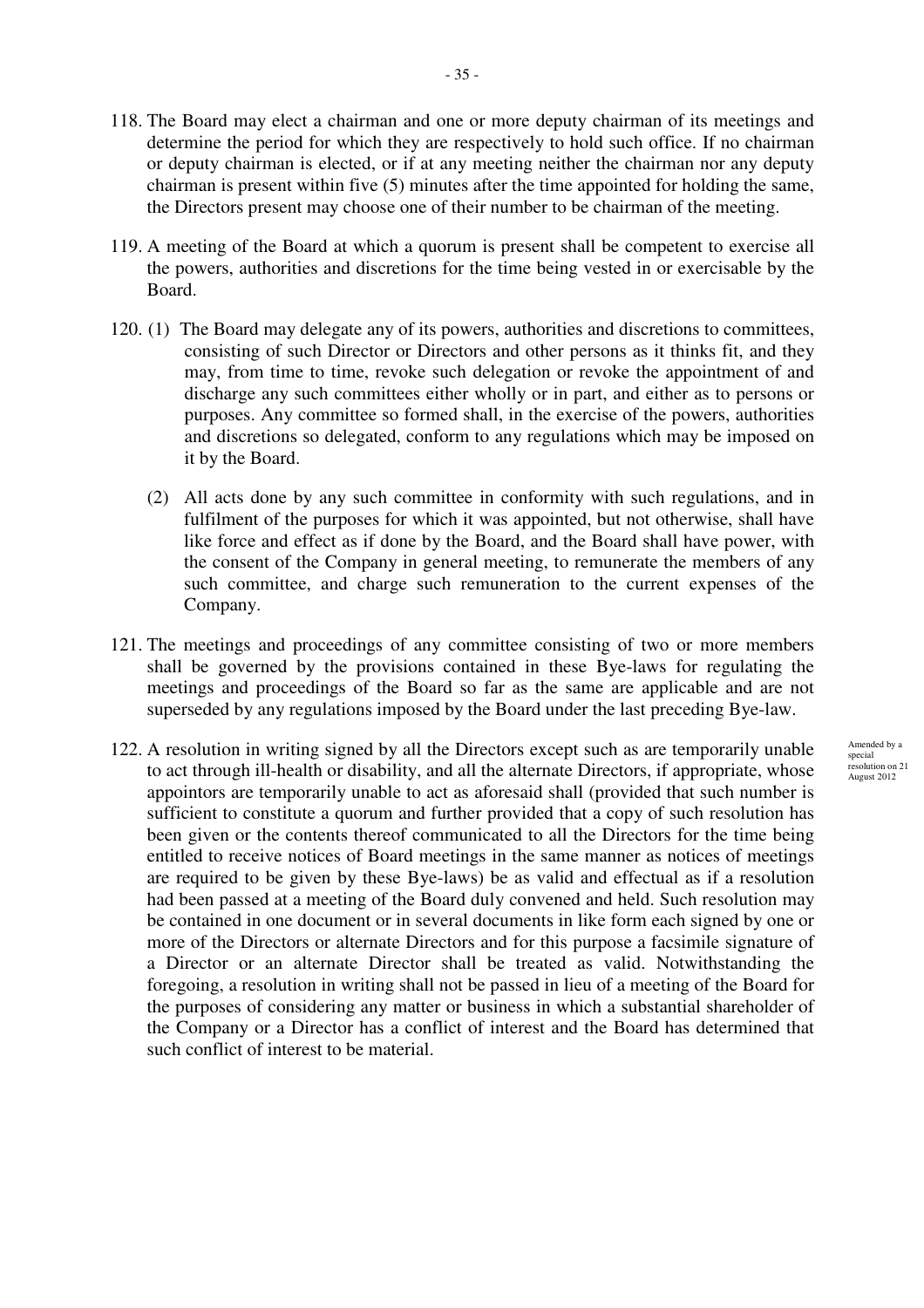118. The Board may elect a chairman and one or more deputy chairman of its meetings and determine the period for which they are respectively to hold such office. If no chairman or deputy chairman is elected, or if at any meeting neither the chairman nor any deputy chairman is present within five (5) minutes after the time appointed for holding the same, the Directors present may choose one of their number to be chairman of the meeting.

119. A meeting of the Board at which a quorum is present shall be competent to exercise all the powers, authorities and discretions for the time being vested in or exercisable by the Board.

120. (1) The Board may delegate any of its powers, authorities and discretions to committees, consisting of such Director or Directors and other persons as it thinks fit, and they may, from time to time, revoke such delegation or revoke the appointment of and discharge any such committees either wholly or in part, and either as to persons or purposes. Any committee so formed shall, in the exercise of the powers, authorities and discretions so delegated, conform to any regulations which may be imposed on it by the Board.

(2) All acts done by any such committee in conformity with such regulations, and in fulfilment of the purposes for which it was appointed, but not otherwise, shall have like force and effect as if done by the Board, and the Board shall have power, with the consent of the Company in general meeting, to remunerate the members of any such committee, and charge such remuneration to the current expenses of the Company.

121. The meetings and proceedings of any committee consisting of two or more members shall be governed by the provisions contained in these Bye-laws for regulating the meetings and proceedings of the Board so far as the same are applicable and are not superseded by any regulations imposed by the Board under the last preceding Bye-law.

122. A resolution in writing signed by all the Directors except such as are temporarily unable to act through ill-health or disability, and all the alternate Directors, if appropriate, whose appointors are temporarily unable to act as aforesaid shall (provided that such number is sufficient to constitute a quorum and further provided that a copy of such resolution has been given or the contents thereof communicated to all the Directors for the time being entitled to receive notices of Board meetings in the same manner as notices of meetings are required to be given by these Bye-laws) be as valid and effectual as if a resolution had been passed at a meeting of the Board duly convened and held. Such resolution may be contained in one document or in several documents in like form each signed by one or more of the Directors or alternate Directors and for this purpose a facsimile signature of a Director or an alternate Director shall be treated as valid. Notwithstanding the foregoing, a resolution in writing shall not be passed in lieu of a meeting of the Board for the purposes of considering any matter or business in which a substantial shareholder of the Company or a Director has a conflict of interest and the Board has determined that such conflict of interest to be material.

Amended by a special resolution on 21 August 2012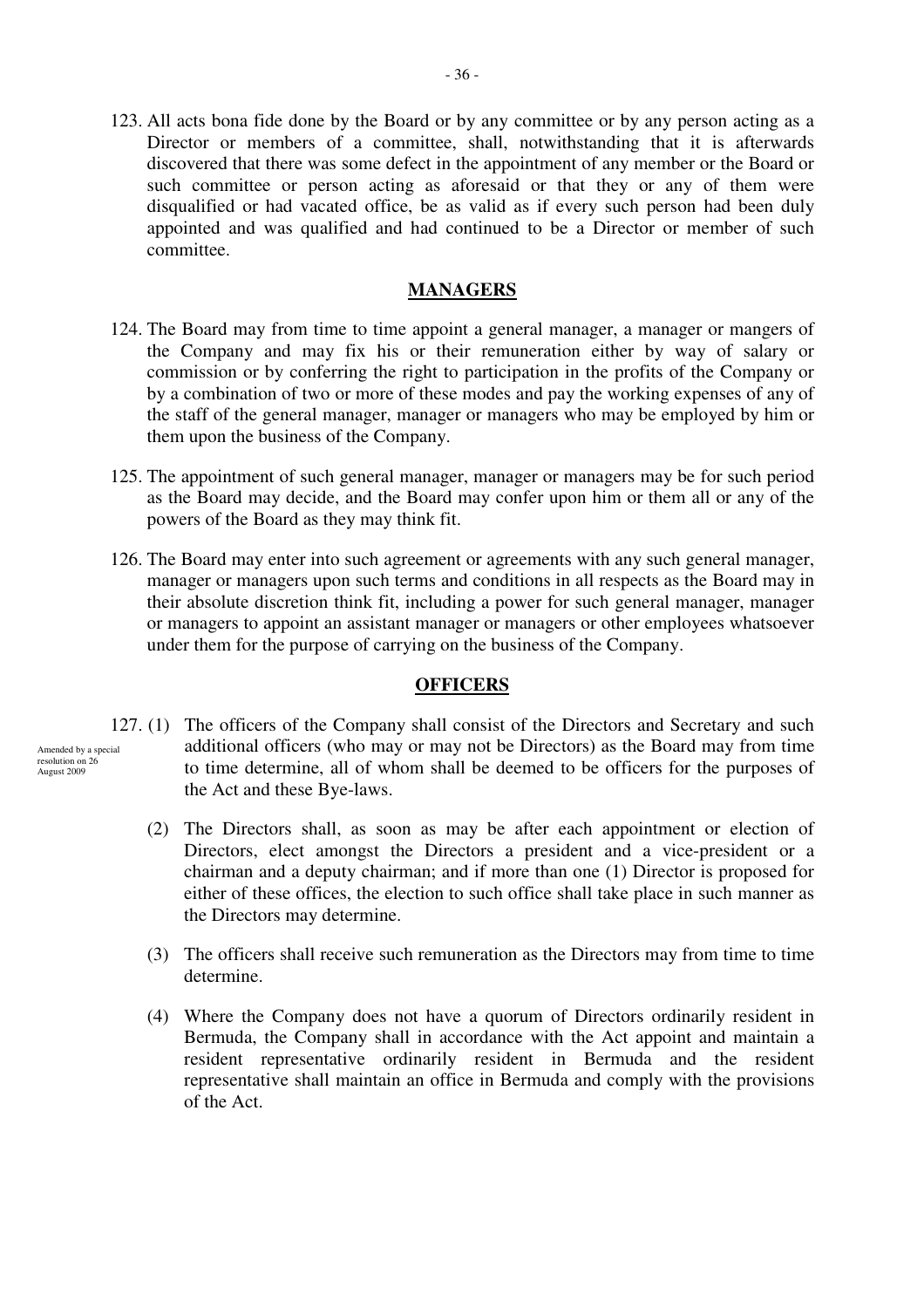123. All acts bona fide done by the Board or by any committee or by any person acting as a Director or members of a committee, shall, notwithstanding that it is afterwards discovered that there was some defect in the appointment of any member or the Board or such committee or person acting as aforesaid or that they or any of them were disqualified or had vacated office, be as valid as if every such person had been duly appointed and was qualified and had continued to be a Director or member of such committee.

## MANAGERS

124. The Board may from time to time appoint a general manager, a manager or mangers of the Company and may fix his or their remuneration either by way of salary or commission or by conferring the right to participation in the profits of the Company or by a combination of two or more of these modes and pay the working expenses of any of the staff of the general manager, manager or managers who may be employed by him or them upon the business of the Company.

125. The appointment of such general manager, manager or managers may be for such period as the Board may decide, and the Board may confer upon him or them all or any of the powers of the Board as they may think fit.

126. The Board may enter into such agreement or agreements with any such general manager, manager or managers upon such terms and conditions in all respects as the Board may in their absolute discretion think fit, including a power for such general manager, manager or managers to appoint an assistant manager or managers or other employees whatsoever under them for the purpose of carrying on the business of the Company.

## OFFICERS

Amended by a special resolution on 26 August 2009

127. (1) The officers of the Company shall consist of the Directors and Secretary and such additional officers (who may or may not be Directors) as the Board may from time to time determine, all of whom shall be deemed to be officers for the purposes of the Act and these Bye-laws.

(2) The Directors shall, as soon as may be after each appointment or election of Directors, elect amongst the Directors a president and a vice-president or a chairman and a deputy chairman; and if more than one (1) Director is proposed for either of these offices, the election to such office shall take place in such manner as the Directors may determine.

(3) The officers shall receive such remuneration as the Directors may from time to time determine.

(4) Where the Company does not have a quorum of Directors ordinarily resident in Bermuda, the Company shall in accordance with the Act appoint and maintain a resident representative ordinarily resident in Bermuda and the resident representative shall maintain an office in Bermuda and comply with the provisions of the Act.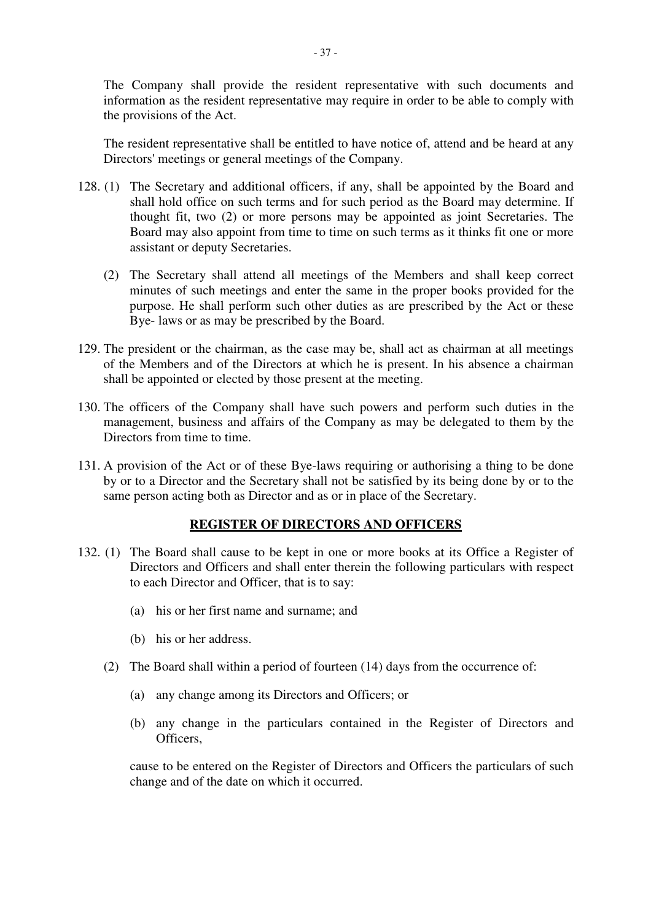The Company shall provide the resident representative with such documents and information as the resident representative may require in order to be able to comply with the provisions of the Act.

The resident representative shall be entitled to have notice of, attend and be heard at any Directors' meetings or general meetings of the Company.

128. (1) The Secretary and additional officers, if any, shall be appointed by the Board and shall hold office on such terms and for such period as the Board may determine. If thought fit, two (2) or more persons may be appointed as joint Secretaries. The Board may also appoint from time to time on such terms as it thinks fit one or more assistant or deputy Secretaries.

   (2) The Secretary shall attend all meetings of the Members and shall keep correct minutes of such meetings and enter the same in the proper books provided for the purpose. He shall perform such other duties as are prescribed by the Act or these Bye- laws or as may be prescribed by the Board.

129. The president or the chairman, as the case may be, shall act as chairman at all meetings of the Members and of the Directors at which he is present. In his absence a chairman shall be appointed or elected by those present at the meeting.

130. The officers of the Company shall have such powers and perform such duties in the management, business and affairs of the Company as may be delegated to them by the Directors from time to time.

131. A provision of the Act or of these Bye-laws requiring or authorising a thing to be done by or to a Director and the Secretary shall not be satisfied by its being done by or to the same person acting both as Director and as or in place of the Secretary.

## REGISTER OF DIRECTORS AND OFFICERS

132. (1) The Board shall cause to be kept in one or more books at its Office a Register of Directors and Officers and shall enter therein the following particulars with respect to each Director and Officer, that is to say:

   (a) his or her first name and surname; and

   (b) his or her address.

   (2) The Board shall within a period of fourteen (14) days from the occurrence of:

   (a) any change among its Directors and Officers; or

   (b) any change in the particulars contained in the Register of Directors and Officers,

   cause to be entered on the Register of Directors and Officers the particulars of such change and of the date on which it occurred.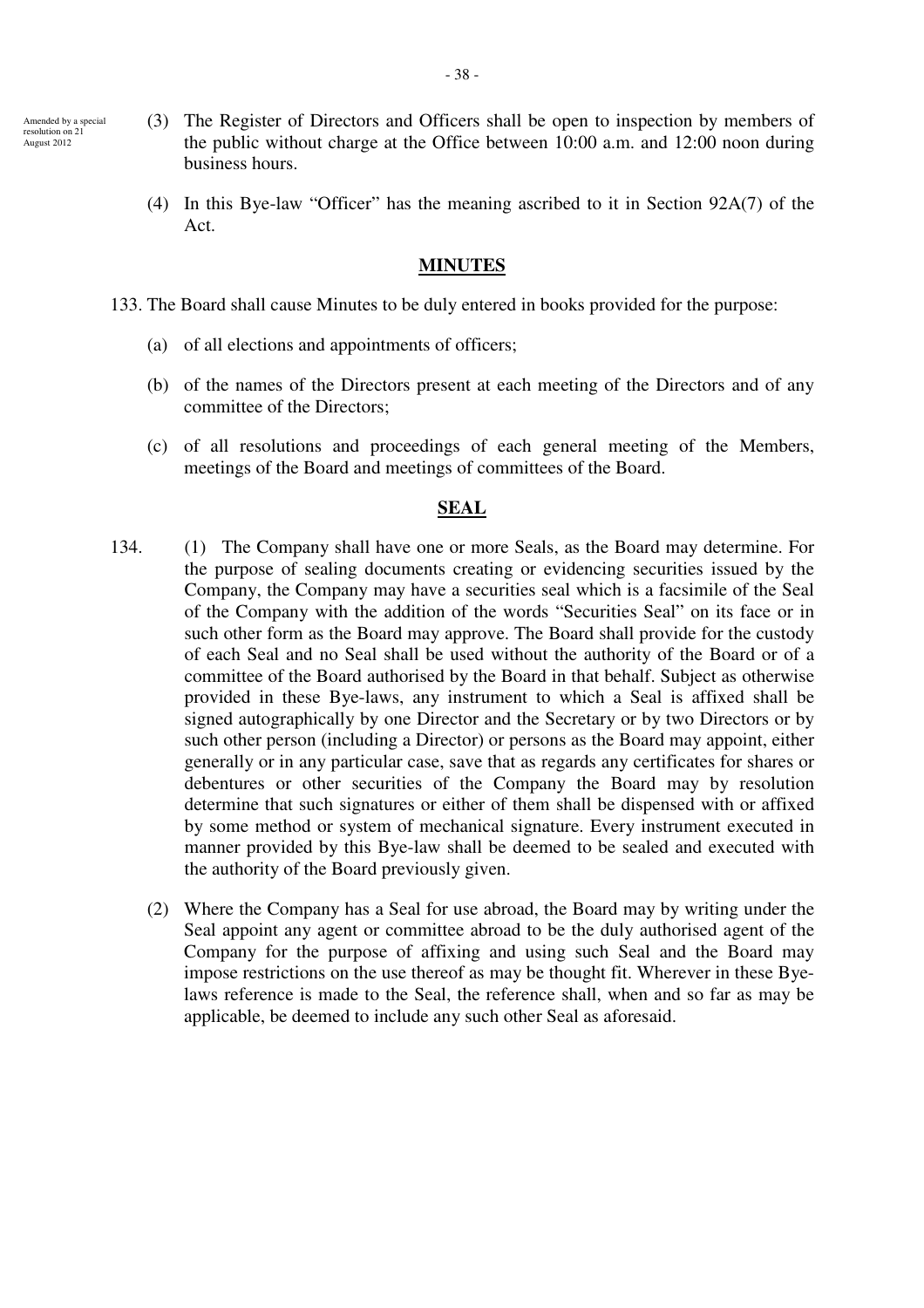Amended by a special resolution on 21 August 2012

(3) The Register of Directors and Officers shall be open to inspection by members of the public without charge at the Office between 10:00 a.m. and 12:00 noon during business hours.

(4) In this Bye-law "Officer" has the meaning ascribed to it in Section 92A(7) of the Act.

## MINUTES

133. The Board shall cause Minutes to be duly entered in books provided for the purpose:

(a) of all elections and appointments of officers;

(b) of the names of the Directors present at each meeting of the Directors and of any committee of the Directors;

(c) of all resolutions and proceedings of each general meeting of the Members, meetings of the Board and meetings of committees of the Board.

## SEAL

134. (1) The Company shall have one or more Seals, as the Board may determine. For the purpose of sealing documents creating or evidencing securities issued by the Company, the Company may have a securities seal which is a facsimile of the Seal of the Company with the addition of the words "Securities Seal" on its face or in such other form as the Board may approve. The Board shall provide for the custody of each Seal and no Seal shall be used without the authority of the Board or of a committee of the Board authorised by the Board in that behalf. Subject as otherwise provided in these Bye-laws, any instrument to which a Seal is affixed shall be signed autographically by one Director and the Secretary or by two Directors or by such other person (including a Director) or persons as the Board may appoint, either generally or in any particular case, save that as regards any certificates for shares or debentures or other securities of the Company the Board may by resolution determine that such signatures or either of them shall be dispensed with or affixed by some method or system of mechanical signature. Every instrument executed in manner provided by this Bye-law shall be deemed to be sealed and executed with the authority of the Board previously given.

(2) Where the Company has a Seal for use abroad, the Board may by writing under the Seal appoint any agent or committee abroad to be the duly authorised agent of the Company for the purpose of affixing and using such Seal and the Board may impose restrictions on the use thereof as may be thought fit. Wherever in these Bye-laws reference is made to the Seal, the reference shall, when and so far as may be applicable, be deemed to include any such other Seal as aforesaid.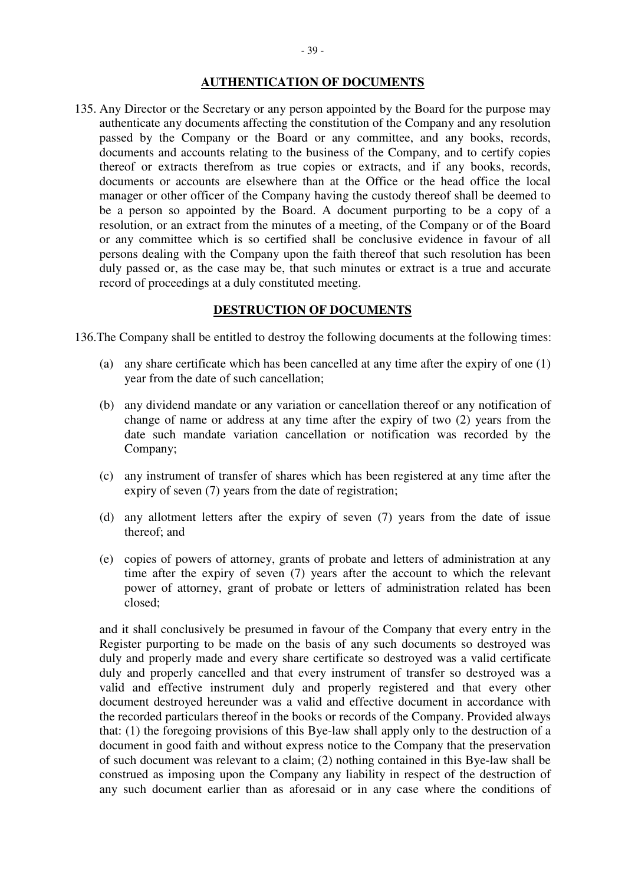## AUTHENTICATION OF DOCUMENTS

135. Any Director or the Secretary or any person appointed by the Board for the purpose may authenticate any documents affecting the constitution of the Company and any resolution passed by the Company or the Board or any committee, and any books, records, documents and accounts relating to the business of the Company, and to certify copies thereof or extracts therefrom as true copies or extracts, and if any books, records, documents or accounts are elsewhere than at the Office or the head office the local manager or other officer of the Company having the custody thereof shall be deemed to be a person so appointed by the Board. A document purporting to be a copy of a resolution, or an extract from the minutes of a meeting, of the Company or of the Board or any committee which is so certified shall be conclusive evidence in favour of all persons dealing with the Company upon the faith thereof that such resolution has been duly passed or, as the case may be, that such minutes or extract is a true and accurate record of proceedings at a duly constituted meeting.

## DESTRUCTION OF DOCUMENTS

136. The Company shall be entitled to destroy the following documents at the following times:

(a) any share certificate which has been cancelled at any time after the expiry of one (1) year from the date of such cancellation;

(b) any dividend mandate or any variation or cancellation thereof or any notification of change of name or address at any time after the expiry of two (2) years from the date such mandate variation cancellation or notification was recorded by the Company;

(c) any instrument of transfer of shares which has been registered at any time after the expiry of seven (7) years from the date of registration;

(d) any allotment letters after the expiry of seven (7) years from the date of issue thereof; and

(e) copies of powers of attorney, grants of probate and letters of administration at any time after the expiry of seven (7) years after the account to which the relevant power of attorney, grant of probate or letters of administration related has been closed;

and it shall conclusively be presumed in favour of the Company that every entry in the Register purporting to be made on the basis of any such documents so destroyed was duly and properly made and every share certificate so destroyed was a valid certificate duly and properly cancelled and that every instrument of transfer so destroyed was a valid and effective instrument duly and properly registered and that every other document destroyed hereunder was a valid and effective document in accordance with the recorded particulars thereof in the books or records of the Company. Provided always that: (1) the foregoing provisions of this Bye-law shall apply only to the destruction of a document in good faith and without express notice to the Company that the preservation of such document was relevant to a claim; (2) nothing contained in this Bye-law shall be construed as imposing upon the Company any liability in respect of the destruction of any such document earlier than as aforesaid or in any case where the conditions of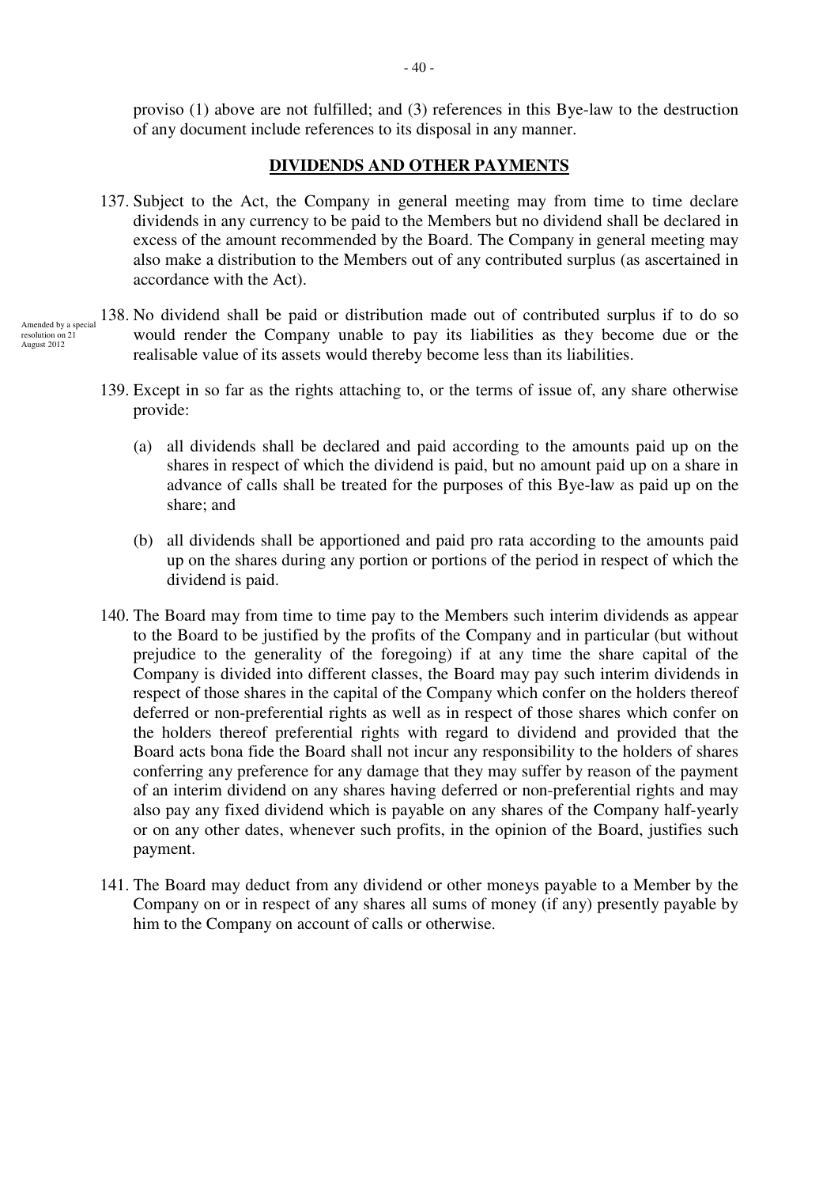proviso (1) above are not fulfilled; and (3) references in this Bye-law to the destruction of any document include references to its disposal in any manner.

## DIVIDENDS AND OTHER PAYMENTS

137. Subject to the Act, the Company in general meeting may from time to time declare dividends in any currency to be paid to the Members but no dividend shall be declared in excess of the amount recommended by the Board. The Company in general meeting may also make a distribution to the Members out of any contributed surplus (as ascertained in accordance with the Act).

Amended by a special resolution on 21 August 2012

138. No dividend shall be paid or distribution made out of contributed surplus if to do so would render the Company unable to pay its liabilities as they become due or the realisable value of its assets would thereby become less than its liabilities.

139. Except in so far as the rights attaching to, or the terms of issue of, any share otherwise provide:

    (a) all dividends shall be declared and paid according to the amounts paid up on the shares in respect of which the dividend is paid, but no amount paid up on a share in advance of calls shall be treated for the purposes of this Bye-law as paid up on the share; and

    (b) all dividends shall be apportioned and paid pro rata according to the amounts paid up on the shares during any portion or portions of the period in respect of which the dividend is paid.

140. The Board may from time to time pay to the Members such interim dividends as appear to the Board to be justified by the profits of the Company and in particular (but without prejudice to the generality of the foregoing) if at any time the share capital of the Company is divided into different classes, the Board may pay such interim dividends in respect of those shares in the capital of the Company which confer on the holders thereof deferred or non-preferential rights as well as in respect of those shares which confer on the holders thereof preferential rights with regard to dividend and provided that the Board acts bona fide the Board shall not incur any responsibility to the holders of shares conferring any preference for any damage that they may suffer by reason of the payment of an interim dividend on any shares having deferred or non-preferential rights and may also pay any fixed dividend which is payable on any shares of the Company half-yearly or on any other dates, whenever such profits, in the opinion of the Board, justifies such payment.

141. The Board may deduct from any dividend or other moneys payable to a Member by the Company on or in respect of any shares all sums of money (if any) presently payable by him to the Company on account of calls or otherwise.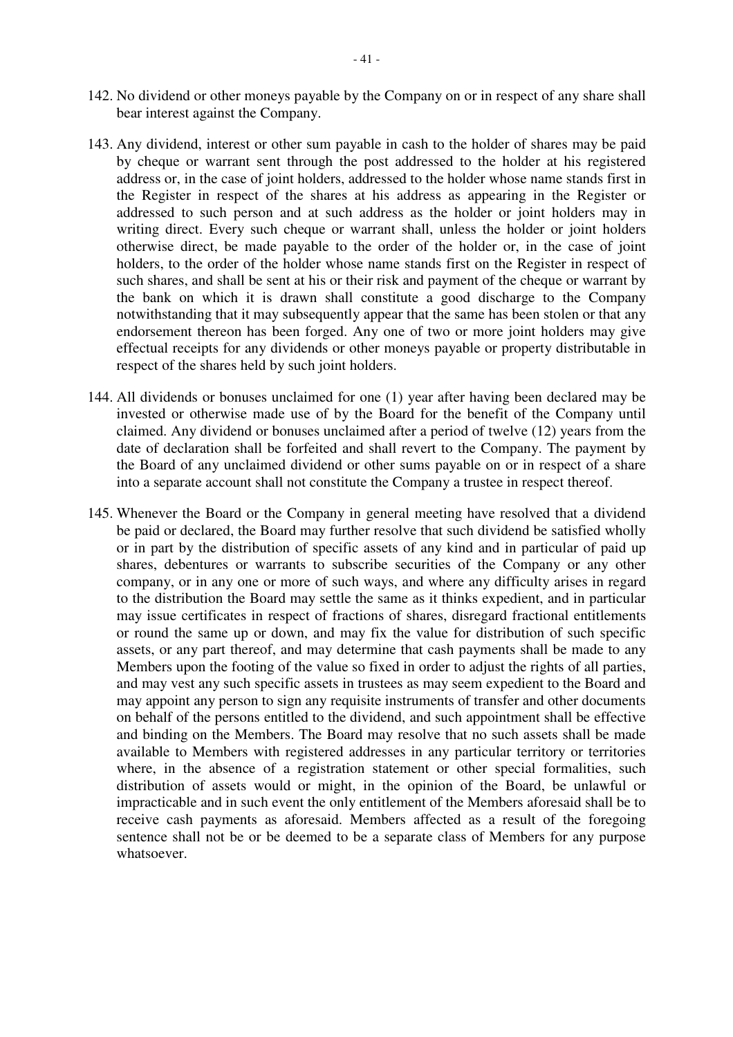142. No dividend or other moneys payable by the Company on or in respect of any share shall bear interest against the Company.

143. Any dividend, interest or other sum payable in cash to the holder of shares may be paid by cheque or warrant sent through the post addressed to the holder at his registered address or, in the case of joint holders, addressed to the holder whose name stands first in the Register in respect of the shares at his address as appearing in the Register or addressed to such person and at such address as the holder or joint holders may in writing direct. Every such cheque or warrant shall, unless the holder or joint holders otherwise direct, be made payable to the order of the holder or, in the case of joint holders, to the order of the holder whose name stands first on the Register in respect of such shares, and shall be sent at his or their risk and payment of the cheque or warrant by the bank on which it is drawn shall constitute a good discharge to the Company notwithstanding that it may subsequently appear that the same has been stolen or that any endorsement thereon has been forged. Any one of two or more joint holders may give effectual receipts for any dividends or other moneys payable or property distributable in respect of the shares held by such joint holders.

144. All dividends or bonuses unclaimed for one (1) year after having been declared may be invested or otherwise made use of by the Board for the benefit of the Company until claimed. Any dividend or bonuses unclaimed after a period of twelve (12) years from the date of declaration shall be forfeited and shall revert to the Company. The payment by the Board of any unclaimed dividend or other sums payable on or in respect of a share into a separate account shall not constitute the Company a trustee in respect thereof.

145. Whenever the Board or the Company in general meeting have resolved that a dividend be paid or declared, the Board may further resolve that such dividend be satisfied wholly or in part by the distribution of specific assets of any kind and in particular of paid up shares, debentures or warrants to subscribe securities of the Company or any other company, or in any one or more of such ways, and where any difficulty arises in regard to the distribution the Board may settle the same as it thinks expedient, and in particular may issue certificates in respect of fractions of shares, disregard fractional entitlements or round the same up or down, and may fix the value for distribution of such specific assets, or any part thereof, and may determine that cash payments shall be made to any Members upon the footing of the value so fixed in order to adjust the rights of all parties, and may vest any such specific assets in trustees as may seem expedient to the Board and may appoint any person to sign any requisite instruments of transfer and other documents on behalf of the persons entitled to the dividend, and such appointment shall be effective and binding on the Members. The Board may resolve that no such assets shall be made available to Members with registered addresses in any particular territory or territories where, in the absence of a registration statement or other special formalities, such distribution of assets would or might, in the opinion of the Board, be unlawful or impracticable and in such event the only entitlement of the Members aforesaid shall be to receive cash payments as aforesaid. Members affected as a result of the foregoing sentence shall not be or be deemed to be a separate class of Members for any purpose whatsoever.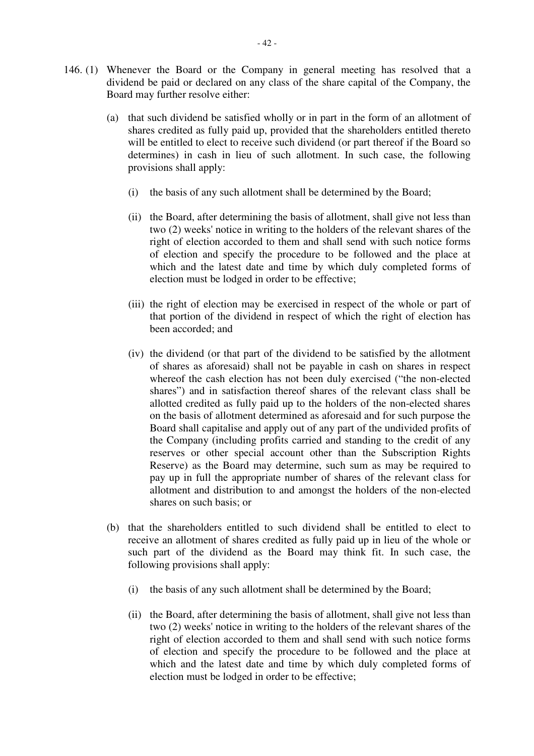146. (1) Whenever the Board or the Company in general meeting has resolved that a dividend be paid or declared on any class of the share capital of the Company, the Board may further resolve either:

   (a) that such dividend be satisfied wholly or in part in the form of an allotment of shares credited as fully paid up, provided that the shareholders entitled thereto will be entitled to elect to receive such dividend (or part thereof if the Board so determines) in cash in lieu of such allotment. In such case, the following provisions shall apply:

      (i) the basis of any such allotment shall be determined by the Board;

      (ii) the Board, after determining the basis of allotment, shall give not less than two (2) weeks' notice in writing to the holders of the relevant shares of the right of election accorded to them and shall send with such notice forms of election and specify the procedure to be followed and the place at which and the latest date and time by which duly completed forms of election must be lodged in order to be effective;

      (iii) the right of election may be exercised in respect of the whole or part of that portion of the dividend in respect of which the right of election has been accorded; and

      (iv) the dividend (or that part of the dividend to be satisfied by the allotment of shares as aforesaid) shall not be payable in cash on shares in respect whereof the cash election has not been duly exercised ("the non-elected shares") and in satisfaction thereof shares of the relevant class shall be allotted credited as fully paid up to the holders of the non-elected shares on the basis of allotment determined as aforesaid and for such purpose the Board shall capitalise and apply out of any part of the undivided profits of the Company (including profits carried and standing to the credit of any reserves or other special account other than the Subscription Rights Reserve) as the Board may determine, such sum as may be required to pay up in full the appropriate number of shares of the relevant class for allotment and distribution to and amongst the holders of the non-elected shares on such basis; or

   (b) that the shareholders entitled to such dividend shall be entitled to elect to receive an allotment of shares credited as fully paid up in lieu of the whole or such part of the dividend as the Board may think fit. In such case, the following provisions shall apply:

      (i) the basis of any such allotment shall be determined by the Board;

      (ii) the Board, after determining the basis of allotment, shall give not less than two (2) weeks' notice in writing to the holders of the relevant shares of the right of election accorded to them and shall send with such notice forms of election and specify the procedure to be followed and the place at which and the latest date and time by which duly completed forms of election must be lodged in order to be effective;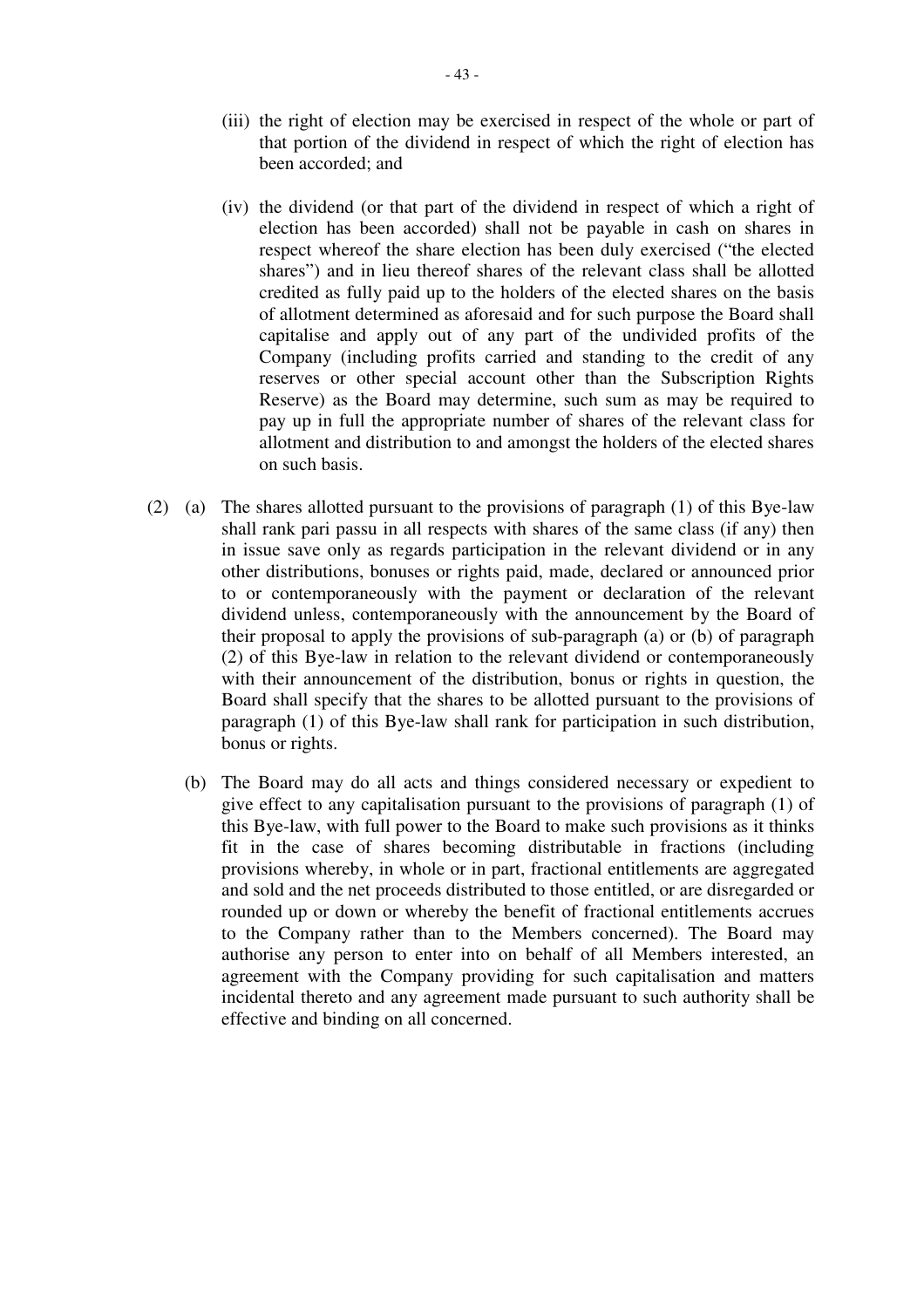(iii) the right of election may be exercised in respect of the whole or part of that portion of the dividend in respect of which the right of election has been accorded; and

(iv) the dividend (or that part of the dividend in respect of which a right of election has been accorded) shall not be payable in cash on shares in respect whereof the share election has been duly exercised ("the elected shares") and in lieu thereof shares of the relevant class shall be allotted credited as fully paid up to the holders of the elected shares on the basis of allotment determined as aforesaid and for such purpose the Board shall capitalise and apply out of any part of the undivided profits of the Company (including profits carried and standing to the credit of any reserves or other special account other than the Subscription Rights Reserve) as the Board may determine, such sum as may be required to pay up in full the appropriate number of shares of the relevant class for allotment and distribution to and amongst the holders of the elected shares on such basis.

(2) (a) The shares allotted pursuant to the provisions of paragraph (1) of this Bye-law shall rank pari passu in all respects with shares of the same class (if any) then in issue save only as regards participation in the relevant dividend or in any other distributions, bonuses or rights paid, made, declared or announced prior to or contemporaneously with the payment or declaration of the relevant dividend unless, contemporaneously with the announcement by the Board of their proposal to apply the provisions of sub-paragraph (a) or (b) of paragraph (2) of this Bye-law in relation to the relevant dividend or contemporaneously with their announcement of the distribution, bonus or rights in question, the Board shall specify that the shares to be allotted pursuant to the provisions of paragraph (1) of this Bye-law shall rank for participation in such distribution, bonus or rights.

(b) The Board may do all acts and things considered necessary or expedient to give effect to any capitalisation pursuant to the provisions of paragraph (1) of this Bye-law, with full power to the Board to make such provisions as it thinks fit in the case of shares becoming distributable in fractions (including provisions whereby, in whole or in part, fractional entitlements are aggregated and sold and the net proceeds distributed to those entitled, or are disregarded or rounded up or down or whereby the benefit of fractional entitlements accrues to the Company rather than to the Members concerned). The Board may authorise any person to enter into on behalf of all Members interested, an agreement with the Company providing for such capitalisation and matters incidental thereto and any agreement made pursuant to such authority shall be effective and binding on all concerned.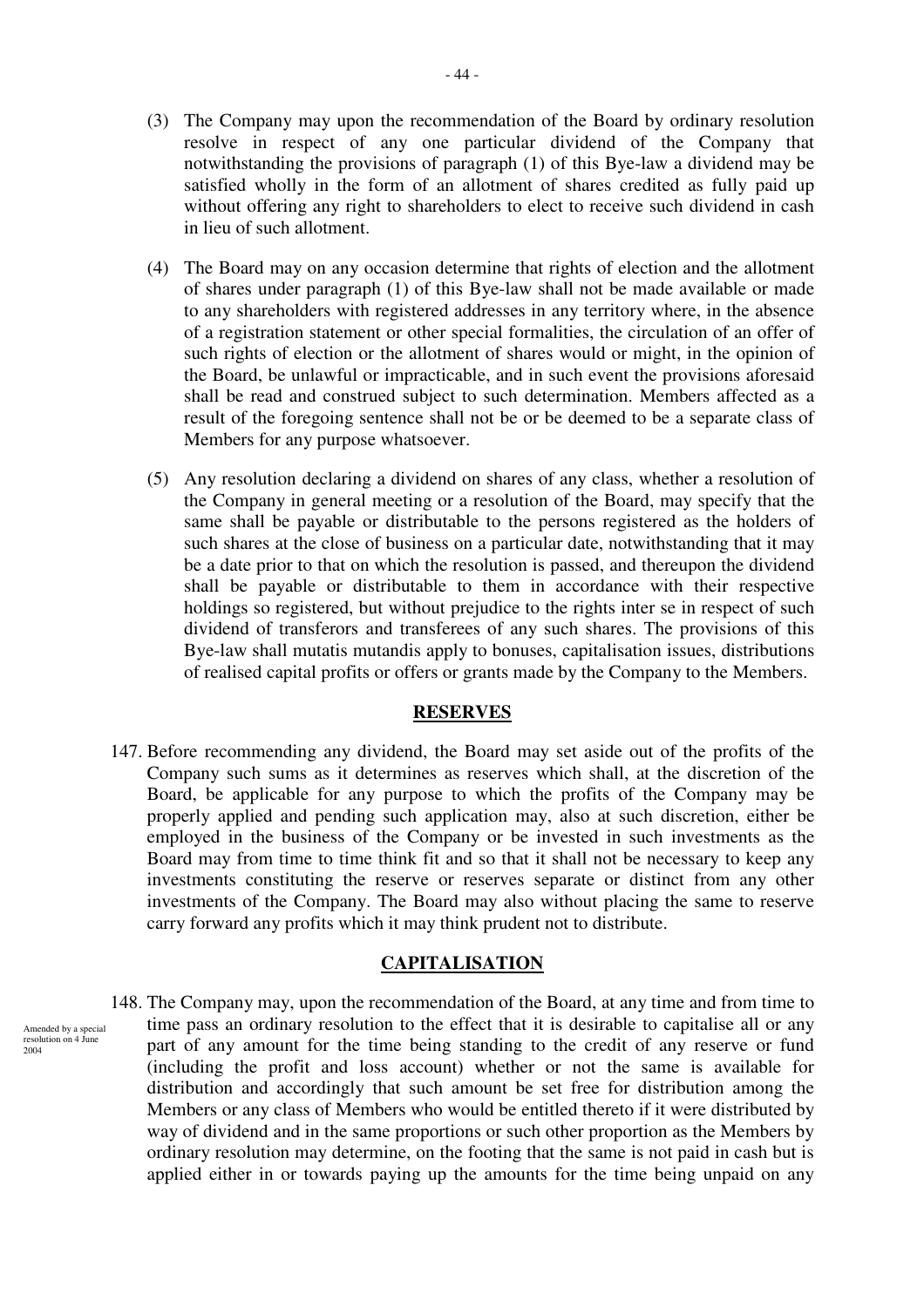(3) The Company may upon the recommendation of the Board by ordinary resolution resolve in respect of any one particular dividend of the Company that notwithstanding the provisions of paragraph (1) of this Bye-law a dividend may be satisfied wholly in the form of an allotment of shares credited as fully paid up without offering any right to shareholders to elect to receive such dividend in cash in lieu of such allotment.

(4) The Board may on any occasion determine that rights of election and the allotment of shares under paragraph (1) of this Bye-law shall not be made available or made to any shareholders with registered addresses in any territory where, in the absence of a registration statement or other special formalities, the circulation of an offer of such rights of election or the allotment of shares would or might, in the opinion of the Board, be unlawful or impracticable, and in such event the provisions aforesaid shall be read and construed subject to such determination. Members affected as a result of the foregoing sentence shall not be or be deemed to be a separate class of Members for any purpose whatsoever.

(5) Any resolution declaring a dividend on shares of any class, whether a resolution of the Company in general meeting or a resolution of the Board, may specify that the same shall be payable or distributable to the persons registered as the holders of such shares at the close of business on a particular date, notwithstanding that it may be a date prior to that on which the resolution is passed, and thereupon the dividend shall be payable or distributable to them in accordance with their respective holdings so registered, but without prejudice to the rights inter se in respect of such dividend of transferors and transferees of any such shares. The provisions of this Bye-law shall mutatis mutandis apply to bonuses, capitalisation issues, distributions of realised capital profits or offers or grants made by the Company to the Members.

## RESERVES

147. Before recommending any dividend, the Board may set aside out of the profits of the Company such sums as it determines as reserves which shall, at the discretion of the Board, be applicable for any purpose to which the profits of the Company may be properly applied and pending such application may, also at such discretion, either be employed in the business of the Company or be invested in such investments as the Board may from time to time think fit and so that it shall not be necessary to keep any investments constituting the reserve or reserves separate or distinct from any other investments of the Company. The Board may also without placing the same to reserve carry forward any profits which it may think prudent not to distribute.

## CAPITALISATION

Amended by a special resolution on 4 June 2004

148. The Company may, upon the recommendation of the Board, at any time and from time to time pass an ordinary resolution to the effect that it is desirable to capitalise all or any part of any amount for the time being standing to the credit of any reserve or fund (including the profit and loss account) whether or not the same is available for distribution and accordingly that such amount be set free for distribution among the Members or any class of Members who would be entitled thereto if it were distributed by way of dividend and in the same proportions or such other proportion as the Members by ordinary resolution may determine, on the footing that the same is not paid in cash but is applied either in or towards paying up the amounts for the time being unpaid on any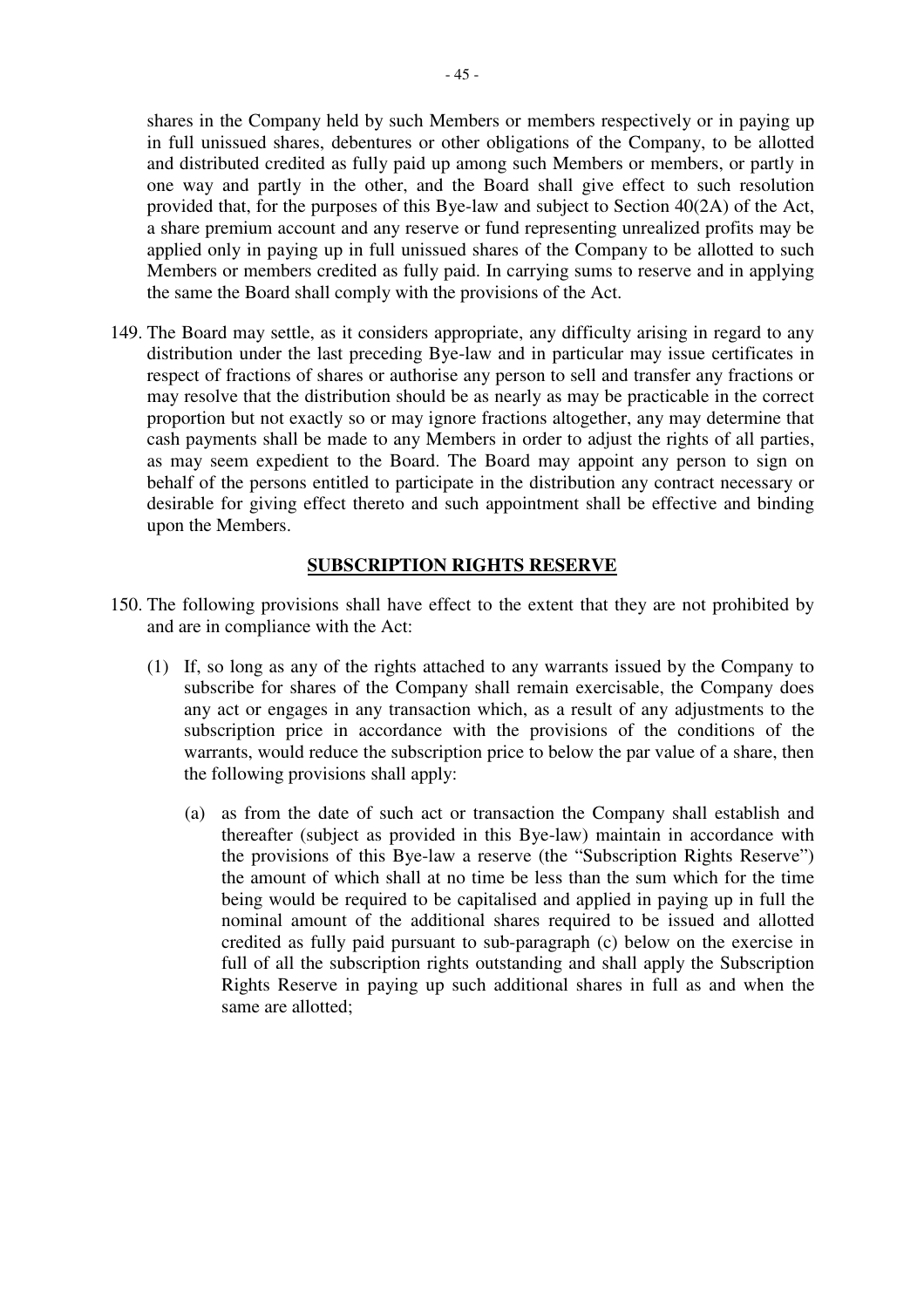shares in the Company held by such Members or members respectively or in paying up in full unissued shares, debentures or other obligations of the Company, to be allotted and distributed credited as fully paid up among such Members or members, or partly in one way and partly in the other, and the Board shall give effect to such resolution provided that, for the purposes of this Bye-law and subject to Section 40(2A) of the Act, a share premium account and any reserve or fund representing unrealized profits may be applied only in paying up in full unissued shares of the Company to be allotted to such Members or members credited as fully paid. In carrying sums to reserve and in applying the same the Board shall comply with the provisions of the Act.

149. The Board may settle, as it considers appropriate, any difficulty arising in regard to any distribution under the last preceding Bye-law and in particular may issue certificates in respect of fractions of shares or authorise any person to sell and transfer any fractions or may resolve that the distribution should be as nearly as may be practicable in the correct proportion but not exactly so or may ignore fractions altogether, any may determine that cash payments shall be made to any Members in order to adjust the rights of all parties, as may seem expedient to the Board. The Board may appoint any person to sign on behalf of the persons entitled to participate in the distribution any contract necessary or desirable for giving effect thereto and such appointment shall be effective and binding upon the Members.

## SUBSCRIPTION RIGHTS RESERVE

150. The following provisions shall have effect to the extent that they are not prohibited by and are in compliance with the Act:

(1) If, so long as any of the rights attached to any warrants issued by the Company to subscribe for shares of the Company shall remain exercisable, the Company does any act or engages in any transaction which, as a result of any adjustments to the subscription price in accordance with the provisions of the conditions of the warrants, would reduce the subscription price to below the par value of a share, then the following provisions shall apply:

(a) as from the date of such act or transaction the Company shall establish and thereafter (subject as provided in this Bye-law) maintain in accordance with the provisions of this Bye-law a reserve (the "Subscription Rights Reserve") the amount of which shall at no time be less than the sum which for the time being would be required to be capitalised and applied in paying up in full the nominal amount of the additional shares required to be issued and allotted credited as fully paid pursuant to sub-paragraph (c) below on the exercise in full of all the subscription rights outstanding and shall apply the Subscription Rights Reserve in paying up such additional shares in full as and when the same are allotted;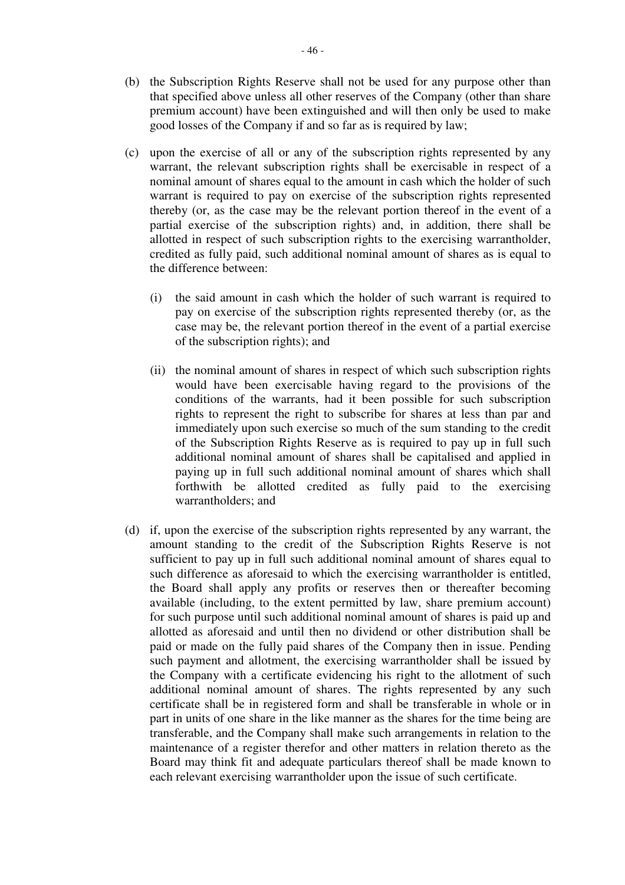(b) the Subscription Rights Reserve shall not be used for any purpose other than that specified above unless all other reserves of the Company (other than share premium account) have been extinguished and will then only be used to make good losses of the Company if and so far as is required by law;

(c) upon the exercise of all or any of the subscription rights represented by any warrant, the relevant subscription rights shall be exercisable in respect of a nominal amount of shares equal to the amount in cash which the holder of such warrant is required to pay on exercise of the subscription rights represented thereby (or, as the case may be the relevant portion thereof in the event of a partial exercise of the subscription rights) and, in addition, there shall be allotted in respect of such subscription rights to the exercising warrantholder, credited as fully paid, such additional nominal amount of shares as is equal to the difference between:

   (i) the said amount in cash which the holder of such warrant is required to pay on exercise of the subscription rights represented thereby (or, as the case may be, the relevant portion thereof in the event of a partial exercise of the subscription rights); and

   (ii) the nominal amount of shares in respect of which such subscription rights would have been exercisable having regard to the provisions of the conditions of the warrants, had it been possible for such subscription rights to represent the right to subscribe for shares at less than par and immediately upon such exercise so much of the sum standing to the credit of the Subscription Rights Reserve as is required to pay up in full such additional nominal amount of shares shall be capitalised and applied in paying up in full such additional nominal amount of shares which shall forthwith be allotted credited as fully paid to the exercising warrantholders; and

(d) if, upon the exercise of the subscription rights represented by any warrant, the amount standing to the credit of the Subscription Rights Reserve is not sufficient to pay up in full such additional nominal amount of shares equal to such difference as aforesaid to which the exercising warrantholder is entitled, the Board shall apply any profits or reserves then or thereafter becoming available (including, to the extent permitted by law, share premium account) for such purpose until such additional nominal amount of shares is paid up and allotted as aforesaid and until then no dividend or other distribution shall be paid or made on the fully paid shares of the Company then in issue. Pending such payment and allotment, the exercising warrantholder shall be issued by the Company with a certificate evidencing his right to the allotment of such additional nominal amount of shares. The rights represented by any such certificate shall be in registered form and shall be transferable in whole or in part in units of one share in the like manner as the shares for the time being are transferable, and the Company shall make such arrangements in relation to the maintenance of a register therefor and other matters in relation thereto as the Board may think fit and adequate particulars thereof shall be made known to each relevant exercising warrantholder upon the issue of such certificate.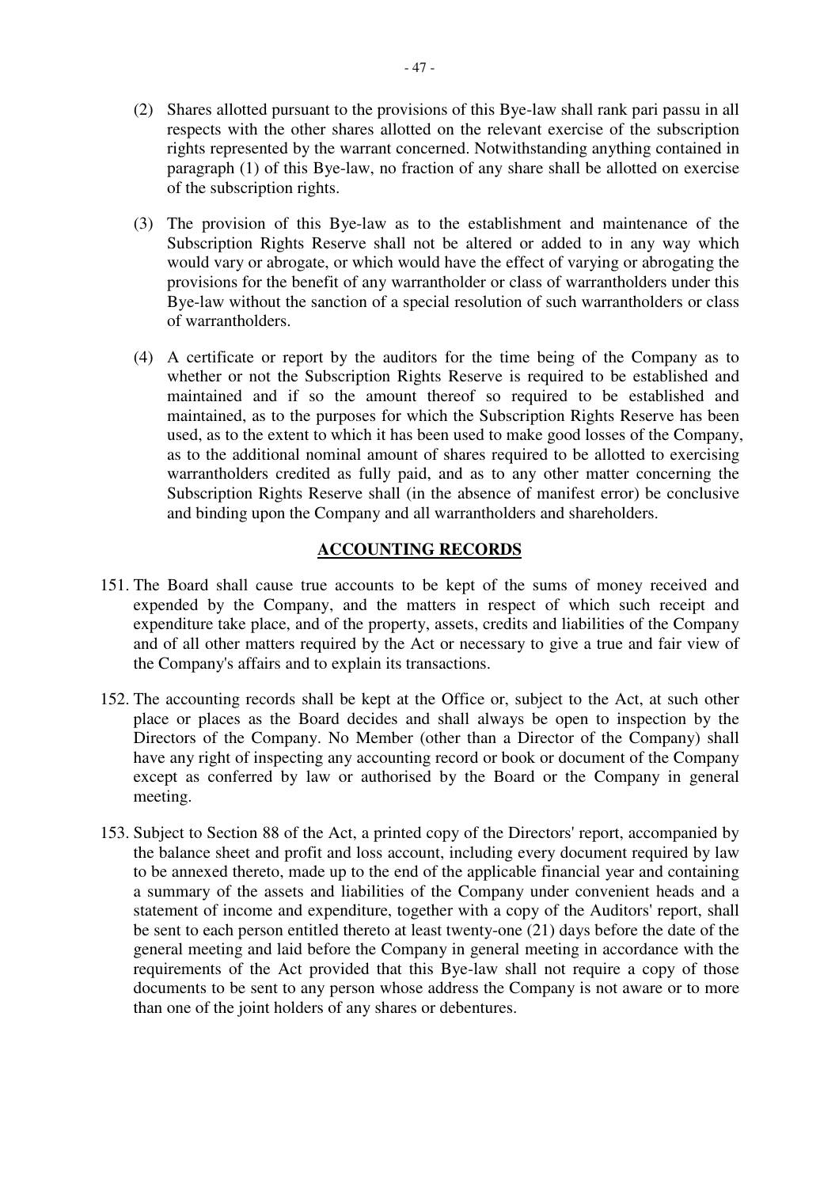(2) Shares allotted pursuant to the provisions of this Bye-law shall rank pari passu in all respects with the other shares allotted on the relevant exercise of the subscription rights represented by the warrant concerned. Notwithstanding anything contained in paragraph (1) of this Bye-law, no fraction of any share shall be allotted on exercise of the subscription rights.

(3) The provision of this Bye-law as to the establishment and maintenance of the Subscription Rights Reserve shall not be altered or added to in any way which would vary or abrogate, or which would have the effect of varying or abrogating the provisions for the benefit of any warrantholder or class of warrantholders under this Bye-law without the sanction of a special resolution of such warrantholders or class of warrantholders.

(4) A certificate or report by the auditors for the time being of the Company as to whether or not the Subscription Rights Reserve is required to be established and maintained and if so the amount thereof so required to be established and maintained, as to the purposes for which the Subscription Rights Reserve has been used, as to the extent to which it has been used to make good losses of the Company, as to the additional nominal amount of shares required to be allotted to exercising warrantholders credited as fully paid, and as to any other matter concerning the Subscription Rights Reserve shall (in the absence of manifest error) be conclusive and binding upon the Company and all warrantholders and shareholders.

## ACCOUNTING RECORDS

151. The Board shall cause true accounts to be kept of the sums of money received and expended by the Company, and the matters in respect of which such receipt and expenditure take place, and of the property, assets, credits and liabilities of the Company and of all other matters required by the Act or necessary to give a true and fair view of the Company's affairs and to explain its transactions.

152. The accounting records shall be kept at the Office or, subject to the Act, at such other place or places as the Board decides and shall always be open to inspection by the Directors of the Company. No Member (other than a Director of the Company) shall have any right of inspecting any accounting record or book or document of the Company except as conferred by law or authorised by the Board or the Company in general meeting.

153. Subject to Section 88 of the Act, a printed copy of the Directors' report, accompanied by the balance sheet and profit and loss account, including every document required by law to be annexed thereto, made up to the end of the applicable financial year and containing a summary of the assets and liabilities of the Company under convenient heads and a statement of income and expenditure, together with a copy of the Auditors' report, shall be sent to each person entitled thereto at least twenty-one (21) days before the date of the general meeting and laid before the Company in general meeting in accordance with the requirements of the Act provided that this Bye-law shall not require a copy of those documents to be sent to any person whose address the Company is not aware or to more than one of the joint holders of any shares or debentures.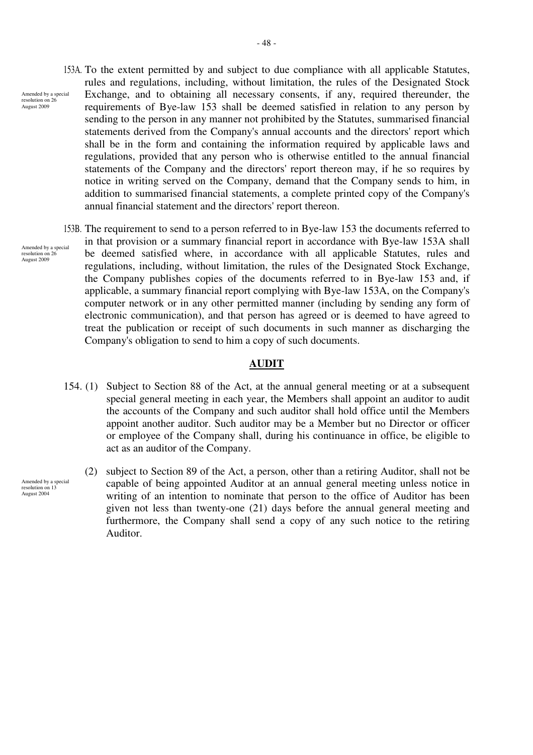153A. To the extent permitted by and subject to due compliance with all applicable Statutes, rules and regulations, including, without limitation, the rules of the Designated Stock Exchange, and to obtaining all necessary consents, if any, required thereunder, the requirements of Bye-law 153 shall be deemed satisfied in relation to any person by sending to the person in any manner not prohibited by the Statutes, summarised financial statements derived from the Company's annual accounts and the directors' report which shall be in the form and containing the information required by applicable laws and regulations, provided that any person who is otherwise entitled to the annual financial statements of the Company and the directors' report thereon may, if he so requires by notice in writing served on the Company, demand that the Company sends to him, in addition to summarised financial statements, a complete printed copy of the Company's annual financial statement and the directors' report thereon.

Amended by a special resolution on 26 August 2009

153B. The requirement to send to a person referred to in Bye-law 153 the documents referred to in that provision or a summary financial report in accordance with Bye-law 153A shall be deemed satisfied where, in accordance with all applicable Statutes, rules and regulations, including, without limitation, the rules of the Designated Stock Exchange, the Company publishes copies of the documents referred to in Bye-law 153 and, if applicable, a summary financial report complying with Bye-law 153A, on the Company's computer network or in any other permitted manner (including by sending any form of electronic communication), and that person has agreed or is deemed to have agreed to treat the publication or receipt of such documents in such manner as discharging the Company's obligation to send to him a copy of such documents.

Amended by a special resolution on 26 August 2009

## AUDIT

154. (1) Subject to Section 88 of the Act, at the annual general meeting or at a subsequent special general meeting in each year, the Members shall appoint an auditor to audit the accounts of the Company and such auditor shall hold office until the Members appoint another auditor. Such auditor may be a Member but no Director or officer or employee of the Company shall, during his continuance in office, be eligible to act as an auditor of the Company.

(2) subject to Section 89 of the Act, a person, other than a retiring Auditor, shall not be capable of being appointed Auditor at an annual general meeting unless notice in writing of an intention to nominate that person to the office of Auditor has been given not less than twenty-one (21) days before the annual general meeting and furthermore, the Company shall send a copy of any such notice to the retiring Auditor.

Amended by a special resolution on 13 August 2004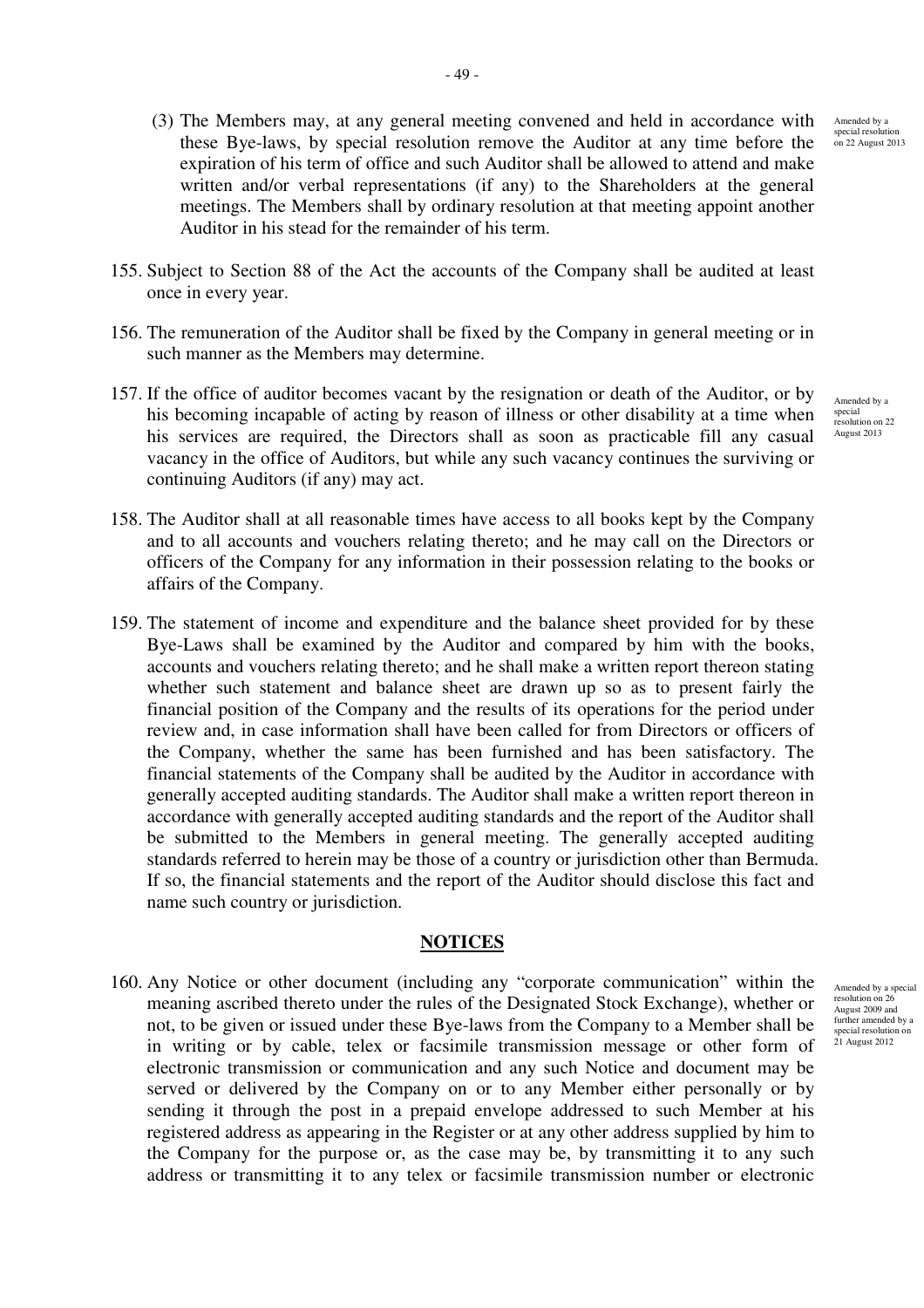(3) The Members may, at any general meeting convened and held in accordance with these Bye-laws, by special resolution remove the Auditor at any time before the expiration of his term of office and such Auditor shall be allowed to attend and make written and/or verbal representations (if any) to the Shareholders at the general meetings. The Members shall by ordinary resolution at that meeting appoint another Auditor in his stead for the remainder of his term.

Amended by a special resolution on 22 August 2013

155. Subject to Section 88 of the Act the accounts of the Company shall be audited at least once in every year.

156. The remuneration of the Auditor shall be fixed by the Company in general meeting or in such manner as the Members may determine.

157. If the office of auditor becomes vacant by the resignation or death of the Auditor, or by his becoming incapable of acting by reason of illness or other disability at a time when his services are required, the Directors shall as soon as practicable fill any casual vacancy in the office of Auditors, but while any such vacancy continues the surviving or continuing Auditors (if any) may act.

Amended by a special resolution on 22 August 2013

158. The Auditor shall at all reasonable times have access to all books kept by the Company and to all accounts and vouchers relating thereto; and he may call on the Directors or officers of the Company for any information in their possession relating to the books or affairs of the Company.

159. The statement of income and expenditure and the balance sheet provided for by these Bye-Laws shall be examined by the Auditor and compared by him with the books, accounts and vouchers relating thereto; and he shall make a written report thereon stating whether such statement and balance sheet are drawn up so as to present fairly the financial position of the Company and the results of its operations for the period under review and, in case information shall have been called for from Directors or officers of the Company, whether the same has been furnished and has been satisfactory. The financial statements of the Company shall be audited by the Auditor in accordance with generally accepted auditing standards. The Auditor shall make a written report thereon in accordance with generally accepted auditing standards and the report of the Auditor shall be submitted to the Members in general meeting. The generally accepted auditing standards referred to herein may be those of a country or jurisdiction other than Bermuda. If so, the financial statements and the report of the Auditor should disclose this fact and name such country or jurisdiction.

## NOTICES

160. Any Notice or other document (including any "corporate communication" within the meaning ascribed thereto under the rules of the Designated Stock Exchange), whether or not, to be given or issued under these Bye-laws from the Company to a Member shall be in writing or by cable, telex or facsimile transmission message or other form of electronic transmission or communication and any such Notice and document may be served or delivered by the Company on or to any Member either personally or by sending it through the post in a prepaid envelope addressed to such Member at his registered address as appearing in the Register or at any other address supplied by him to the Company for the purpose or, as the case may be, by transmitting it to any such address or transmitting it to any telex or facsimile transmission number or electronic

Amended by a special resolution on 26 August 2009 and further amended by a special resolution on 21 August 2012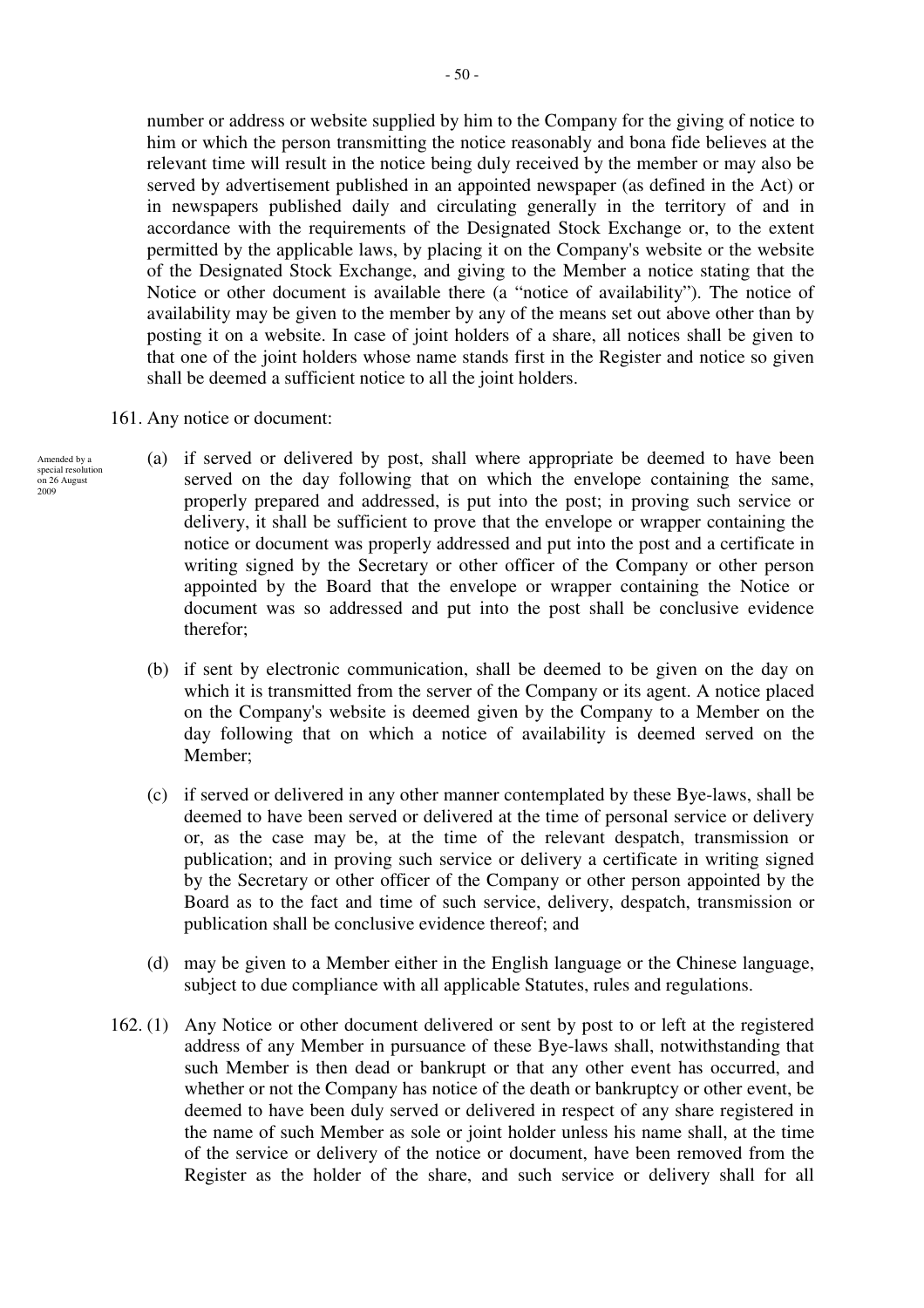number or address or website supplied by him to the Company for the giving of notice to him or which the person transmitting the notice reasonably and bona fide believes at the relevant time will result in the notice being duly received by the member or may also be served by advertisement published in an appointed newspaper (as defined in the Act) or in newspapers published daily and circulating generally in the territory of and in accordance with the requirements of the Designated Stock Exchange or, to the extent permitted by the applicable laws, by placing it on the Company's website or the website of the Designated Stock Exchange, and giving to the Member a notice stating that the Notice or other document is available there (a "notice of availability"). The notice of availability may be given to the member by any of the means set out above other than by posting it on a website. In case of joint holders of a share, all notices shall be given to that one of the joint holders whose name stands first in the Register and notice so given shall be deemed a sufficient notice to all the joint holders.

161. Any notice or document:

Amended by a special resolution on 26 August 2009

(a) if served or delivered by post, shall where appropriate be deemed to have been served on the day following that on which the envelope containing the same, properly prepared and addressed, is put into the post; in proving such service or delivery, it shall be sufficient to prove that the envelope or wrapper containing the notice or document was properly addressed and put into the post and a certificate in writing signed by the Secretary or other officer of the Company or other person appointed by the Board that the envelope or wrapper containing the Notice or document was so addressed and put into the post shall be conclusive evidence therefor;

(b) if sent by electronic communication, shall be deemed to be given on the day on which it is transmitted from the server of the Company or its agent. A notice placed on the Company's website is deemed given by the Company to a Member on the day following that on which a notice of availability is deemed served on the Member;

(c) if served or delivered in any other manner contemplated by these Bye-laws, shall be deemed to have been served or delivered at the time of personal service or delivery or, as the case may be, at the time of the relevant despatch, transmission or publication; and in proving such service or delivery a certificate in writing signed by the Secretary or other officer of the Company or other person appointed by the Board as to the fact and time of such service, delivery, despatch, transmission or publication shall be conclusive evidence thereof; and

(d) may be given to a Member either in the English language or the Chinese language, subject to due compliance with all applicable Statutes, rules and regulations.

162. (1) Any Notice or other document delivered or sent by post to or left at the registered address of any Member in pursuance of these Bye-laws shall, notwithstanding that such Member is then dead or bankrupt or that any other event has occurred, and whether or not the Company has notice of the death or bankruptcy or other event, be deemed to have been duly served or delivered in respect of any share registered in the name of such Member as sole or joint holder unless his name shall, at the time of the service or delivery of the notice or document, have been removed from the Register as the holder of the share, and such service or delivery shall for all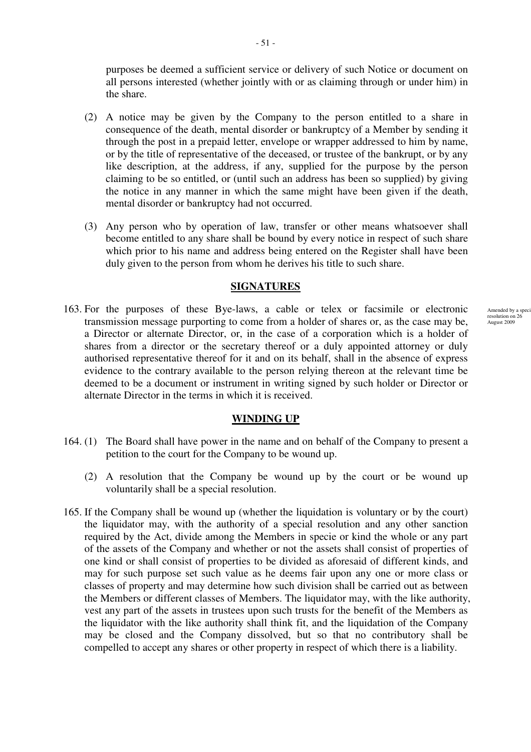purposes be deemed a sufficient service or delivery of such Notice or document on all persons interested (whether jointly with or as claiming through or under him) in the share.

(2) A notice may be given by the Company to the person entitled to a share in consequence of the death, mental disorder or bankruptcy of a Member by sending it through the post in a prepaid letter, envelope or wrapper addressed to him by name, or by the title of representative of the deceased, or trustee of the bankrupt, or by any like description, at the address, if any, supplied for the purpose by the person claiming to be so entitled, or (until such an address has been so supplied) by giving the notice in any manner in which the same might have been given if the death, mental disorder or bankruptcy had not occurred.

(3) Any person who by operation of law, transfer or other means whatsoever shall become entitled to any share shall be bound by every notice in respect of such share which prior to his name and address being entered on the Register shall have been duly given to the person from whom he derives his title to such share.

## SIGNATURES

163. For the purposes of these Bye-laws, a cable or telex or facsimile or electronic transmission message purporting to come from a holder of shares or, as the case may be, a Director or alternate Director, or, in the case of a corporation which is a holder of shares from a director or the secretary thereof or a duly appointed attorney or duly authorised representative thereof for it and on its behalf, shall in the absence of express evidence to the contrary available to the person relying thereon at the relevant time be deemed to be a document or instrument in writing signed by such holder or Director or alternate Director in the terms in which it is received.

Amended by a special resolution on 26 August 2009

## WINDING UP

164. (1) The Board shall have power in the name and on behalf of the Company to present a petition to the court for the Company to be wound up.

(2) A resolution that the Company be wound up by the court or be wound up voluntarily shall be a special resolution.

165. If the Company shall be wound up (whether the liquidation is voluntary or by the court) the liquidator may, with the authority of a special resolution and any other sanction required by the Act, divide among the Members in specie or kind the whole or any part of the assets of the Company and whether or not the assets shall consist of properties of one kind or shall consist of properties to be divided as aforesaid of different kinds, and may for such purpose set such value as he deems fair upon any one or more class or classes of property and may determine how such division shall be carried out as between the Members or different classes of Members. The liquidator may, with the like authority, vest any part of the assets in trustees upon such trusts for the benefit of the Members as the liquidator with the like authority shall think fit, and the liquidation of the Company may be closed and the Company dissolved, but so that no contributory shall be compelled to accept any shares or other property in respect of which there is a liability.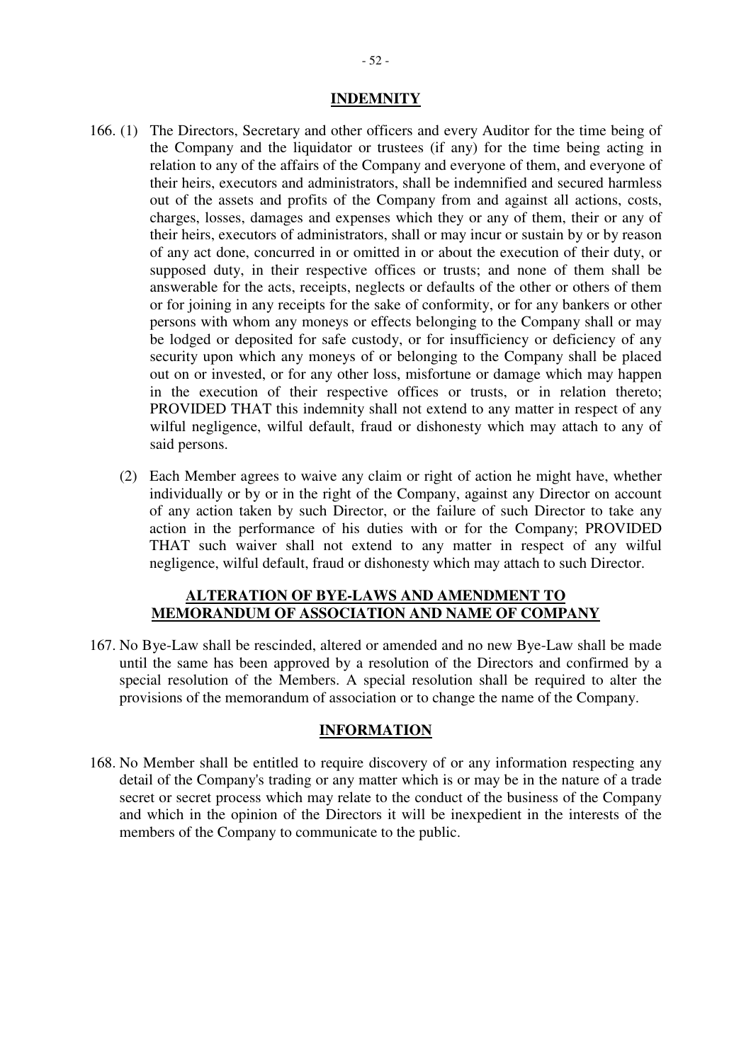## INDEMNITY

166. (1) The Directors, Secretary and other officers and every Auditor for the time being of the Company and the liquidator or trustees (if any) for the time being acting in relation to any of the affairs of the Company and everyone of them, and everyone of their heirs, executors and administrators, shall be indemnified and secured harmless out of the assets and profits of the Company from and against all actions, costs, charges, losses, damages and expenses which they or any of them, their or any of their heirs, executors of administrators, shall or may incur or sustain by or by reason of any act done, concurred in or omitted in or about the execution of their duty, or supposed duty, in their respective offices or trusts; and none of them shall be answerable for the acts, receipts, neglects or defaults of the other or others of them or for joining in any receipts for the sake of conformity, or for any bankers or other persons with whom any moneys or effects belonging to the Company shall or may be lodged or deposited for safe custody, or for insufficiency or deficiency of any security upon which any moneys of or belonging to the Company shall be placed out on or invested, or for any other loss, misfortune or damage which may happen in the execution of their respective offices or trusts, or in relation thereto; PROVIDED THAT this indemnity shall not extend to any matter in respect of any wilful negligence, wilful default, fraud or dishonesty which may attach to any of said persons.

(2) Each Member agrees to waive any claim or right of action he might have, whether individually or by or in the right of the Company, against any Director on account of any action taken by such Director, or the failure of such Director to take any action in the performance of his duties with or for the Company; PROVIDED THAT such waiver shall not extend to any matter in respect of any wilful negligence, wilful default, fraud or dishonesty which may attach to such Director.

## ALTERATION OF BYE-LAWS AND AMENDMENT TO MEMORANDUM OF ASSOCIATION AND NAME OF COMPANY

167. No Bye-Law shall be rescinded, altered or amended and no new Bye-Law shall be made until the same has been approved by a resolution of the Directors and confirmed by a special resolution of the Members. A special resolution shall be required to alter the provisions of the memorandum of association or to change the name of the Company.

## INFORMATION

168. No Member shall be entitled to require discovery of or any information respecting any detail of the Company's trading or any matter which is or may be in the nature of a trade secret or secret process which may relate to the conduct of the business of the Company and which in the opinion of the Directors it will be inexpedient in the interests of the members of the Company to communicate to the public.